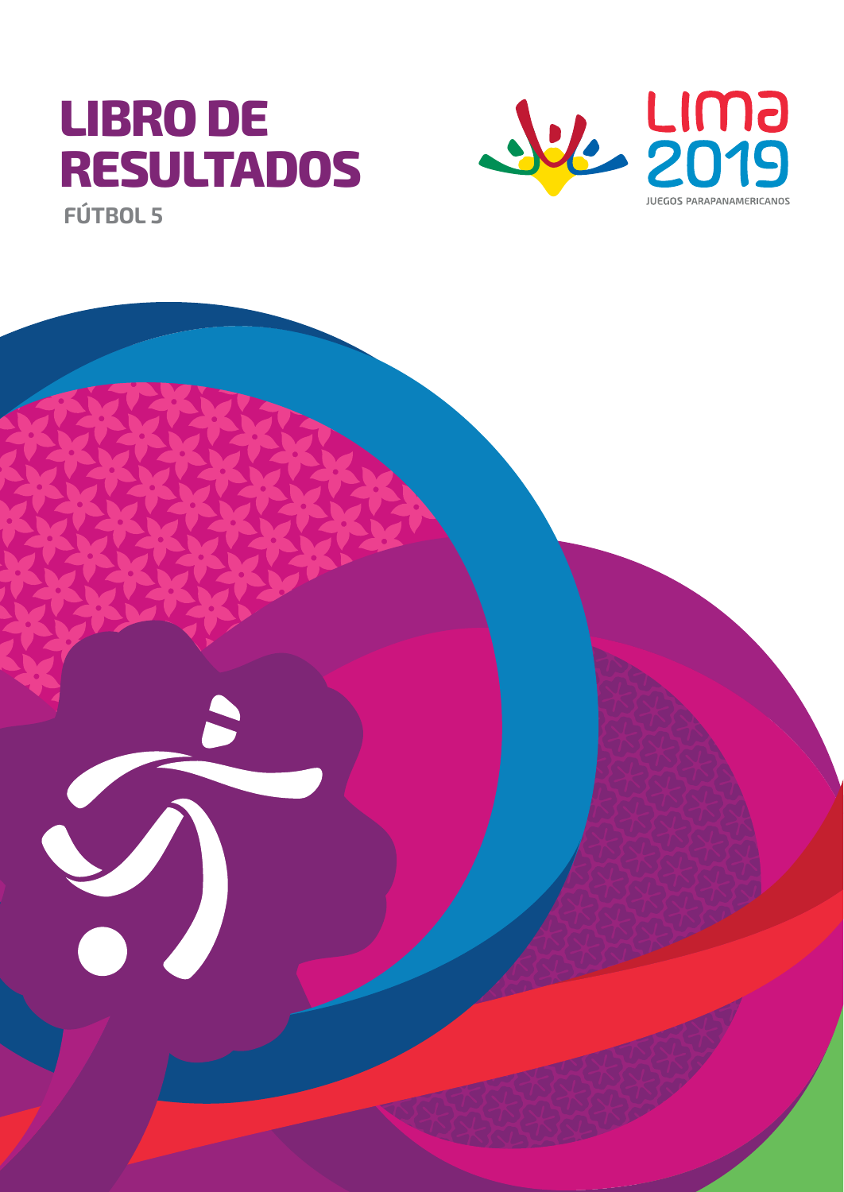# LIBRO DE RESULTADOS

**FÚTBOL 5**

Lima 2019

JUEGOS PARAPANAMERICANOS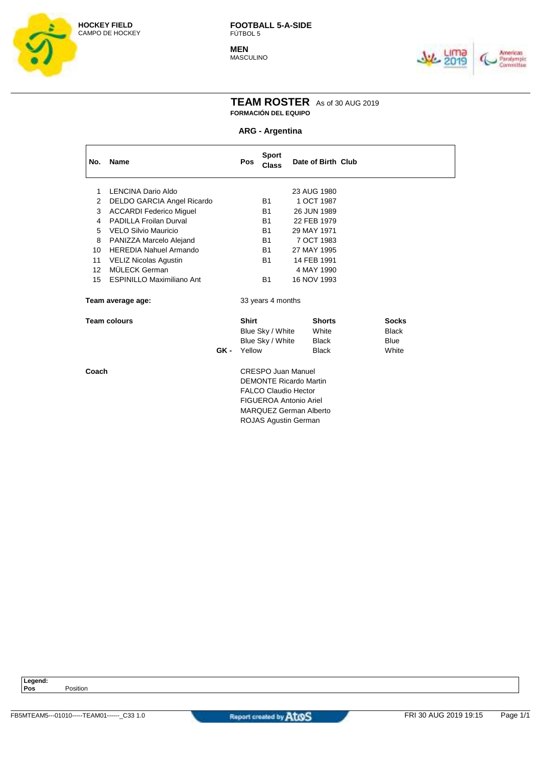HOCKEY FIELD
CAMPO DE HOCKEY

**FOOTBALL 5-A-SIDE**
FÚTBOL 5

**MEN**
MASCULINO

# TEAM ROSTER As of 30 AUG 2019
**FORMACIÓN DEL EQUIPO**

## ARG - Argentina

| No. | Name | Pos | Sport Class | Date of Birth | Club |
|---|---|---|---|---|---|
| 1 | LENCINA Dario Aldo | | | 23 AUG 1980 | |
| 2 | DELDO GARCIA Angel Ricardo | | B1 | 1 OCT 1987 | |
| 3 | ACCARDI Federico Miguel | | B1 | 26 JUN 1989 | |
| 4 | PADILLA Froilan Durval | | B1 | 22 FEB 1979 | |
| 5 | VELO Silvio Mauricio | | B1 | 29 MAY 1971 | |
| 8 | PANIZZA Marcelo Alejand | | B1 | 7 OCT 1983 | |
| 10 | HEREDIA Nahuel Armando | | B1 | 27 MAY 1995 | |
| 11 | VELIZ Nicolas Agustin | | B1 | 14 FEB 1991 | |
| 12 | MÜLECK German | | | 4 MAY 1990 | |
| 15 | ESPINILLO Maximiliano Ant | | B1 | 16 NOV 1993 | |

**Team average age:** 33 years 4 months

**Team colours**

| | Shirt | Shorts | Socks |
|---|---|---|---|
| | Blue Sky / White | White | Black |
| | Blue Sky / White | Black | Blue |
| GK - | Yellow | Black | White |

**Coach**

CRESPO Juan Manuel
DEMONTE Ricardo Martin
FALCO Claudio Hector
FIGUEROA Antonio Ariel
MARQUEZ German Alberto
ROJAS Agustin German

**Legend:**
**Pos** Position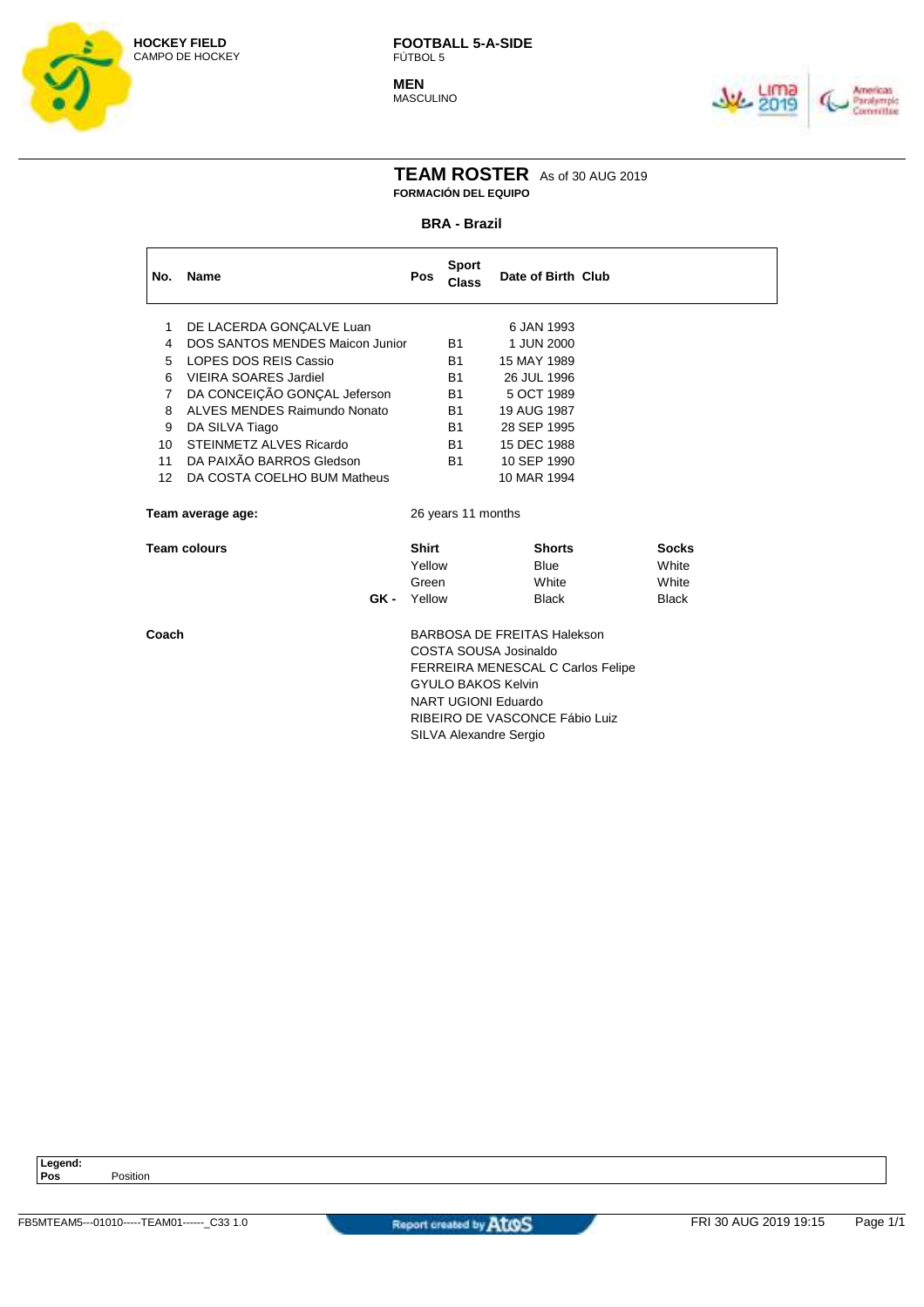**HOCKEY FIELD**
CAMPO DE HOCKEY

**FOOTBALL 5-A-SIDE**
FÚTBOL 5

**MEN**
MASCULINO

# TEAM ROSTER As of 30 AUG 2019
**FORMACIÓN DEL EQUIPO**

## BRA - Brazil

| No. | Name | Pos | Sport Class | Date of Birth | Club |
|---|---|---|---|---|---|
| 1 | DE LACERDA GONÇALVE Luan | | | 6 JAN 1993 | |
| 4 | DOS SANTOS MENDES Maicon Junior | | B1 | 1 JUN 2000 | |
| 5 | LOPES DOS REIS Cassio | | B1 | 15 MAY 1989 | |
| 6 | VIEIRA SOARES Jardiel | | B1 | 26 JUL 1996 | |
| 7 | DA CONCEIÇÃO GONÇAL Jeferson | | B1 | 5 OCT 1989 | |
| 8 | ALVES MENDES Raimundo Nonato | | B1 | 19 AUG 1987 | |
| 9 | DA SILVA Tiago | | B1 | 28 SEP 1995 | |
| 10 | STEINMETZ ALVES Ricardo | | B1 | 15 DEC 1988 | |
| 11 | DA PAIXÃO BARROS Gledson | | B1 | 10 SEP 1990 | |
| 12 | DA COSTA COELHO BUM Matheus | | | 10 MAR 1994 | |

**Team average age:** 26 years 11 months

| **Team colours** | **Shirt** | **Shorts** | **Socks** |
|---|---|---|---|
| | Yellow | Blue | White |
| | Green | White | White |
| **GK -** | Yellow | Black | Black |

**Coach**

BARBOSA DE FREITAS Halekson
COSTA SOUSA Josinaldo
FERREIRA MENESCAL C Carlos Felipe
GYULO BAKOS Kelvin
NART UGIONI Eduardo
RIBEIRO DE VASCONCE Fábio Luiz
SILVA Alexandre Sergio

**Legend:**
**Pos** Position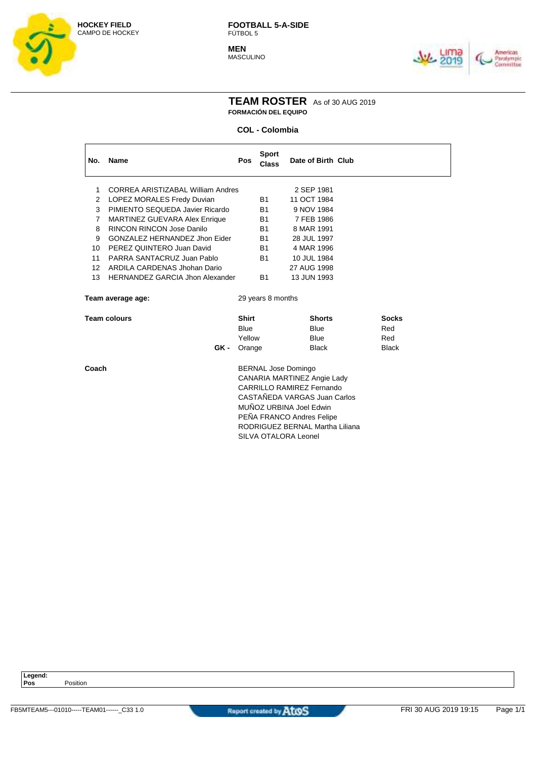**HOCKEY FIELD**
CAMPO DE HOCKEY

**FOOTBALL 5-A-SIDE**
FÚTBOL 5

**MEN**
MASCULINO

# TEAM ROSTER As of 30 AUG 2019
**FORMACIÓN DEL EQUIPO**

**COL - Colombia**

| No. | Name | Pos | Sport Class | Date of Birth | Club |
|---|---|---|---|---|---|
| 1 | CORREA ARISTIZABAL William Andres | | | 2 SEP 1981 | |
| 2 | LOPEZ MORALES Fredy Duvian | | B1 | 11 OCT 1984 | |
| 3 | PIMIENTO SEQUEDA Javier Ricardo | | B1 | 9 NOV 1984 | |
| 7 | MARTINEZ GUEVARA Alex Enrique | | B1 | 7 FEB 1986 | |
| 8 | RINCON RINCON Jose Danilo | | B1 | 8 MAR 1991 | |
| 9 | GONZALEZ HERNANDEZ Jhon Eider | | B1 | 28 JUL 1997 | |
| 10 | PEREZ QUINTERO Juan David | | B1 | 4 MAR 1996 | |
| 11 | PARRA SANTACRUZ Juan Pablo | | B1 | 10 JUL 1984 | |
| 12 | ARDILA CARDENAS Jhohan Dario | | | 27 AUG 1998 | |
| 13 | HERNANDEZ GARCIA Jhon Alexander | | B1 | 13 JUN 1993 | |

**Team average age:** 29 years 8 months

| Team colours | Shirt | Shorts | Socks |
|---|---|---|---|
| | Blue | Blue | Red |
| | Yellow | Blue | Red |
| GK - | Orange | Black | Black |

**Coach**

BERNAL Jose Domingo
CANARIA MARTINEZ Angie Lady
CARRILLO RAMIREZ Fernando
CASTAÑEDA VARGAS Juan Carlos
MUÑOZ URBINA Joel Edwin
PEÑA FRANCO Andres Felipe
RODRIGUEZ BERNAL Martha Liliana
SILVA OTALORA Leonel

**Legend:**
**Pos** Position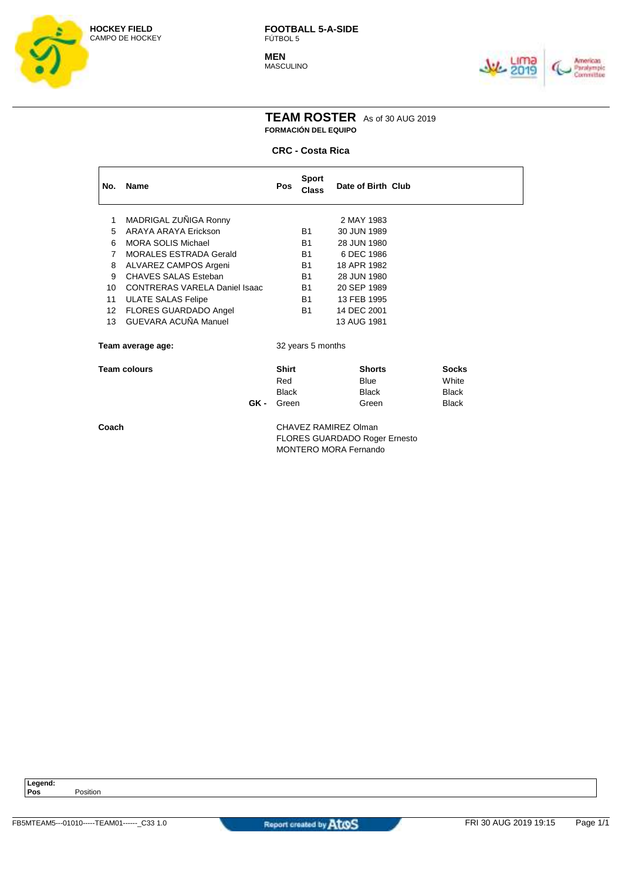**HOCKEY FIELD**
CAMPO DE HOCKEY

**FOOTBALL 5-A-SIDE**
FÚTBOL 5

**MEN**
MASCULINO

# TEAM ROSTER
As of 30 AUG 2019

**FORMACIÓN DEL EQUIPO**

## CRC - Costa Rica

| No. | Name | Pos | Sport Class | Date of Birth | Club |
|---|---|---|---|---|---|
| 1 | MADRIGAL ZUÑIGA Ronny | | | 2 MAY 1983 | |
| 5 | ARAYA ARAYA Erickson | | B1 | 30 JUN 1989 | |
| 6 | MORA SOLIS Michael | | B1 | 28 JUN 1980 | |
| 7 | MORALES ESTRADA Gerald | | B1 | 6 DEC 1986 | |
| 8 | ALVAREZ CAMPOS Argeni | | B1 | 18 APR 1982 | |
| 9 | CHAVES SALAS Esteban | | B1 | 28 JUN 1980 | |
| 10 | CONTRERAS VARELA Daniel Isaac | | B1 | 20 SEP 1989 | |
| 11 | ULATE SALAS Felipe | | B1 | 13 FEB 1995 | |
| 12 | FLORES GUARDADO Angel | | B1 | 14 DEC 2001 | |
| 13 | GUEVARA ACUÑA Manuel | | | 13 AUG 1981 | |

**Team average age:** 32 years 5 months

| Team colours | Shirt | Shorts | Socks |
|---|---|---|---|
| | Red | Blue | White |
| | Black | Black | Black |
| GK - | Green | Green | Black |

**Coach**
CHAVEZ RAMIREZ Olman
FLORES GUARDADO Roger Ernesto
MONTERO MORA Fernando

**Legend:**
**Pos** Position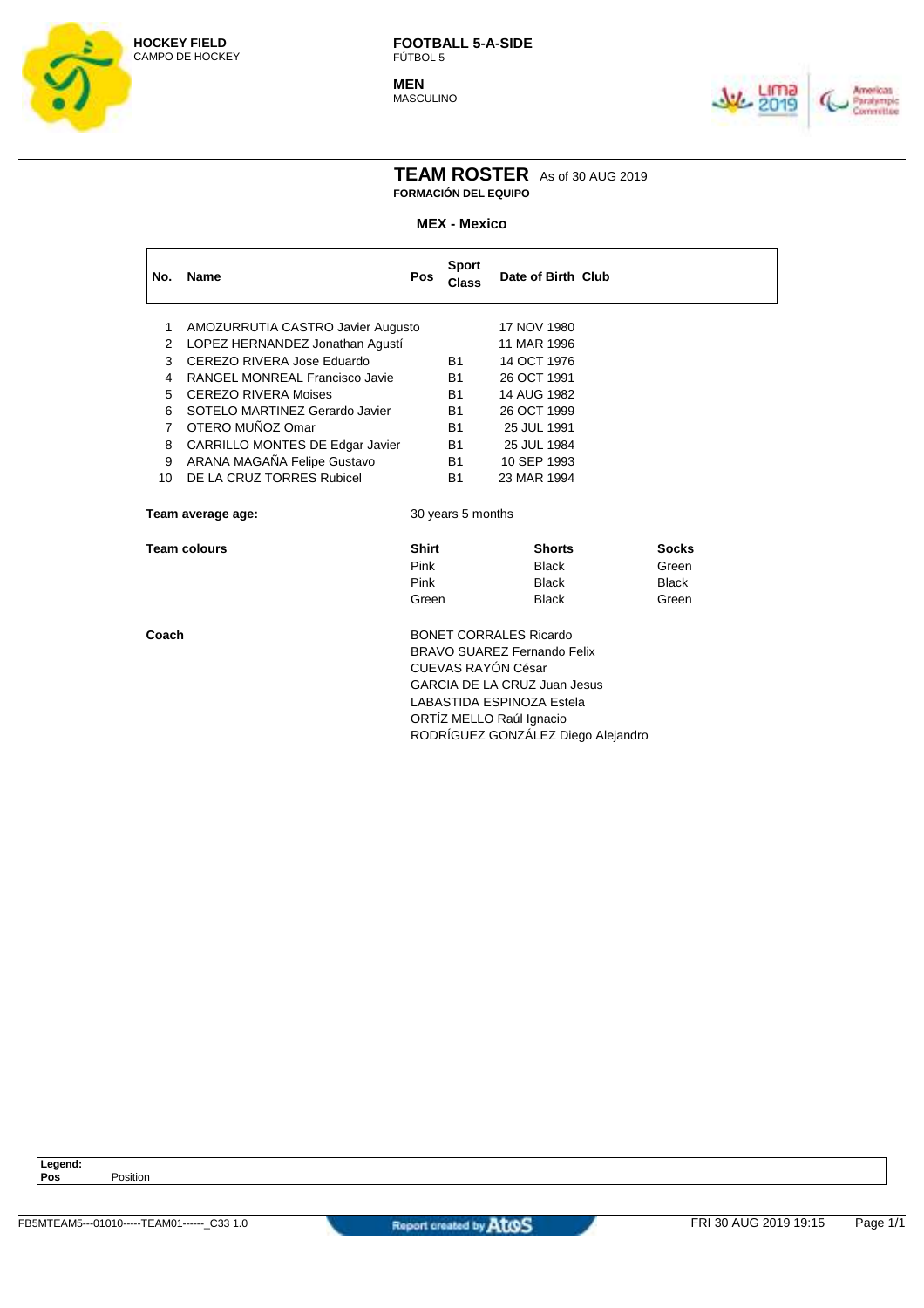**HOCKEY FIELD**
CAMPO DE HOCKEY

**FOOTBALL 5-A-SIDE**
FÚTBOL 5

**MEN**
MASCULINO

# TEAM ROSTER
As of 30 AUG 2019
**FORMACIÓN DEL EQUIPO**

**MEX - Mexico**

| No. | Name | Pos | Sport Class | Date of Birth | Club |
|---|---|---|---|---|---|
| 1 | AMOZURRUTIA CASTRO Javier Augusto | | | 17 NOV 1980 | |
| 2 | LOPEZ HERNANDEZ Jonathan Agustí | | | 11 MAR 1996 | |
| 3 | CEREZO RIVERA Jose Eduardo | | B1 | 14 OCT 1976 | |
| 4 | RANGEL MONREAL Francisco Javie | | B1 | 26 OCT 1991 | |
| 5 | CEREZO RIVERA Moises | | B1 | 14 AUG 1982 | |
| 6 | SOTELO MARTINEZ Gerardo Javier | | B1 | 26 OCT 1999 | |
| 7 | OTERO MUÑOZ Omar | | B1 | 25 JUL 1991 | |
| 8 | CARRILLO MONTES DE Edgar Javier | | B1 | 25 JUL 1984 | |
| 9 | ARANA MAGAÑA Felipe Gustavo | | B1 | 10 SEP 1993 | |
| 10 | DE LA CRUZ TORRES Rubicel | | B1 | 23 MAR 1994 | |

**Team average age:** 30 years 5 months

**Team colours**

| Shirt | Shorts | Socks |
|---|---|---|
| Pink | Black | Green |
| Pink | Black | Black |
| Green | Black | Green |

**Coach**

BONET CORRALES Ricardo
BRAVO SUAREZ Fernando Felix
CUEVAS RAYÓN César
GARCIA DE LA CRUZ Juan Jesus
LABASTIDA ESPINOZA Estela
ORTÍZ MELLO Raúl Ignacio
RODRÍGUEZ GONZÁLEZ Diego Alejandro

**Legend:**
**Pos** Position

FB5MTEAM5---01010-----TEAM01------_C33 1.0 — Report created by Atos — FRI 30 AUG 2019 19:15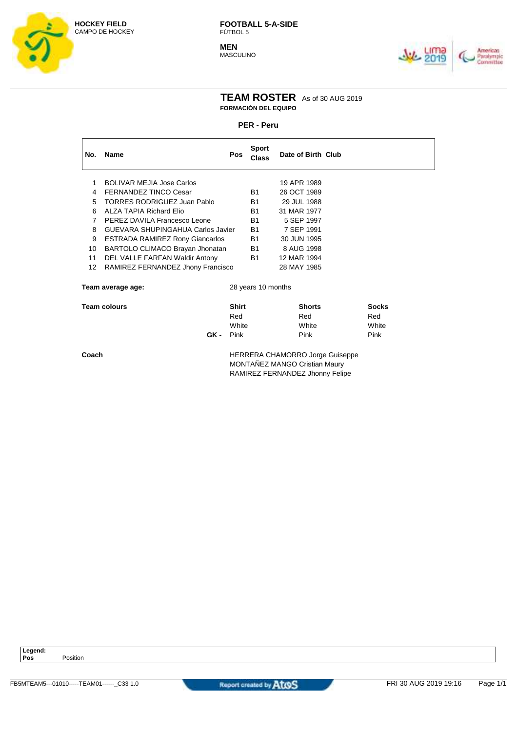**HOCKEY FIELD**
CAMPO DE HOCKEY

**FOOTBALL 5-A-SIDE**
FÚTBOL 5

**MEN**
MASCULINO

# TEAM ROSTER As of 30 AUG 2019
**FORMACIÓN DEL EQUIPO**

## PER - Peru

| No. | Name | Pos | Sport Class | Date of Birth | Club |
|---|---|---|---|---|---|
| 1 | BOLIVAR MEJIA Jose Carlos | | | 19 APR 1989 | |
| 4 | FERNANDEZ TINCO Cesar | | B1 | 26 OCT 1989 | |
| 5 | TORRES RODRIGUEZ Juan Pablo | | B1 | 29 JUL 1988 | |
| 6 | ALZA TAPIA Richard Elio | | B1 | 31 MAR 1977 | |
| 7 | PEREZ DAVILA Francesco Leone | | B1 | 5 SEP 1997 | |
| 8 | GUEVARA SHUPINGAHUA Carlos Javier | | B1 | 7 SEP 1991 | |
| 9 | ESTRADA RAMIREZ Rony Giancarlos | | B1 | 30 JUN 1995 | |
| 10 | BARTOLO CLIMACO Brayan Jhonatan | | B1 | 8 AUG 1998 | |
| 11 | DEL VALLE FARFAN Waldir Antony | | B1 | 12 MAR 1994 | |
| 12 | RAMIREZ FERNANDEZ Jhony Francisco | | | 28 MAY 1985 | |

**Team average age:** 28 years 10 months

| Team colours | Shirt | Shorts | Socks |
|---|---|---|---|
| | Red | Red | Red |
| | White | White | White |
| GK - | Pink | Pink | Pink |

**Coach**

HERRERA CHAMORRO Jorge Guiseppe
MONTAÑEZ MANGO Cristian Maury
RAMIREZ FERNANDEZ Jhonny Felipe

**Legend:**
**Pos** Position

FB5MTEAM5---01010-----TEAM01------_C33 1.0
Report created by Atos
FRI 30 AUG 2019 19:16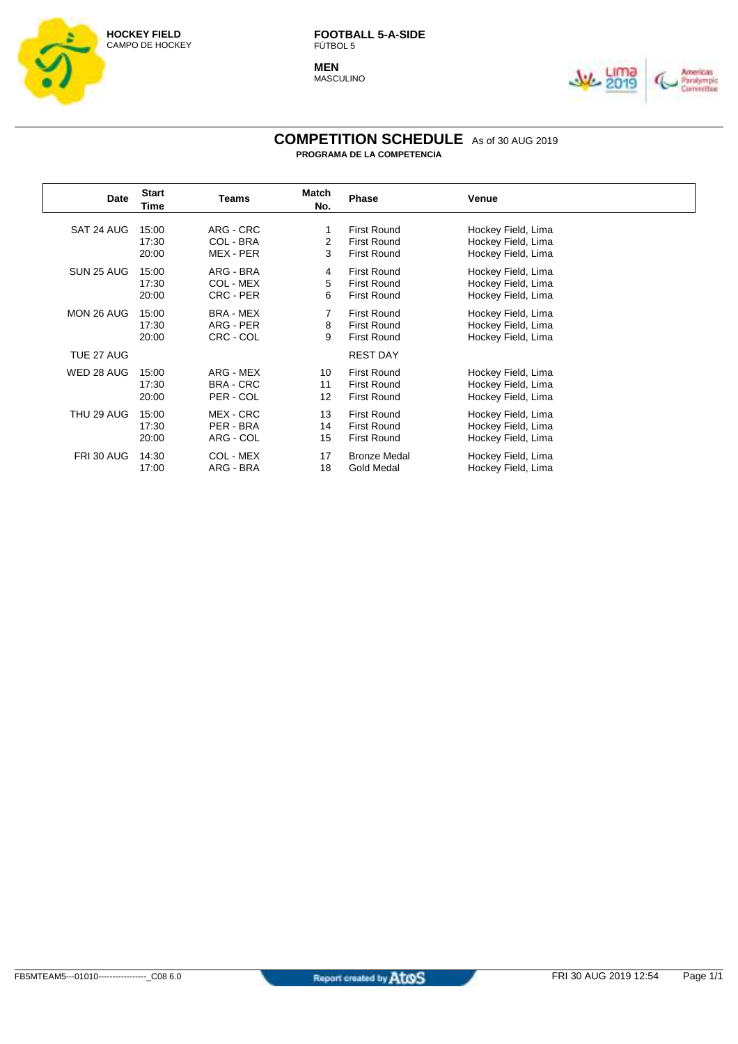**HOCKEY FIELD**
CAMPO DE HOCKEY

**FOOTBALL 5-A-SIDE**
FÚTBOL 5

**MEN**
MASCULINO

# COMPETITION SCHEDULE As of 30 AUG 2019
**PROGRAMA DE LA COMPETENCIA**

| Date | Start Time | Teams | Match No. | Phase | Venue |
|---|---|---|---|---|---|
| SAT 24 AUG | 15:00 | ARG - CRC | 1 | First Round | Hockey Field, Lima |
| | 17:30 | COL - BRA | 2 | First Round | Hockey Field, Lima |
| | 20:00 | MEX - PER | 3 | First Round | Hockey Field, Lima |
| SUN 25 AUG | 15:00 | ARG - BRA | 4 | First Round | Hockey Field, Lima |
| | 17:30 | COL - MEX | 5 | First Round | Hockey Field, Lima |
| | 20:00 | CRC - PER | 6 | First Round | Hockey Field, Lima |
| MON 26 AUG | 15:00 | BRA - MEX | 7 | First Round | Hockey Field, Lima |
| | 17:30 | ARG - PER | 8 | First Round | Hockey Field, Lima |
| | 20:00 | CRC - COL | 9 | First Round | Hockey Field, Lima |
| TUE 27 AUG | | | | REST DAY | |
| WED 28 AUG | 15:00 | ARG - MEX | 10 | First Round | Hockey Field, Lima |
| | 17:30 | BRA - CRC | 11 | First Round | Hockey Field, Lima |
| | 20:00 | PER - COL | 12 | First Round | Hockey Field, Lima |
| THU 29 AUG | 15:00 | MEX - CRC | 13 | First Round | Hockey Field, Lima |
| | 17:30 | PER - BRA | 14 | First Round | Hockey Field, Lima |
| | 20:00 | ARG - COL | 15 | First Round | Hockey Field, Lima |
| FRI 30 AUG | 14:30 | COL - MEX | 17 | Bronze Medal | Hockey Field, Lima |
| | 17:00 | ARG - BRA | 18 | Gold Medal | Hockey Field, Lima |

FB5MTEAM5---01010-----------------_C08 6.0 Report created by Atos FRI 30 AUG 2019 12:54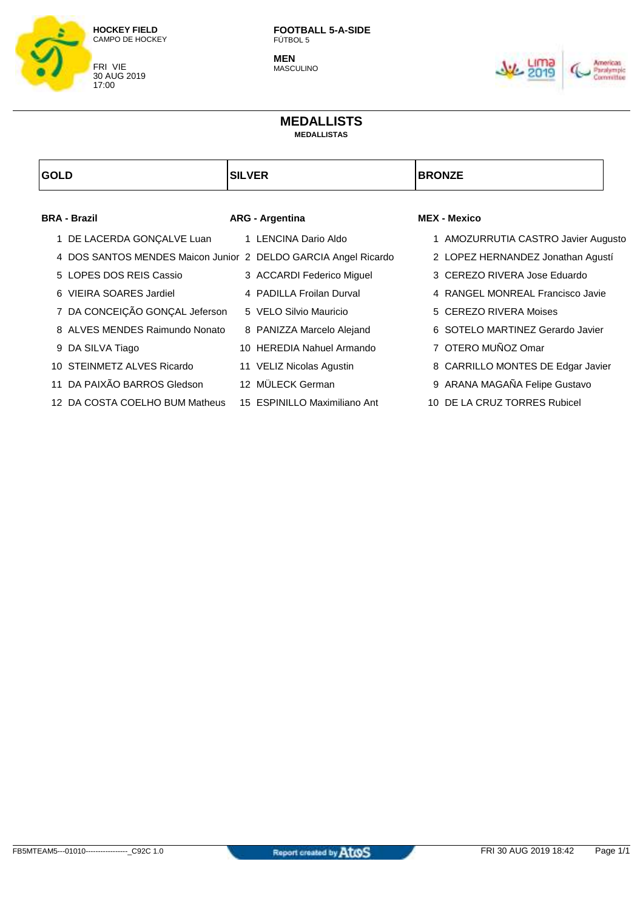**HOCKEY FIELD**
CAMPO DE HOCKEY

FRI VIE
30 AUG 2019
17:00

**FOOTBALL 5-A-SIDE**
FÚTBOL 5

**MEN**
MASCULINO

# MEDALLISTS
**MEDALLISTAS**

| GOLD | SILVER | BRONZE |
|---|---|---|
| **BRA - Brazil** | **ARG - Argentina** | **MEX - Mexico** |
| 1 DE LACERDA GONÇALVE Luan | 1 LENCINA Dario Aldo | 1 AMOZURRUTIA CASTRO Javier Augusto |
| 4 DOS SANTOS MENDES Maicon Junior | 2 DELDO GARCIA Angel Ricardo | 2 LOPEZ HERNANDEZ Jonathan Agustí |
| 5 LOPES DOS REIS Cassio | 3 ACCARDI Federico Miguel | 3 CEREZO RIVERA Jose Eduardo |
| 6 VIEIRA SOARES Jardiel | 4 PADILLA Froilan Durval | 4 RANGEL MONREAL Francisco Javie |
| 7 DA CONCEIÇÃO GONÇAL Jeferson | 5 VELO Silvio Mauricio | 5 CEREZO RIVERA Moises |
| 8 ALVES MENDES Raimundo Nonato | 8 PANIZZA Marcelo Alejand | 6 SOTELO MARTINEZ Gerardo Javier |
| 9 DA SILVA Tiago | 10 HEREDIA Nahuel Armando | 7 OTERO MUÑOZ Omar |
| 10 STEINMETZ ALVES Ricardo | 11 VELIZ Nicolas Agustin | 8 CARRILLO MONTES DE Edgar Javier |
| 11 DA PAIXÃO BARROS Gledson | 12 MÜLECK German | 9 ARANA MAGAÑA Felipe Gustavo |
| 12 DA COSTA COELHO BUM Matheus | 15 ESPINILLO Maximiliano Ant | 10 DE LA CRUZ TORRES Rubicel |

FB5MTEAM5---01010----------------_C92C 1.0 — Report created by Atos — FRI 30 AUG 2019 18:42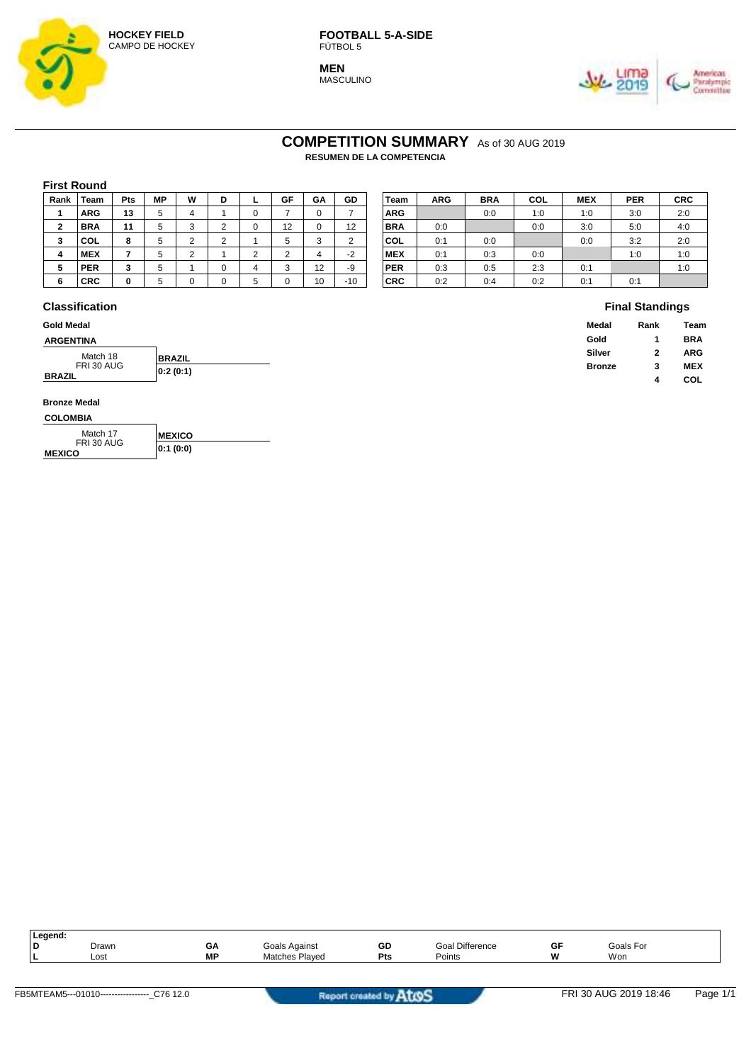**HOCKEY FIELD**
CAMPO DE HOCKEY

**FOOTBALL 5-A-SIDE**
FÚTBOL 5

**MEN**
MASCULINO

# COMPETITION SUMMARY As of 30 AUG 2019
**RESUMEN DE LA COMPETENCIA**

## First Round

| Rank | Team | Pts | MP | W | D | L | GF | GA | GD |
|---|---|---|---|---|---|---|---|---|---|
| 1 | ARG | 13 | 5 | 4 | 1 | 0 | 7 | 0 | 7 |
| 2 | BRA | 11 | 5 | 3 | 2 | 0 | 12 | 0 | 12 |
| 3 | COL | 8 | 5 | 2 | 2 | 1 | 5 | 3 | 2 |
| 4 | MEX | 7 | 5 | 2 | 1 | 2 | 2 | 4 | -2 |
| 5 | PER | 3 | 5 | 1 | 0 | 4 | 3 | 12 | -9 |
| 6 | CRC | 0 | 5 | 0 | 0 | 5 | 0 | 10 | -10 |

| Team | ARG | BRA | COL | MEX | PER | CRC |
|---|---|---|---|---|---|---|
| ARG | | 0:0 | 1:0 | 1:0 | 3:0 | 2:0 |
| BRA | 0:0 | | 0:0 | 3:0 | 5:0 | 4:0 |
| COL | 0:1 | 0:0 | | 0:0 | 3:2 | 2:0 |
| MEX | 0:1 | 0:3 | 0:0 | | 1:0 | 1:0 |
| PER | 0:3 | 0:5 | 2:3 | 0:1 | | 1:0 |
| CRC | 0:2 | 0:4 | 0:2 | 0:1 | 0:1 | |

## Classification

### Gold Medal

**ARGENTINA**
Match 18
FRI 30 AUG
**BRAZIL**

**BRAZIL**
**0:2 (0:1)**

### Bronze Medal

**COLOMBIA**
Match 17
FRI 30 AUG
**MEXICO**

**MEXICO**
**0:1 (0:0)**

## Final Standings

| Medal | Rank | Team |
|---|---|---|
| Gold | 1 | BRA |
| Silver | 2 | ARG |
| Bronze | 3 | MEX |
| | 4 | COL |

**Legend:**

| | | | | | | | |
|---|---|---|---|---|---|---|---|
| D | Drawn | GA | Goals Against | GD | Goal Difference | GF | Goals For |
| L | Lost | MP | Matches Played | Pts | Points | W | Won |

FB5MTEAM5---01010----------------_C76 12.0 FRI 30 AUG 2019 18:46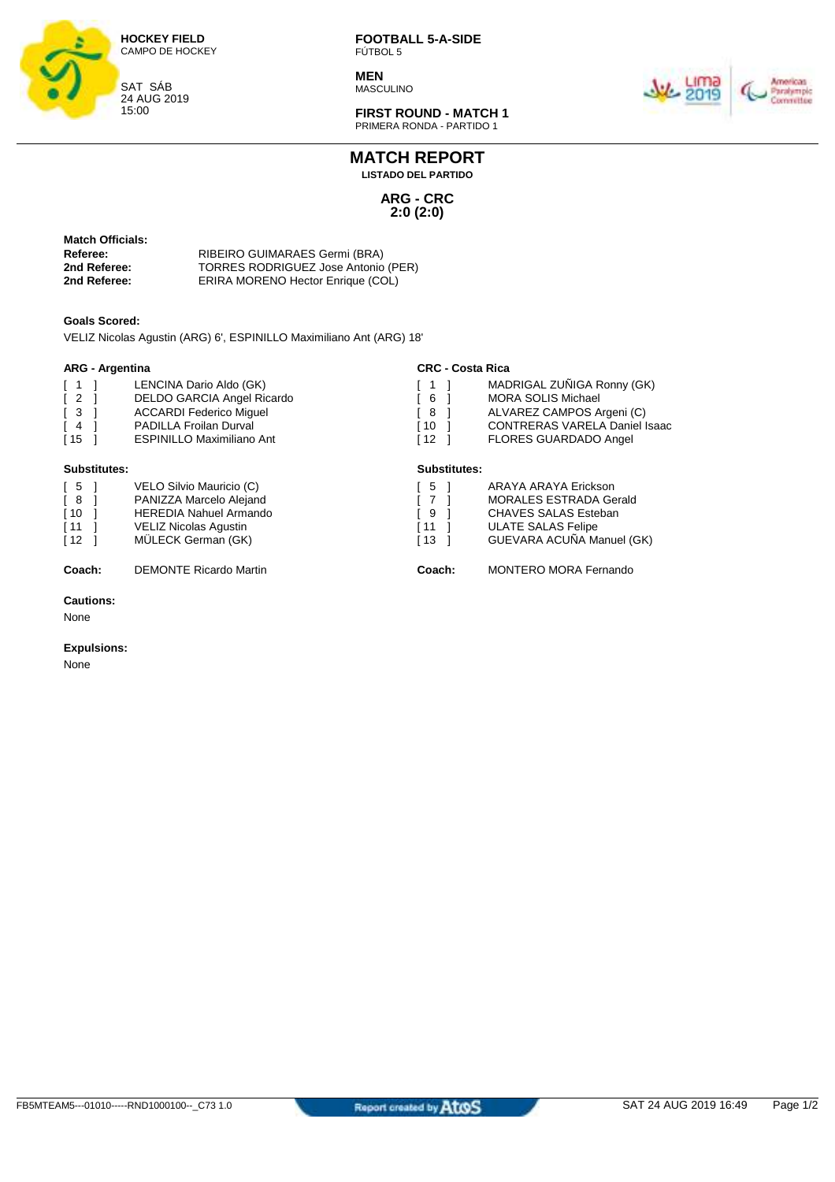**HOCKEY FIELD**
CAMPO DE HOCKEY

SAT SÁB
24 AUG 2019
15:00

**FOOTBALL 5-A-SIDE**
FÚTBOL 5

**MEN**
MASCULINO

**FIRST ROUND - MATCH 1**
PRIMERA RONDA - PARTIDO 1

# MATCH REPORT

**LISTADO DEL PARTIDO**

**ARG - CRC**
**2:0 (2:0)**

**Match Officials:**

| | |
|---|---|
| **Referee:** | RIBEIRO GUIMARAES Germi (BRA) |
| **2nd Referee:** | TORRES RODRIGUEZ Jose Antonio (PER) |
| **2nd Referee:** | ERIRA MORENO Hector Enrique (COL) |

**Goals Scored:**

VELIZ Nicolas Agustin (ARG) 6', ESPINILLO Maximiliano Ant (ARG) 18'

**ARG - Argentina**

| | |
|---|---|
| [ 1 ] | LENCINA Dario Aldo (GK) |
| [ 2 ] | DELDO GARCIA Angel Ricardo |
| [ 3 ] | ACCARDI Federico Miguel |
| [ 4 ] | PADILLA Froilan Durval |
| [ 15 ] | ESPINILLO Maximiliano Ant |

**Substitutes:**

| | |
|---|---|
| [ 5 ] | VELO Silvio Mauricio (C) |
| [ 8 ] | PANIZZA Marcelo Alejand |
| [ 10 ] | HEREDIA Nahuel Armando |
| [ 11 ] | VELIZ Nicolas Agustin |
| [ 12 ] | MÜLECK German (GK) |

**Coach:** DEMONTE Ricardo Martin

**CRC - Costa Rica**

| | |
|---|---|
| [ 1 ] | MADRIGAL ZUÑIGA Ronny (GK) |
| [ 6 ] | MORA SOLIS Michael |
| [ 8 ] | ALVAREZ CAMPOS Argeni (C) |
| [ 10 ] | CONTRERAS VARELA Daniel Isaac |
| [ 12 ] | FLORES GUARDADO Angel |

**Substitutes:**

| | |
|---|---|
| [ 5 ] | ARAYA ARAYA Erickson |
| [ 7 ] | MORALES ESTRADA Gerald |
| [ 9 ] | CHAVES SALAS Esteban |
| [ 11 ] | ULATE SALAS Felipe |
| [ 13 ] | GUEVARA ACUÑA Manuel (GK) |

**Coach:** MONTERO MORA Fernando

**Cautions:**

None

**Expulsions:**

None

FB5MTEAM5---01010-----RND1000100--_C73 1.0 — Report created by Atos — SAT 24 AUG 2019 16:49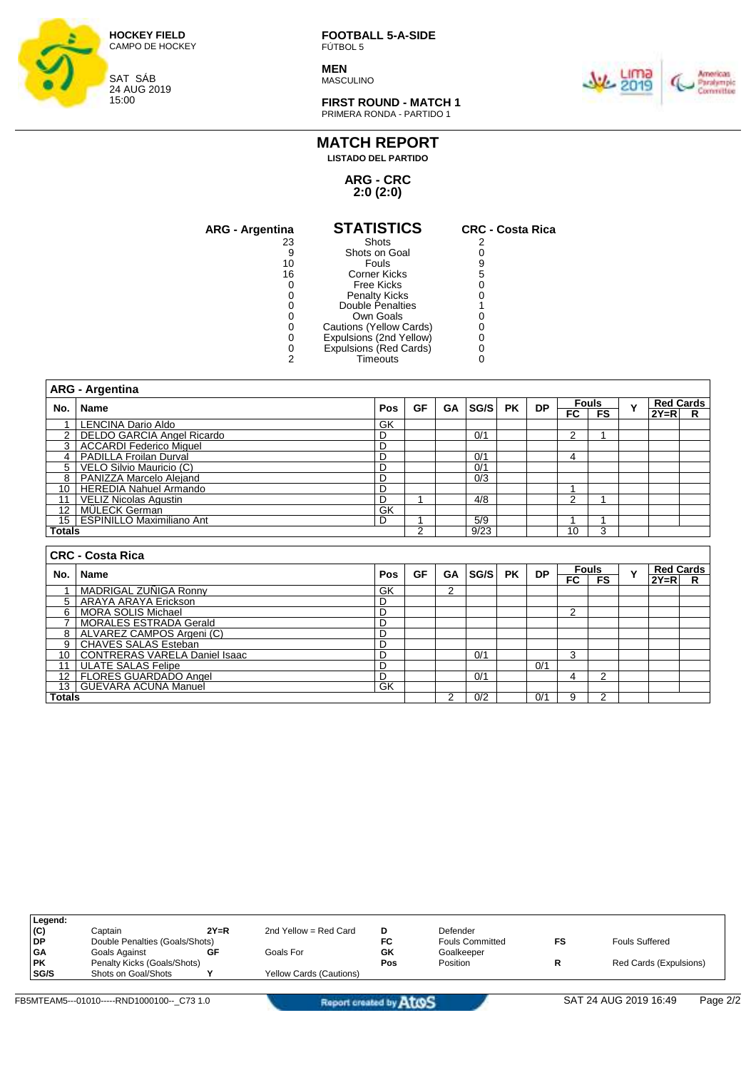**HOCKEY FIELD**
CAMPO DE HOCKEY

SAT SÁB
24 AUG 2019
15:00

**FOOTBALL 5-A-SIDE**
FÚTBOL 5

**MEN**
MASCULINO

**FIRST ROUND - MATCH 1**
PRIMERA RONDA - PARTIDO 1

# MATCH REPORT

**LISTADO DEL PARTIDO**

**ARG - CRC**
**2:0 (2:0)**

## STATISTICS

| ARG - Argentina | STATISTICS | CRC - Costa Rica |
|---|---|---|
| 23 | Shots | 2 |
| 9 | Shots on Goal | 0 |
| 10 | Fouls | 9 |
| 16 | Corner Kicks | 5 |
| 0 | Free Kicks | 0 |
| 0 | Penalty Kicks | 0 |
| 0 | Double Penalties | 1 |
| 0 | Own Goals | 0 |
| 0 | Cautions (Yellow Cards) | 0 |
| 0 | Expulsions (2nd Yellow) | 0 |
| 0 | Expulsions (Red Cards) | 0 |
| 2 | Timeouts | 0 |

### ARG - Argentina

| No. | Name | Pos | GF | GA | SG/S | PK | DP | Fouls FC | Fouls FS | Y | Red Cards 2Y=R | Red Cards R |
|---|---|---|---|---|---|---|---|---|---|---|---|---|
| 1 | LENCINA Dario Aldo | GK | | | | | | | | | | |
| 2 | DELDO GARCIA Angel Ricardo | D | | | 0/1 | | | 2 | 1 | | | |
| 3 | ACCARDI Federico Miguel | D | | | | | | | | | | |
| 4 | PADILLA Froilan Durval | D | | | 0/1 | | | 4 | | | | |
| 5 | VELO Silvio Mauricio (C) | D | | | 0/1 | | | | | | | |
| 8 | PANIZZA Marcelo Alejand | D | | | 0/3 | | | | | | | |
| 10 | HEREDIA Nahuel Armando | D | | | | | | 1 | | | | |
| 11 | VELIZ Nicolas Agustin | D | 1 | | 4/8 | | | 2 | 1 | | | |
| 12 | MULECK German | GK | | | | | | | | | | |
| 15 | ESPINILLO Maximiliano Ant | D | 1 | | 5/9 | | | 1 | 1 | | | |
| **Totals** | | | 2 | | 9/23 | | | 10 | 3 | | | |

### CRC - Costa Rica

| No. | Name | Pos | GF | GA | SG/S | PK | DP | Fouls FC | Fouls FS | Y | Red Cards 2Y=R | Red Cards R |
|---|---|---|---|---|---|---|---|---|---|---|---|---|
| 1 | MADRIGAL ZUÑIGA Ronny | GK | | 2 | | | | | | | | |
| 5 | ARAYA ARAYA Erickson | D | | | | | | | | | | |
| 6 | MORA SOLIS Michael | D | | | | | | 2 | | | | |
| 7 | MORALES ESTRADA Gerald | D | | | | | | | | | | |
| 8 | ALVAREZ CAMPOS Argeni (C) | D | | | | | | | | | | |
| 9 | CHAVES SALAS Esteban | D | | | | | | | | | | |
| 10 | CONTRERAS VARELA Daniel Isaac | D | | | 0/1 | | | 3 | | | | |
| 11 | ULATE SALAS Felipe | D | | | | | 0/1 | | | | | |
| 12 | FLORES GUARDADO Angel | D | | | 0/1 | | | 4 | 2 | | | |
| 13 | GUEVARA ACUÑA Manuel | GK | | | | | | | | | | |
| **Totals** | | | | 2 | 0/2 | | 0/1 | 9 | 2 | | | |

**Legend:**

| | | | | | | | |
|---|---|---|---|---|---|---|---|
| (C) | Captain | 2Y=R | 2nd Yellow = Red Card | D | Defender | | |
| DP | Double Penalties (Goals/Shots) | | | FC | Fouls Committed | FS | Fouls Suffered |
| GA | Goals Against | GF | Goals For | GK | Goalkeeper | | |
| PK | Penalty Kicks (Goals/Shots) | | | Pos | Position | R | Red Cards (Expulsions) |
| SG/S | Shots on Goal/Shots | Y | Yellow Cards (Cautions) | | | | |

FB5MTEAM5---01010-----RND1000100--_C73 1.0 — Report created by Atos — SAT 24 AUG 2019 16:49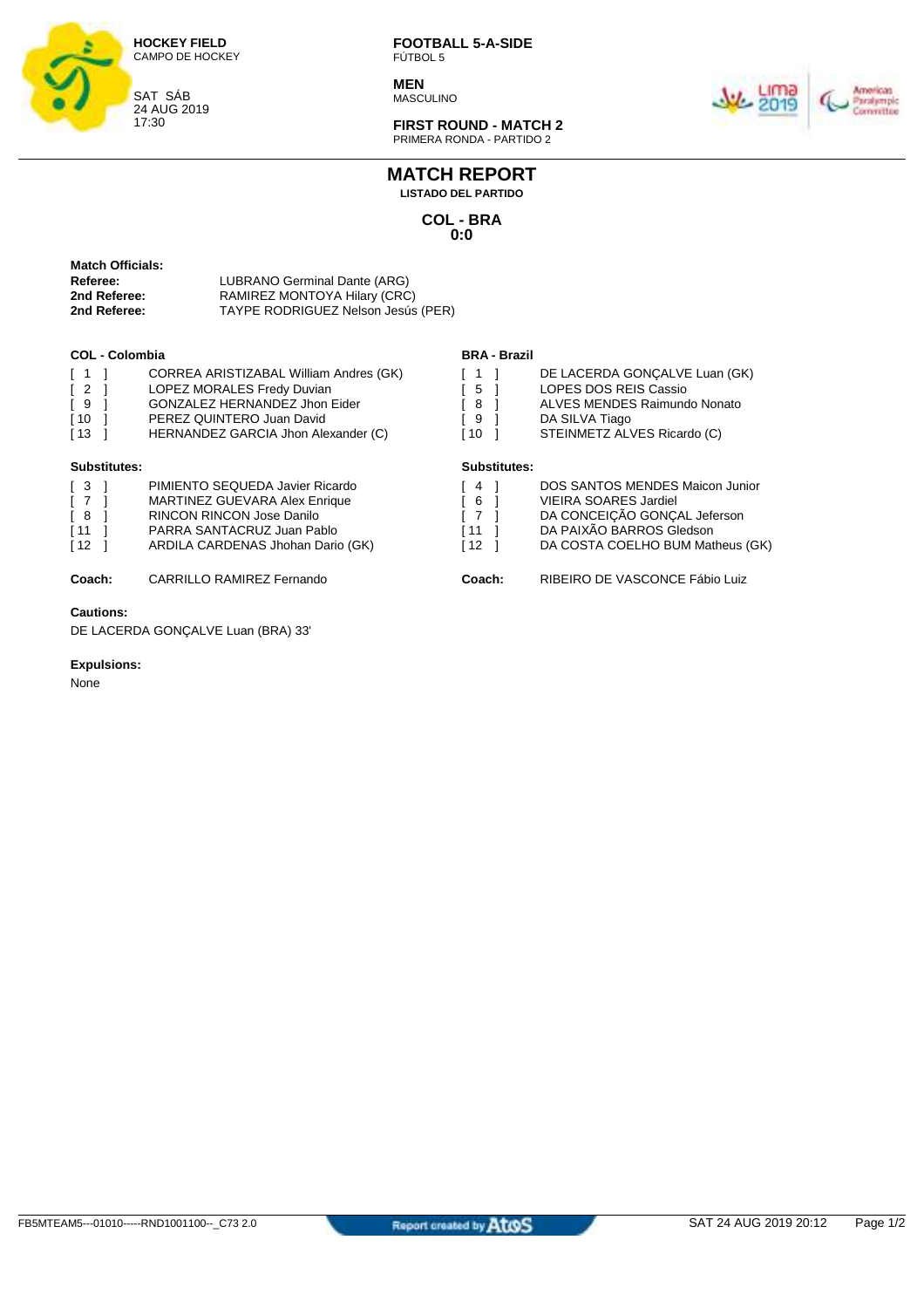**HOCKEY FIELD**
CAMPO DE HOCKEY

SAT SÁB
24 AUG 2019
17:30

**FOOTBALL 5-A-SIDE**
FÚTBOL 5

**MEN**
MASCULINO

**FIRST ROUND - MATCH 2**
PRIMERA RONDA - PARTIDO 2

# MATCH REPORT

**LISTADO DEL PARTIDO**

## COL - BRA
## 0:0

**Match Officials:**

| | |
|---|---|
| **Referee:** | LUBRANO Germinal Dante (ARG) |
| **2nd Referee:** | RAMIREZ MONTOYA Hilary (CRC) |
| **2nd Referee:** | TAYPE RODRIGUEZ Nelson Jesús (PER) |

### COL - Colombia

| No. | Player |
|---|---|
| [ 1 ] | CORREA ARISTIZABAL William Andres (GK) |
| [ 2 ] | LOPEZ MORALES Fredy Duvian |
| [ 9 ] | GONZALEZ HERNANDEZ Jhon Eider |
| [ 10 ] | PEREZ QUINTERO Juan David |
| [ 13 ] | HERNANDEZ GARCIA Jhon Alexander (C) |

**Substitutes:**

| No. | Player |
|---|---|
| [ 3 ] | PIMIENTO SEQUEDA Javier Ricardo |
| [ 7 ] | MARTINEZ GUEVARA Alex Enrique |
| [ 8 ] | RINCON RINCON Jose Danilo |
| [ 11 ] | PARRA SANTACRUZ Juan Pablo |
| [ 12 ] | ARDILA CARDENAS Jhohan Dario (GK) |

**Coach:** CARRILLO RAMIREZ Fernando

### BRA - Brazil

| No. | Player |
|---|---|
| [ 1 ] | DE LACERDA GONÇALVE Luan (GK) |
| [ 5 ] | LOPES DOS REIS Cassio |
| [ 8 ] | ALVES MENDES Raimundo Nonato |
| [ 9 ] | DA SILVA Tiago |
| [ 10 ] | STEINMETZ ALVES Ricardo (C) |

**Substitutes:**

| No. | Player |
|---|---|
| [ 4 ] | DOS SANTOS MENDES Maicon Junior |
| [ 6 ] | VIEIRA SOARES Jardiel |
| [ 7 ] | DA CONCEIÇÃO GONÇAL Jeferson |
| [ 11 ] | DA PAIXÃO BARROS Gledson |
| [ 12 ] | DA COSTA COELHO BUM Matheus (GK) |

**Coach:** RIBEIRO DE VASCONCE Fábio Luiz

**Cautions:**

DE LACERDA GONÇALVE Luan (BRA) 33'

**Expulsions:**

None

FB5MTEAM5---01010-----RND1001100--_C73 2.0 | Report created by Atos | SAT 24 AUG 2019 20:12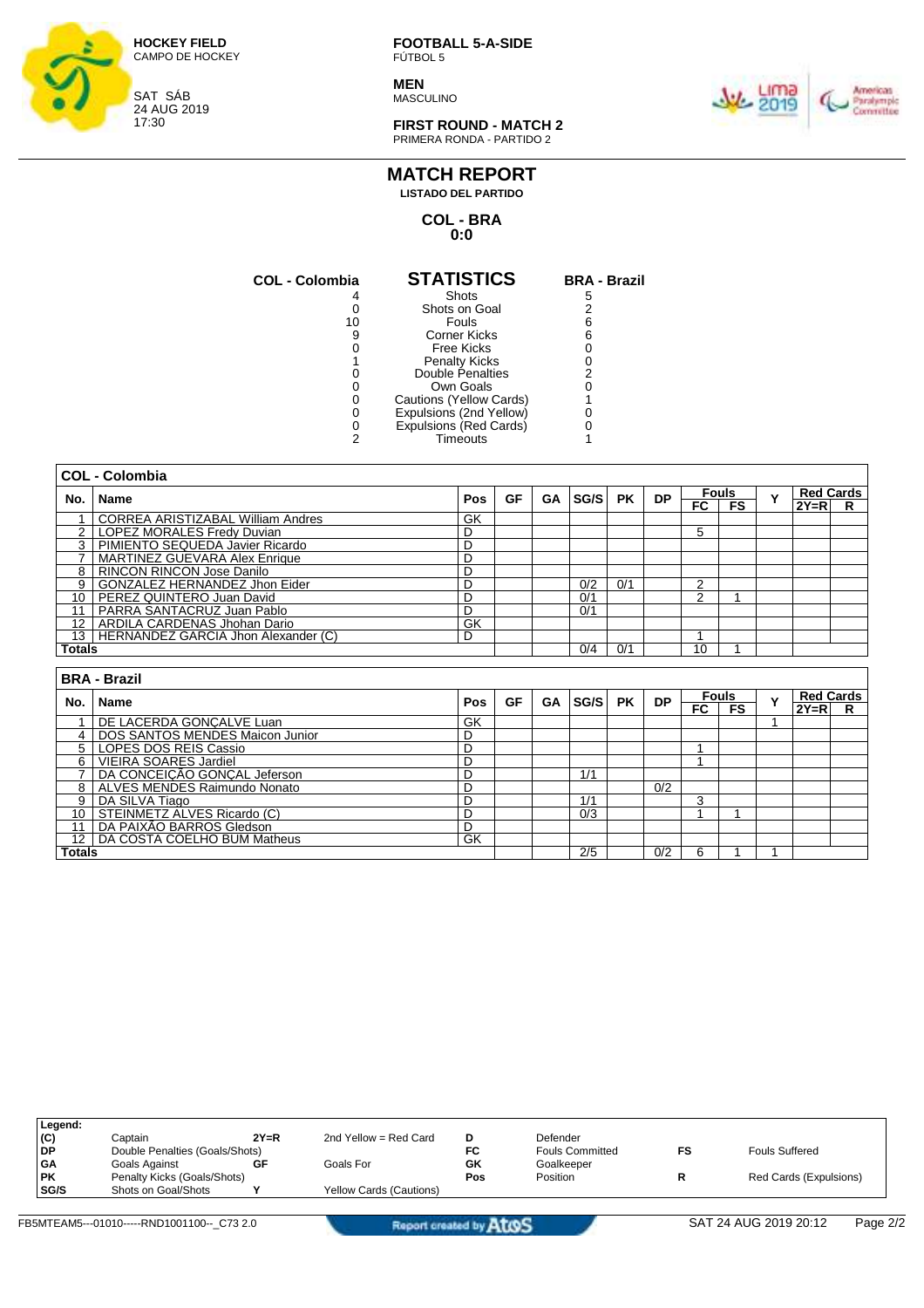**HOCKEY FIELD**
CAMPO DE HOCKEY

SAT SÁB
24 AUG 2019
17:30

**FOOTBALL 5-A-SIDE**
FÚTBOL 5

**MEN**
MASCULINO

**FIRST ROUND - MATCH 2**
PRIMERA RONDA - PARTIDO 2

# MATCH REPORT

**LISTADO DEL PARTIDO**

**COL - BRA**
**0:0**

| COL - Colombia | STATISTICS | BRA - Brazil |
|---|---|---|
| 4 | Shots | 5 |
| 0 | Shots on Goal | 2 |
| 10 | Fouls | 6 |
| 9 | Corner Kicks | 6 |
| 0 | Free Kicks | 0 |
| 1 | Penalty Kicks | 0 |
| 0 | Double Penalties | 2 |
| 0 | Own Goals | 0 |
| 0 | Cautions (Yellow Cards) | 1 |
| 0 | Expulsions (2nd Yellow) | 0 |
| 0 | Expulsions (Red Cards) | 0 |
| 2 | Timeouts | 1 |

**COL - Colombia**

| No. | Name | Pos | GF | GA | SG/S | PK | DP | Fouls FC | Fouls FS | Y | Red Cards 2Y=R | Red Cards R |
|---|---|---|---|---|---|---|---|---|---|---|---|---|
| 1 | CORREA ARISTIZABAL William Andres | GK | | | | | | | | | | |
| 2 | LOPEZ MORALES Fredy Duvian | D | | | | | | 5 | | | | |
| 3 | PIMIENTO SEQUEDA Javier Ricardo | D | | | | | | | | | | |
| 7 | MARTINEZ GUEVARA Alex Enrique | D | | | | | | | | | | |
| 8 | RINCON RINCON Jose Danilo | D | | | | | | | | | | |
| 9 | GONZALEZ HERNANDEZ Jhon Eider | D | | | 0/2 | 0/1 | | 2 | | | | |
| 10 | PEREZ QUINTERO Juan David | D | | | 0/1 | | | 2 | 1 | | | |
| 11 | PARRA SANTACRUZ Juan Pablo | D | | | 0/1 | | | | | | | |
| 12 | ARDILA CARDENAS Jhohan Dario | GK | | | | | | | | | | |
| 13 | HERNANDEZ GARCIA Jhon Alexander (C) | D | | | | | | 1 | | | | |
| **Totals** | | | | | 0/4 | 0/1 | | 10 | 1 | | | |

**BRA - Brazil**

| No. | Name | Pos | GF | GA | SG/S | PK | DP | Fouls FC | Fouls FS | Y | Red Cards 2Y=R | Red Cards R |
|---|---|---|---|---|---|---|---|---|---|---|---|---|
| 1 | DE LACERDA GONÇALVE Luan | GK | | | | | | | | 1 | | |
| 4 | DOS SANTOS MENDES Maicon Junior | D | | | | | | | | | | |
| 5 | LOPES DOS REIS Cassio | D | | | | | | 1 | | | | |
| 6 | VIEIRA SOARES Jardiel | D | | | | | | 1 | | | | |
| 7 | DA CONCEIÇÃO GONÇAL Jeferson | D | | | 1/1 | | | | | | | |
| 8 | ALVES MENDES Raimundo Nonato | D | | | | | 0/2 | | | | | |
| 9 | DA SILVA Tiago | D | | | 1/1 | | | 3 | | | | |
| 10 | STEINMETZ ALVES Ricardo (C) | D | | | 0/3 | | | 1 | 1 | | | |
| 11 | DA PAIXÃO BARROS Gledson | D | | | | | | | | | | |
| 12 | DA COSTA COELHO BUM Matheus | GK | | | | | | | | | | |
| **Totals** | | | | | 2/5 | | 0/2 | 6 | 1 | 1 | | |

**Legend:**

| | | | | | | | |
|---|---|---|---|---|---|---|---|
| (C) | Captain | 2Y=R | 2nd Yellow = Red Card | D | Defender | | |
| DP | Double Penalties (Goals/Shots) | | | FC | Fouls Committed | FS | Fouls Suffered |
| GA | Goals Against | GF | Goals For | GK | Goalkeeper | | |
| PK | Penalty Kicks (Goals/Shots) | | | Pos | Position | R | Red Cards (Expulsions) |
| SG/S | Shots on Goal/Shots | Y | Yellow Cards (Cautions) | | | | |

FB5MTEAM5---01010-----RND1001100--_C73 2.0 Report created by Atos SAT 24 AUG 2019 20:12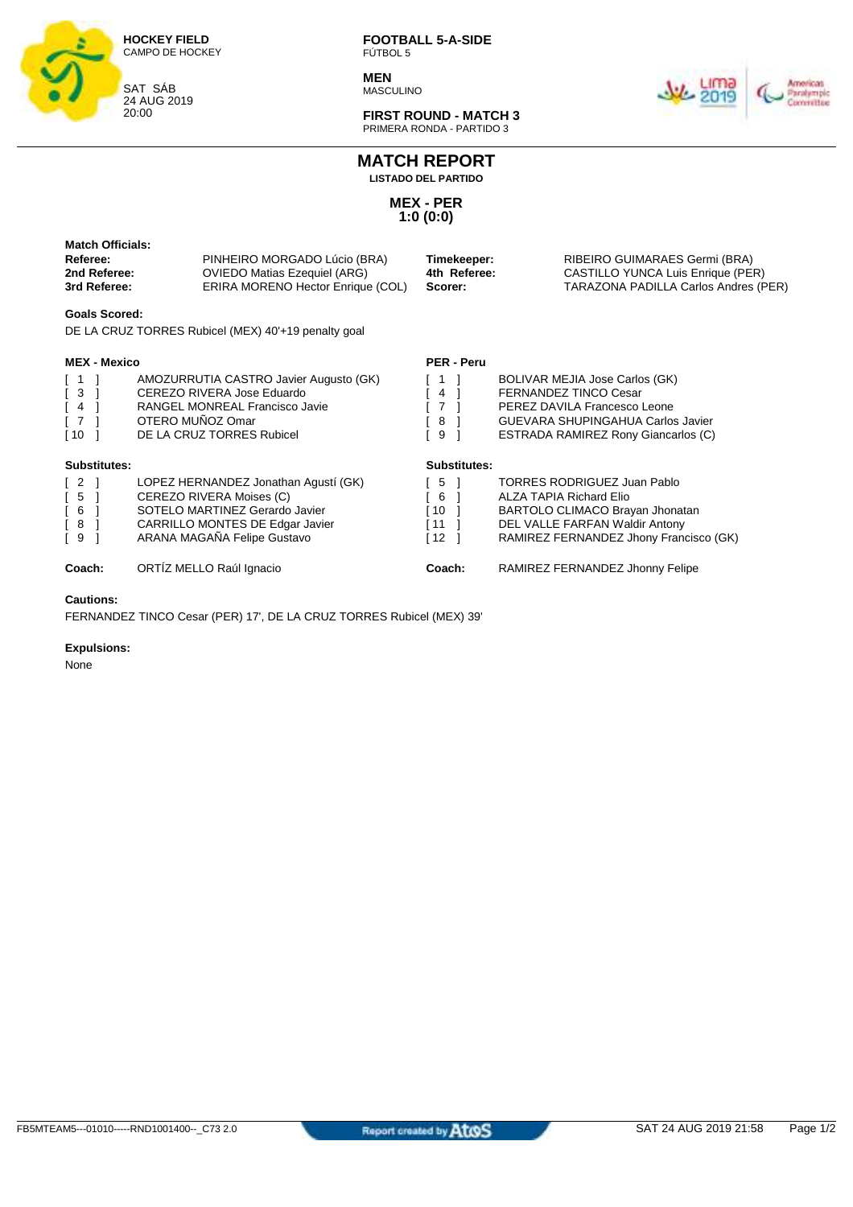**HOCKEY FIELD**
CAMPO DE HOCKEY

SAT SÁB
24 AUG 2019
20:00

**FOOTBALL 5-A-SIDE**
FÚTBOL 5

**MEN**
MASCULINO

**FIRST ROUND - MATCH 3**
PRIMERA RONDA - PARTIDO 3

# MATCH REPORT

**LISTADO DEL PARTIDO**

## MEX - PER
## 1:0 (0:0)

**Match Officials:**

| | | | |
|---|---|---|---|
| **Referee:** | PINHEIRO MORGADO Lúcio (BRA) | **Timekeeper:** | RIBEIRO GUIMARAES Germi (BRA) |
| **2nd Referee:** | OVIEDO Matias Ezequiel (ARG) | **4th Referee:** | CASTILLO YUNCA Luis Enrique (PER) |
| **3rd Referee:** | ERIRA MORENO Hector Enrique (COL) | **Scorer:** | TARAZONA PADILLA Carlos Andres (PER) |

**Goals Scored:**

DE LA CRUZ TORRES Rubicel (MEX) 40'+19 penalty goal

**MEX - Mexico**

| | |
|---|---|
| [ 1 ] | AMOZURRUTIA CASTRO Javier Augusto (GK) |
| [ 3 ] | CEREZO RIVERA Jose Eduardo |
| [ 4 ] | RANGEL MONREAL Francisco Javie |
| [ 7 ] | OTERO MUÑOZ Omar |
| [ 10 ] | DE LA CRUZ TORRES Rubicel |

**Substitutes:**

| | |
|---|---|
| [ 2 ] | LOPEZ HERNANDEZ Jonathan Agustí (GK) |
| [ 5 ] | CEREZO RIVERA Moises (C) |
| [ 6 ] | SOTELO MARTINEZ Gerardo Javier |
| [ 8 ] | CARRILLO MONTES DE Edgar Javier |
| [ 9 ] | ARANA MAGAÑA Felipe Gustavo |

**Coach:** ORTÍZ MELLO Raúl Ignacio

**PER - Peru**

| | |
|---|---|
| [ 1 ] | BOLIVAR MEJIA Jose Carlos (GK) |
| [ 4 ] | FERNANDEZ TINCO Cesar |
| [ 7 ] | PEREZ DAVILA Francesco Leone |
| [ 8 ] | GUEVARA SHUPINGAHUA Carlos Javier |
| [ 9 ] | ESTRADA RAMIREZ Rony Giancarlos (C) |

**Substitutes:**

| | |
|---|---|
| [ 5 ] | TORRES RODRIGUEZ Juan Pablo |
| [ 6 ] | ALZA TAPIA Richard Elio |
| [ 10 ] | BARTOLO CLIMACO Brayan Jhonatan |
| [ 11 ] | DEL VALLE FARFAN Waldir Antony |
| [ 12 ] | RAMIREZ FERNANDEZ Jhony Francisco (GK) |

**Coach:** RAMIREZ FERNANDEZ Jhonny Felipe

**Cautions:**

FERNANDEZ TINCO Cesar (PER) 17', DE LA CRUZ TORRES Rubicel (MEX) 39'

**Expulsions:**

None

FB5MTEAM5---01010-----RND1001400--_C73 2.0 | Report created by Atos | SAT 24 AUG 2019 21:58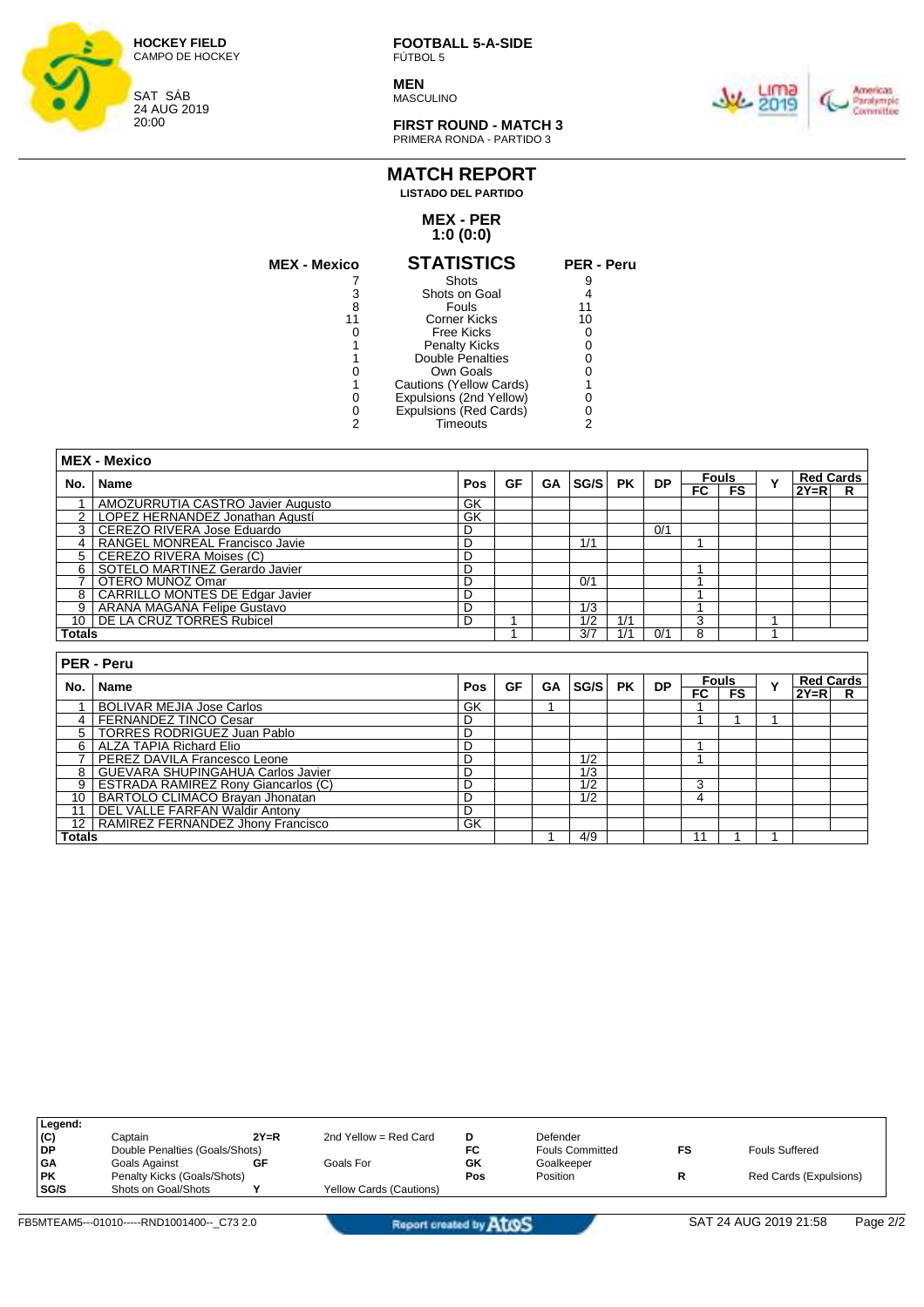HOCKEY FIELD
CAMPO DE HOCKEY

SAT SÁB
24 AUG 2019
20:00

**FOOTBALL 5-A-SIDE**
FÚTBOL 5

**MEN**
MASCULINO

**FIRST ROUND - MATCH 3**
PRIMERA RONDA - PARTIDO 3

# MATCH REPORT
**LISTADO DEL PARTIDO**

## MEX - PER
## 1:0 (0:0)

| MEX - Mexico | STATISTICS | PER - Peru |
|---|---|---|
| 7 | Shots | 9 |
| 3 | Shots on Goal | 4 |
| 8 | Fouls | 11 |
| 11 | Corner Kicks | 10 |
| 0 | Free Kicks | 0 |
| 1 | Penalty Kicks | 0 |
| 1 | Double Penalties | 0 |
| 0 | Own Goals | 0 |
| 1 | Cautions (Yellow Cards) | 1 |
| 0 | Expulsions (2nd Yellow) | 0 |
| 0 | Expulsions (Red Cards) | 0 |
| 2 | Timeouts | 2 |

### MEX - Mexico

| No. | Name | Pos | GF | GA | SG/S | PK | DP | Fouls | | Y | Red Cards | |
|---|---|---|---|---|---|---|---|---|---|---|---|---|
| | | | | | | | | FC | FS | | 2Y=R | R |
| 1 | AMOZURRUTIA CASTRO Javier Augusto | GK | | | | | | | | | | |
| 2 | LOPEZ HERNANDEZ Jonathan Agustí | GK | | | | | | | | | | |
| 3 | CEREZO RIVERA Jose Eduardo | D | | | | | 0/1 | | | | | |
| 4 | RANGEL MONREAL Francisco Javie | D | | | 1/1 | | | 1 | | | | |
| 5 | CEREZO RIVERA Moises (C) | D | | | | | | | | | | |
| 6 | SOTELO MARTINEZ Gerardo Javier | D | | | | | | 1 | | | | |
| 7 | OTERO MUÑOZ Omar | D | | | 0/1 | | | 1 | | | | |
| 8 | CARRILLO MONTES DE Edgar Javier | D | | | | | | 1 | | | | |
| 9 | ARANA MAGAÑA Felipe Gustavo | D | | | 1/3 | | | 1 | | | | |
| 10 | DE LA CRUZ TORRES Rubicel | D | 1 | | 1/2 | 1/1 | | 3 | | 1 | | |
| **Totals** | | | 1 | | 3/7 | 1/1 | 0/1 | 8 | | 1 | | |

### PER - Peru

| No. | Name | Pos | GF | GA | SG/S | PK | DP | Fouls | | Y | Red Cards | |
|---|---|---|---|---|---|---|---|---|---|---|---|---|
| | | | | | | | | FC | FS | | 2Y=R | R |
| 1 | BOLIVAR MEJIA Jose Carlos | GK | | 1 | | | | 1 | | | | |
| 4 | FERNANDEZ TINCO Cesar | D | | | | | | 1 | 1 | 1 | | |
| 5 | TORRES RODRIGUEZ Juan Pablo | D | | | | | | | | | | |
| 6 | ALZA TAPIA Richard Elio | D | | | | | | 1 | | | | |
| 7 | PEREZ DAVILA Francesco Leone | D | | | 1/2 | | | 1 | | | | |
| 8 | GUEVARA SHUPINGAHUA Carlos Javier | D | | | 1/3 | | | | | | | |
| 9 | ESTRADA RAMIREZ Rony Giancarlos (C) | D | | | 1/2 | | | 3 | | | | |
| 10 | BARTOLO CLIMACO Brayan Jhonatan | D | | | 1/2 | | | 4 | | | | |
| 11 | DEL VALLE FARFAN Waldir Antony | D | | | | | | | | | | |
| 12 | RAMIREZ FERNANDEZ Jhony Francisco | GK | | | | | | | | | | |
| **Totals** | | | | 1 | 4/9 | | | 11 | 1 | 1 | | |

**Legend:**

| | | | | | | | |
|---|---|---|---|---|---|---|---|
| (C) | Captain | 2Y=R | 2nd Yellow = Red Card | D | Defender | | |
| DP | Double Penalties (Goals/Shots) | | | FC | Fouls Committed | FS | Fouls Suffered |
| GA | Goals Against | GF | Goals For | GK | Goalkeeper | | |
| PK | Penalty Kicks (Goals/Shots) | | | Pos | Position | R | Red Cards (Expulsions) |
| SG/S | Shots on Goal/Shots | Y | Yellow Cards (Cautions) | | | | |

FB5MTEAM5---01010-----RND1001400--_C73 2.0 — Report created by AtoS — SAT 24 AUG 2019 21:58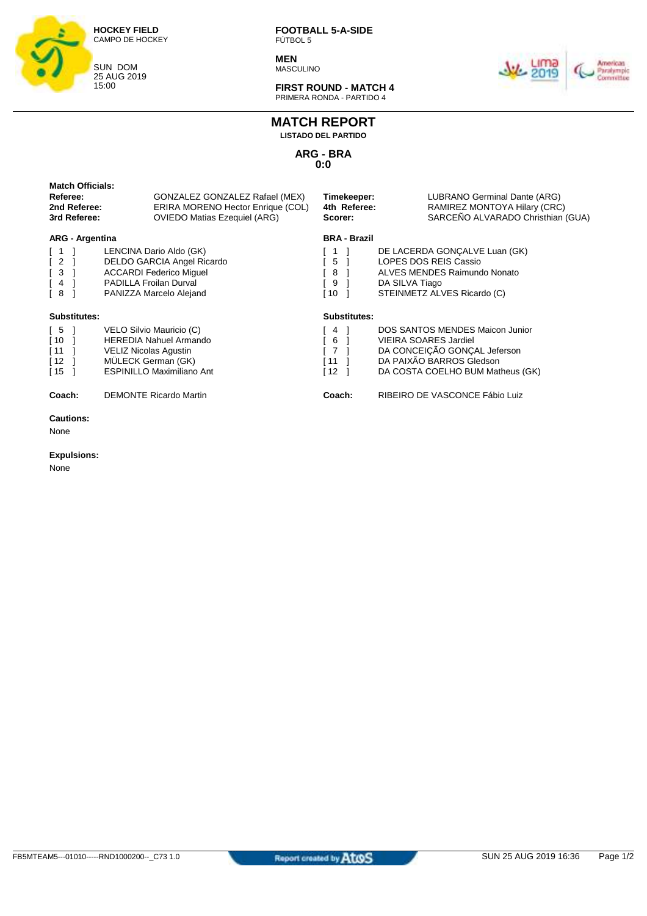**HOCKEY FIELD**
CAMPO DE HOCKEY

SUN DOM
25 AUG 2019
15:00

**FOOTBALL 5-A-SIDE**
FÚTBOL 5

**MEN**
MASCULINO

**FIRST ROUND - MATCH 4**
PRIMERA RONDA - PARTIDO 4

# MATCH REPORT

**LISTADO DEL PARTIDO**

## ARG - BRA
## 0:0

**Match Officials:**

| | | | |
|---|---|---|---|
| **Referee:** | GONZALEZ GONZALEZ Rafael (MEX) | **Timekeeper:** | LUBRANO Germinal Dante (ARG) |
| **2nd Referee:** | ERIRA MORENO Hector Enrique (COL) | **4th Referee:** | RAMIREZ MONTOYA Hilary (CRC) |
| **3rd Referee:** | OVIEDO Matias Ezequiel (ARG) | **Scorer:** | SARCEÑO ALVARADO Christhian (GUA) |

**ARG - Argentina**

| | |
|---|---|
| [ 1 ] | LENCINA Dario Aldo (GK) |
| [ 2 ] | DELDO GARCIA Angel Ricardo |
| [ 3 ] | ACCARDI Federico Miguel |
| [ 4 ] | PADILLA Froilan Durval |
| [ 8 ] | PANIZZA Marcelo Alejand |

**Substitutes:**

| | |
|---|---|
| [ 5 ] | VELO Silvio Mauricio (C) |
| [ 10 ] | HEREDIA Nahuel Armando |
| [ 11 ] | VELIZ Nicolas Agustin |
| [ 12 ] | MÜLECK German (GK) |
| [ 15 ] | ESPINILLO Maximiliano Ant |

**Coach:** DEMONTE Ricardo Martin

**BRA - Brazil**

| | |
|---|---|
| [ 1 ] | DE LACERDA GONÇALVE Luan (GK) |
| [ 5 ] | LOPES DOS REIS Cassio |
| [ 8 ] | ALVES MENDES Raimundo Nonato |
| [ 9 ] | DA SILVA Tiago |
| [ 10 ] | STEINMETZ ALVES Ricardo (C) |

**Substitutes:**

| | |
|---|---|
| [ 4 ] | DOS SANTOS MENDES Maicon Junior |
| [ 6 ] | VIEIRA SOARES Jardiel |
| [ 7 ] | DA CONCEIÇÃO GONÇAL Jeferson |
| [ 11 ] | DA PAIXÃO BARROS Gledson |
| [ 12 ] | DA COSTA COELHO BUM Matheus (GK) |

**Coach:** RIBEIRO DE VASCONCE Fábio Luiz

**Cautions:**

None

**Expulsions:**

None

FB5MTEAM5---01010-----RND1000200--_C73 1.0

Report created by Atos

SUN 25 AUG 2019 16:36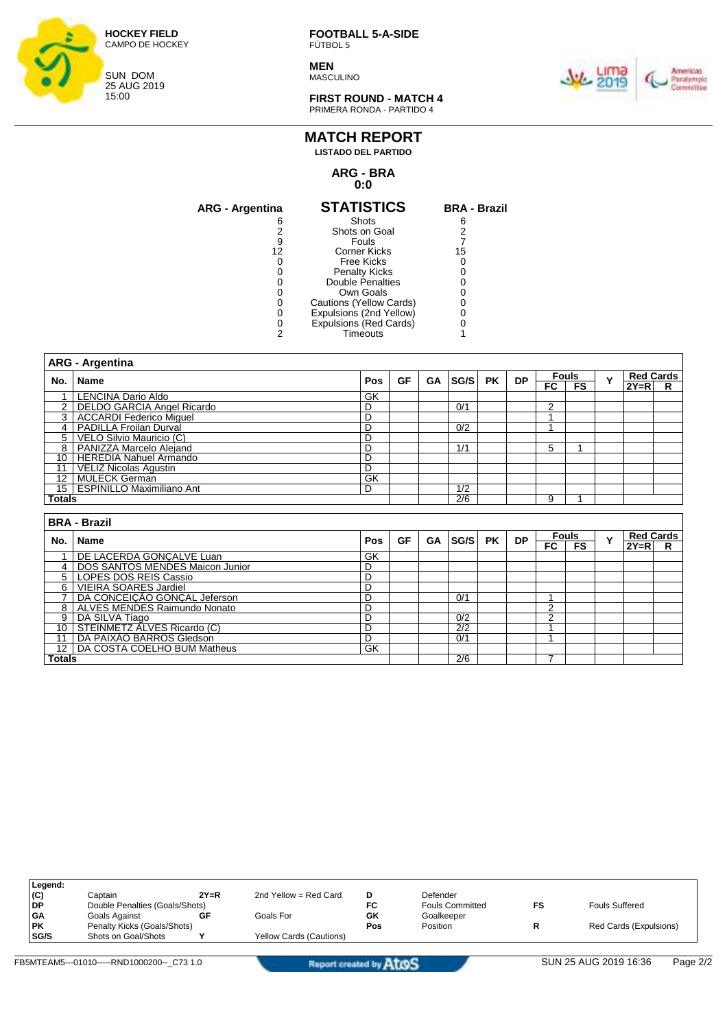HOCKEY FIELD
CAMPO DE HOCKEY

SUN DOM
25 AUG 2019
15:00

**FOOTBALL 5-A-SIDE**
FÚTBOL 5

**MEN**
MASCULINO

**FIRST ROUND - MATCH 4**
PRIMERA RONDA - PARTIDO 4

# MATCH REPORT
**LISTADO DEL PARTIDO**

**ARG - BRA**
**0:0**

## STATISTICS

| ARG - Argentina | STATISTICS | BRA - Brazil |
|---|---|---|
| 6 | Shots | 6 |
| 2 | Shots on Goal | 2 |
| 9 | Fouls | 7 |
| 12 | Corner Kicks | 15 |
| 0 | Free Kicks | 0 |
| 0 | Penalty Kicks | 0 |
| 0 | Double Penalties | 0 |
| 0 | Own Goals | 0 |
| 0 | Cautions (Yellow Cards) | 0 |
| 0 | Expulsions (2nd Yellow) | 0 |
| 0 | Expulsions (Red Cards) | 0 |
| 2 | Timeouts | 1 |

### ARG - Argentina

| No. | Name | Pos | GF | GA | SG/S | PK | DP | Fouls FC | Fouls FS | Y | Red Cards 2Y=R | Red Cards R |
|---|---|---|---|---|---|---|---|---|---|---|---|---|
| 1 | LENCINA Dario Aldo | GK | | | | | | | | | | |
| 2 | DELDO GARCIA Angel Ricardo | D | | | 0/1 | | | 2 | | | | |
| 3 | ACCARDI Federico Miguel | D | | | | | | 1 | | | | |
| 4 | PADILLA Froilan Durval | D | | | 0/2 | | | 1 | | | | |
| 5 | VELO Silvio Mauricio (C) | D | | | | | | | | | | |
| 8 | PANIZZA Marcelo Alejand | D | | | 1/1 | | | 5 | 1 | | | |
| 10 | HEREDIA Nahuel Armando | D | | | | | | | | | | |
| 11 | VELIZ Nicolas Agustin | D | | | | | | | | | | |
| 12 | MULECK German | GK | | | | | | | | | | |
| 15 | ESPINILLO Maximiliano Ant | D | | | 1/2 | | | | | | | |
| Totals | | | | | 2/6 | | | 9 | 1 | | | |

### BRA - Brazil

| No. | Name | Pos | GF | GA | SG/S | PK | DP | Fouls FC | Fouls FS | Y | Red Cards 2Y=R | Red Cards R |
|---|---|---|---|---|---|---|---|---|---|---|---|---|
| 1 | DE LACERDA GONÇALVE Luan | GK | | | | | | | | | | |
| 4 | DOS SANTOS MENDES Maicon Junior | D | | | | | | | | | | |
| 5 | LOPES DOS REIS Cassio | D | | | | | | | | | | |
| 6 | VIEIRA SOARES Jardiel | D | | | | | | | | | | |
| 7 | DA CONCEIÇÃO GONÇAL Jeferson | D | | | 0/1 | | | 1 | | | | |
| 8 | ALVES MENDES Raimundo Nonato | D | | | | | | 2 | | | | |
| 9 | DA SILVA Tiago | D | | | 0/2 | | | 2 | | | | |
| 10 | STEINMETZ ALVES Ricardo (C) | D | | | 2/2 | | | 1 | | | | |
| 11 | DA PAIXÃO BARROS Gledson | D | | | 0/1 | | | 1 | | | | |
| 12 | DA COSTA COELHO BUM Matheus | GK | | | | | | | | | | |
| Totals | | | | | 2/6 | | | 7 | | | | |

**Legend:**

| | | | | | | | |
|---|---|---|---|---|---|---|---|
| (C) | Captain | 2Y=R | 2nd Yellow = Red Card | D | Defender | | |
| DP | Double Penalties (Goals/Shots) | | | FC | Fouls Committed | FS | Fouls Suffered |
| GA | Goals Against | GF | Goals For | GK | Goalkeeper | | |
| PK | Penalty Kicks (Goals/Shots) | | | Pos | Position | R | Red Cards (Expulsions) |
| SG/S | Shots on Goal/Shots | Y | Yellow Cards (Cautions) | | | | |

FB5MTEAM5---01010-----RND1000200--_C73 1.0 Report created by AtoS SUN 25 AUG 2019 16:36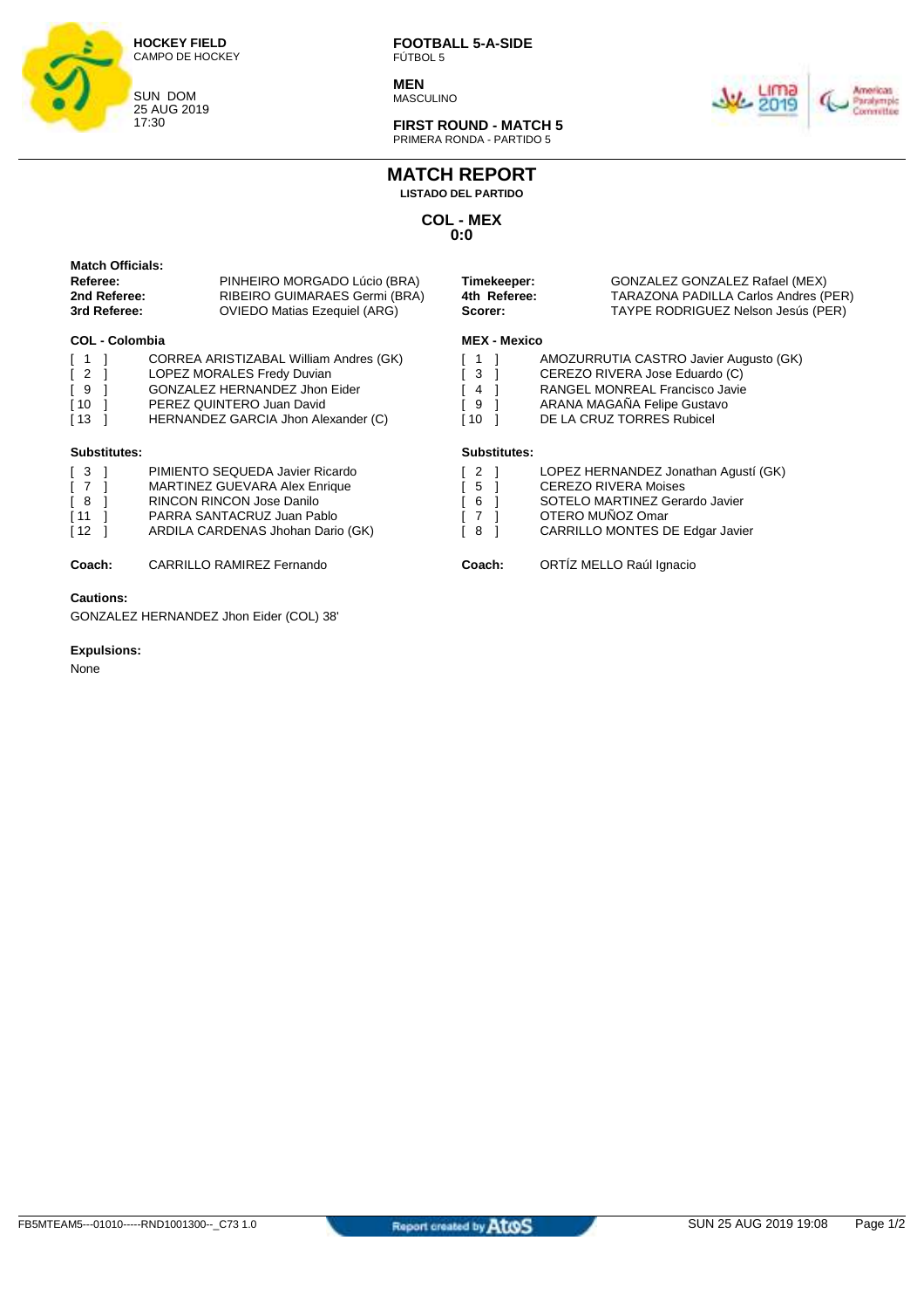**HOCKEY FIELD**
CAMPO DE HOCKEY

SUN DOM
25 AUG 2019
17:30

**FOOTBALL 5-A-SIDE**
FÚTBOL 5

**MEN**
MASCULINO

**FIRST ROUND - MATCH 5**
PRIMERA RONDA - PARTIDO 5

# MATCH REPORT

**LISTADO DEL PARTIDO**

## COL - MEX
## 0:0

**Match Officials:**

| | | | |
|---|---|---|---|
| **Referee:** | PINHEIRO MORGADO Lúcio (BRA) | **Timekeeper:** | GONZALEZ GONZALEZ Rafael (MEX) |
| **2nd Referee:** | RIBEIRO GUIMARAES Germi (BRA) | **4th Referee:** | TARAZONA PADILLA Carlos Andres (PER) |
| **3rd Referee:** | OVIEDO Matias Ezequiel (ARG) | **Scorer:** | TAYPE RODRIGUEZ Nelson Jesús (PER) |

**COL - Colombia**

[ 1 ] CORREA ARISTIZABAL William Andres (GK)
[ 2 ] LOPEZ MORALES Fredy Duvian
[ 9 ] GONZALEZ HERNANDEZ Jhon Eider
[ 10 ] PEREZ QUINTERO Juan David
[ 13 ] HERNANDEZ GARCIA Jhon Alexander (C)

**Substitutes:**

[ 3 ] PIMIENTO SEQUEDA Javier Ricardo
[ 7 ] MARTINEZ GUEVARA Alex Enrique
[ 8 ] RINCON RINCON Jose Danilo
[ 11 ] PARRA SANTACRUZ Juan Pablo
[ 12 ] ARDILA CARDENAS Jhohan Dario (GK)

**Coach:** CARRILLO RAMIREZ Fernando

**MEX - Mexico**

[ 1 ] AMOZURRUTIA CASTRO Javier Augusto (GK)
[ 3 ] CEREZO RIVERA Jose Eduardo (C)
[ 4 ] RANGEL MONREAL Francisco Javie
[ 9 ] ARANA MAGAÑA Felipe Gustavo
[ 10 ] DE LA CRUZ TORRES Rubicel

**Substitutes:**

[ 2 ] LOPEZ HERNANDEZ Jonathan Agustí (GK)
[ 5 ] CEREZO RIVERA Moises
[ 6 ] SOTELO MARTINEZ Gerardo Javier
[ 7 ] OTERO MUÑOZ Omar
[ 8 ] CARRILLO MONTES DE Edgar Javier

**Coach:** ORTÍZ MELLO Raúl Ignacio

**Cautions:**

GONZALEZ HERNANDEZ Jhon Eider (COL) 38'

**Expulsions:**

None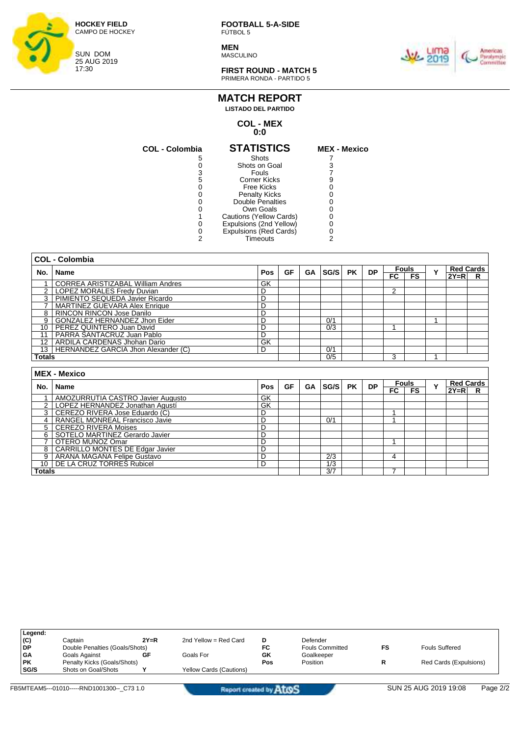HOCKEY FIELD
CAMPO DE HOCKEY

SUN DOM
25 AUG 2019
17:30

**FOOTBALL 5-A-SIDE**
FÚTBOL 5

**MEN**
MASCULINO

**FIRST ROUND - MATCH 5**
PRIMERA RONDA - PARTIDO 5

# MATCH REPORT

**LISTADO DEL PARTIDO**

**COL - MEX**
**0:0**

## STATISTICS

| COL - Colombia | STATISTICS | MEX - Mexico |
|---|---|---|
| 5 | Shots | 7 |
| 0 | Shots on Goal | 3 |
| 3 | Fouls | 7 |
| 5 | Corner Kicks | 9 |
| 0 | Free Kicks | 0 |
| 0 | Penalty Kicks | 0 |
| 0 | Double Penalties | 0 |
| 0 | Own Goals | 0 |
| 1 | Cautions (Yellow Cards) | 0 |
| 0 | Expulsions (2nd Yellow) | 0 |
| 0 | Expulsions (Red Cards) | 0 |
| 2 | Timeouts | 2 |

### COL - Colombia

| No. | Name | Pos | GF | GA | SG/S | PK | DP | Fouls | | Y | Red Cards | |
|---|---|---|---|---|---|---|---|---|---|---|---|---|
| | | | | | | | | FC | FS | | 2Y=R | R |
| 1 | CORREA ARISTIZABAL William Andres | GK | | | | | | | | | | |
| 2 | LOPEZ MORALES Fredy Duvian | D | | | | | | 2 | | | | |
| 3 | PIMIENTO SEQUEDA Javier Ricardo | D | | | | | | | | | | |
| 7 | MARTINEZ GUEVARA Alex Enrique | D | | | | | | | | | | |
| 8 | RINCON RINCON Jose Danilo | D | | | | | | | | | | |
| 9 | GONZALEZ HERNANDEZ Jhon Eider | D | | | 0/1 | | | | | 1 | | |
| 10 | PEREZ QUINTERO Juan David | D | | | 0/3 | | | 1 | | | | |
| 11 | PARRA SANTACRUZ Juan Pablo | D | | | | | | | | | | |
| 12 | ARDILA CARDENAS Jhohan Dario | GK | | | | | | | | | | |
| 13 | HERNANDEZ GARCIA Jhon Alexander (C) | D | | | 0/1 | | | | | | | |
| Totals | | | | | 0/5 | | | 3 | | 1 | | |

### MEX - Mexico

| No. | Name | Pos | GF | GA | SG/S | PK | DP | Fouls | | Y | Red Cards | |
|---|---|---|---|---|---|---|---|---|---|---|---|---|
| | | | | | | | | FC | FS | | 2Y=R | R |
| 1 | AMOZURRUTIA CASTRO Javier Augusto | GK | | | | | | | | | | |
| 2 | LOPEZ HERNANDEZ Jonathan Agustí | GK | | | | | | | | | | |
| 3 | CEREZO RIVERA Jose Eduardo (C) | D | | | | | | 1 | | | | |
| 4 | RANGEL MONREAL Francisco Javie | D | | | 0/1 | | | 1 | | | | |
| 5 | CEREZO RIVERA Moises | D | | | | | | | | | | |
| 6 | SOTELO MARTINEZ Gerardo Javier | D | | | | | | | | | | |
| 7 | OTERO MUÑOZ Omar | D | | | | | | 1 | | | | |
| 8 | CARRILLO MONTES DE Edgar Javier | D | | | | | | | | | | |
| 9 | ARANA MAGAÑA Felipe Gustavo | D | | | 2/3 | | | 4 | | | | |
| 10 | DE LA CRUZ TORRES Rubicel | D | | | 1/3 | | | | | | | |
| Totals | | | | | 3/7 | | | 7 | | | | |

**Legend:**

| | | | | | | | |
|---|---|---|---|---|---|---|---|
| (C) | Captain | 2Y=R | 2nd Yellow = Red Card | D | Defender | | |
| DP | Double Penalties (Goals/Shots) | | | FC | Fouls Committed | FS | Fouls Suffered |
| GA | Goals Against | GF | Goals For | GK | Goalkeeper | | |
| PK | Penalty Kicks (Goals/Shots) | | | Pos | Position | R | Red Cards (Expulsions) |
| SG/S | Shots on Goal/Shots | Y | Yellow Cards (Cautions) | | | | |

FB5MTEAM5---01010-----RND1001300--_C73 1.0 Report created by Atos SUN 25 AUG 2019 19:08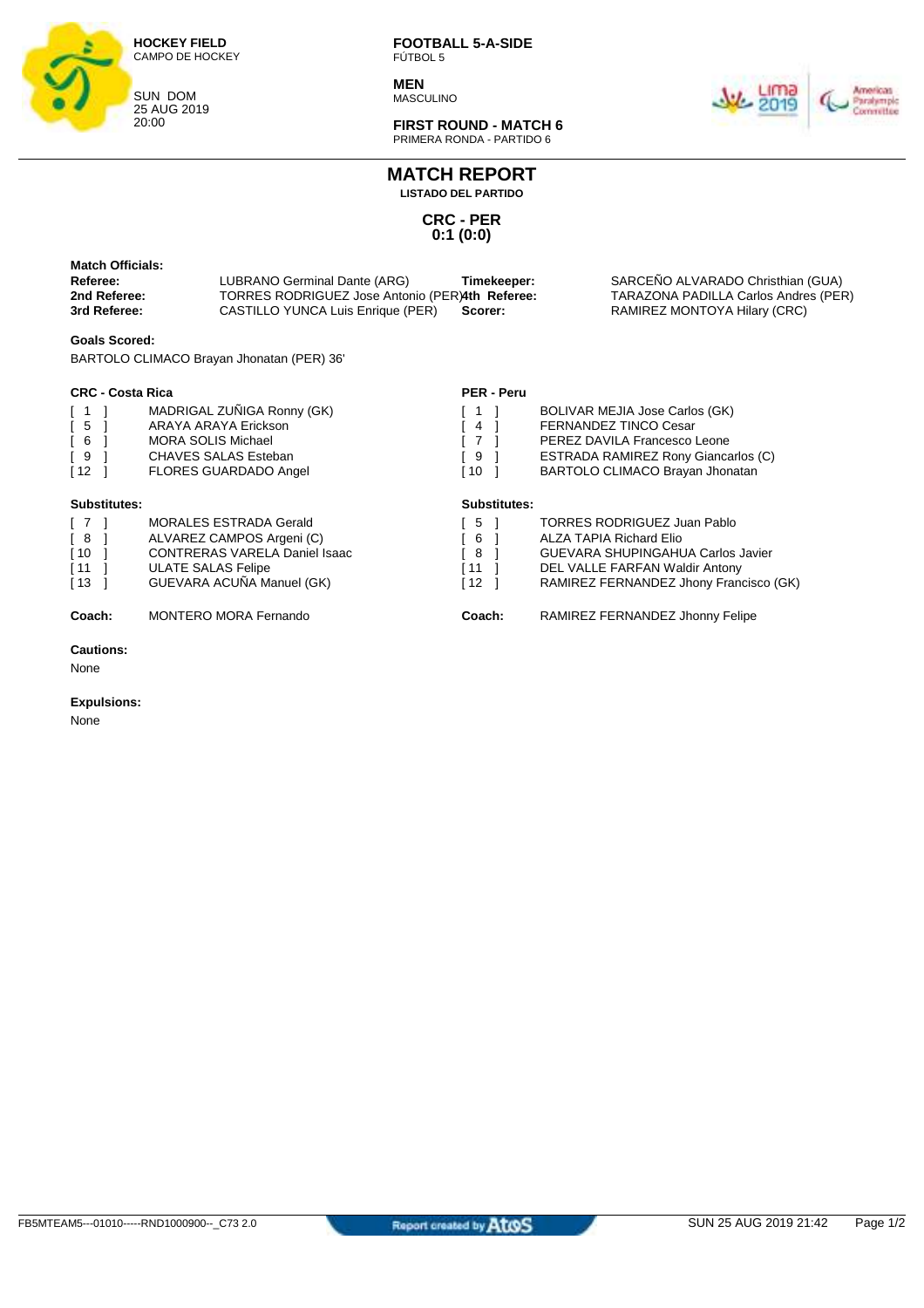**HOCKEY FIELD**
CAMPO DE HOCKEY

SUN DOM
25 AUG 2019
20:00

**FOOTBALL 5-A-SIDE**
FÚTBOL 5

**MEN**
MASCULINO

**FIRST ROUND - MATCH 6**
PRIMERA RONDA - PARTIDO 6

# MATCH REPORT

**LISTADO DEL PARTIDO**

**CRC - PER**
**0:1 (0:0)**

**Match Officials:**

| | | | |
|---|---|---|---|
| **Referee:** | LUBRANO Germinal Dante (ARG) | **Timekeeper:** | SARCEÑO ALVARADO Christhian (GUA) |
| **2nd Referee:** | TORRES RODRIGUEZ Jose Antonio (PER) | **4th Referee:** | TARAZONA PADILLA Carlos Andres (PER) |
| **3rd Referee:** | CASTILLO YUNCA Luis Enrique (PER) | **Scorer:** | RAMIREZ MONTOYA Hilary (CRC) |

**Goals Scored:**

BARTOLO CLIMACO Brayan Jhonatan (PER) 36'

**CRC - Costa Rica**

| | |
|---|---|
| [ 1 ] | MADRIGAL ZUÑIGA Ronny (GK) |
| [ 5 ] | ARAYA ARAYA Erickson |
| [ 6 ] | MORA SOLIS Michael |
| [ 9 ] | CHAVES SALAS Esteban |
| [ 12 ] | FLORES GUARDADO Angel |

**Substitutes:**

| | |
|---|---|
| [ 7 ] | MORALES ESTRADA Gerald |
| [ 8 ] | ALVAREZ CAMPOS Argeni (C) |
| [ 10 ] | CONTRERAS VARELA Daniel Isaac |
| [ 11 ] | ULATE SALAS Felipe |
| [ 13 ] | GUEVARA ACUÑA Manuel (GK) |

**Coach:** MONTERO MORA Fernando

**PER - Peru**

| | |
|---|---|
| [ 1 ] | BOLIVAR MEJIA Jose Carlos (GK) |
| [ 4 ] | FERNANDEZ TINCO Cesar |
| [ 7 ] | PEREZ DAVILA Francesco Leone |
| [ 9 ] | ESTRADA RAMIREZ Rony Giancarlos (C) |
| [ 10 ] | BARTOLO CLIMACO Brayan Jhonatan |

**Substitutes:**

| | |
|---|---|
| [ 5 ] | TORRES RODRIGUEZ Juan Pablo |
| [ 6 ] | ALZA TAPIA Richard Elio |
| [ 8 ] | GUEVARA SHUPINGAHUA Carlos Javier |
| [ 11 ] | DEL VALLE FARFAN Waldir Antony |
| [ 12 ] | RAMIREZ FERNANDEZ Jhony Francisco (GK) |

**Coach:** RAMIREZ FERNANDEZ Jhonny Felipe

**Cautions:**

None

**Expulsions:**

None

FB5MTEAM5---01010-----RND1000900--_C73 2.0 | Report created by Atos | SUN 25 AUG 2019 21:42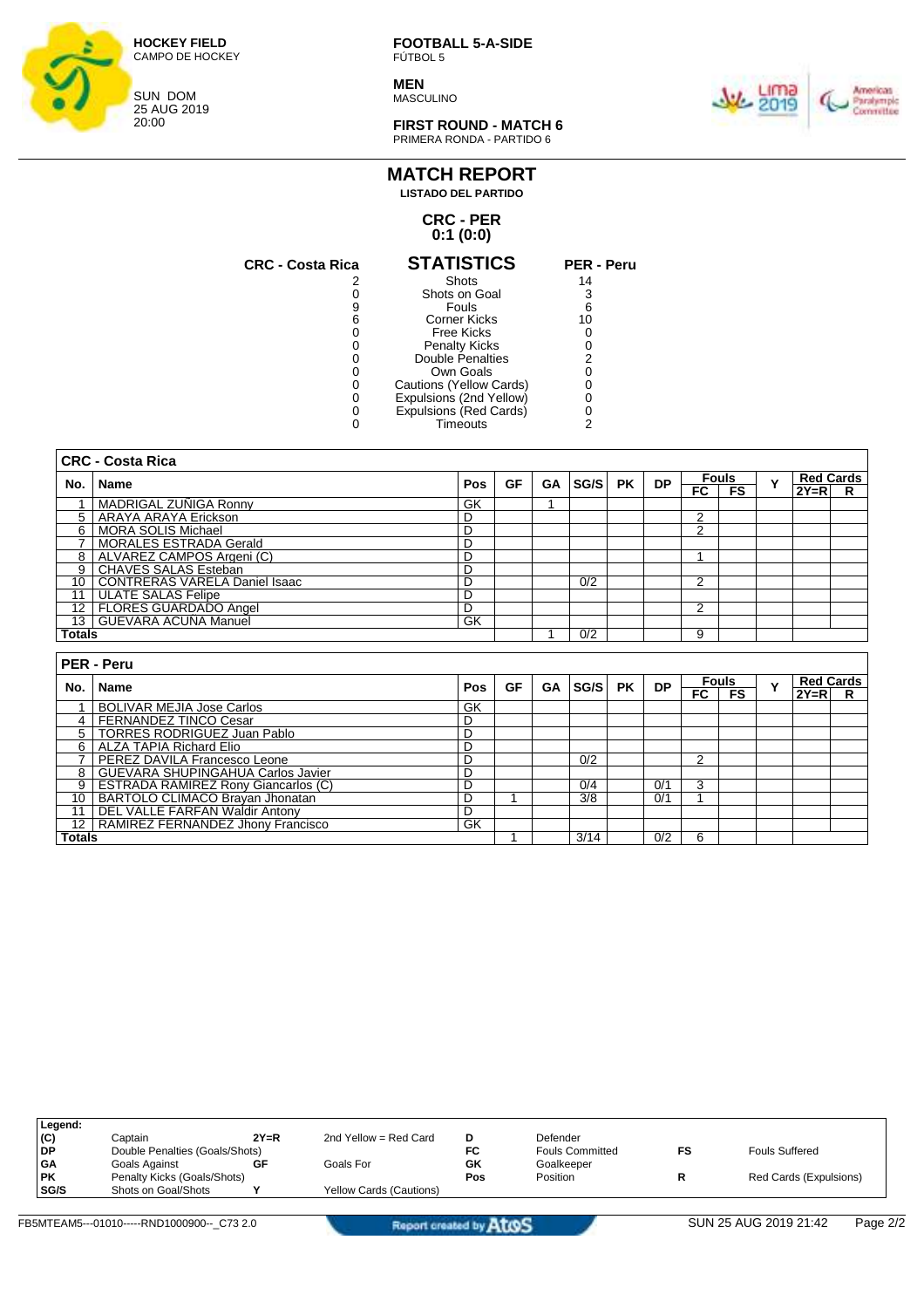HOCKEY FIELD
CAMPO DE HOCKEY

SUN DOM
25 AUG 2019
20:00

**FOOTBALL 5-A-SIDE**
FÚTBOL 5

**MEN**
MASCULINO

**FIRST ROUND - MATCH 6**
PRIMERA RONDA - PARTIDO 6

# MATCH REPORT
**LISTADO DEL PARTIDO**

## CRC - PER
## 0:1 (0:0)

| CRC - Costa Rica | STATISTICS | PER - Peru |
|---|---|---|
| 2 | Shots | 14 |
| 0 | Shots on Goal | 3 |
| 9 | Fouls | 6 |
| 6 | Corner Kicks | 10 |
| 0 | Free Kicks | 0 |
| 0 | Penalty Kicks | 0 |
| 0 | Double Penalties | 2 |
| 0 | Own Goals | 0 |
| 0 | Cautions (Yellow Cards) | 0 |
| 0 | Expulsions (2nd Yellow) | 0 |
| 0 | Expulsions (Red Cards) | 0 |
| 0 | Timeouts | 2 |

### CRC - Costa Rica

| No. | Name | Pos | GF | GA | SG/S | PK | DP | Fouls | | Y | Red Cards | |
|---|---|---|---|---|---|---|---|---|---|---|---|---|
| | | | | | | | | FC | FS | | 2Y=R | R |
| 1 | MADRIGAL ZUÑIGA Ronny | GK | | 1 | | | | | | | | |
| 5 | ARAYA ARAYA Erickson | D | | | | | | 2 | | | | |
| 6 | MORA SOLIS Michael | D | | | | | | 2 | | | | |
| 7 | MORALES ESTRADA Gerald | D | | | | | | | | | | |
| 8 | ALVAREZ CAMPOS Argeni (C) | D | | | | | | 1 | | | | |
| 9 | CHAVES SALAS Esteban | D | | | | | | | | | | |
| 10 | CONTRERAS VARELA Daniel Isaac | D | | | 0/2 | | | 2 | | | | |
| 11 | ULATE SALAS Felipe | D | | | | | | | | | | |
| 12 | FLORES GUARDADO Angel | D | | | | | | 2 | | | | |
| 13 | GUEVARA ACUÑA Manuel | GK | | | | | | | | | | |
| Totals | | | | 1 | 0/2 | | | 9 | | | | |

### PER - Peru

| No. | Name | Pos | GF | GA | SG/S | PK | DP | Fouls | | Y | Red Cards | |
|---|---|---|---|---|---|---|---|---|---|---|---|---|
| | | | | | | | | FC | FS | | 2Y=R | R |
| 1 | BOLIVAR MEJIA Jose Carlos | GK | | | | | | | | | | |
| 4 | FERNANDEZ TINCO Cesar | D | | | | | | | | | | |
| 5 | TORRES RODRIGUEZ Juan Pablo | D | | | | | | | | | | |
| 6 | ALZA TAPIA Richard Elio | D | | | | | | | | | | |
| 7 | PEREZ DAVILA Francesco Leone | D | | | 0/2 | | | 2 | | | | |
| 8 | GUEVARA SHUPINGAHUA Carlos Javier | D | | | | | | | | | | |
| 9 | ESTRADA RAMIREZ Rony Giancarlos (C) | D | | | 0/4 | | 0/1 | 3 | | | | |
| 10 | BARTOLO CLIMACO Brayan Jhonatan | D | 1 | | 3/8 | | 0/1 | 1 | | | | |
| 11 | DEL VALLE FARFAN Waldir Antony | D | | | | | | | | | | |
| 12 | RAMIREZ FERNANDEZ Jhony Francisco | GK | | | | | | | | | | |
| Totals | | | 1 | | 3/14 | | 0/2 | 6 | | | | |

**Legend:**

| | | | | | | | |
|---|---|---|---|---|---|---|---|
| (C) | Captain | 2Y=R | 2nd Yellow = Red Card | D | Defender | | |
| DP | Double Penalties (Goals/Shots) | | | FC | Fouls Committed | FS | Fouls Suffered |
| GA | Goals Against | GF | Goals For | GK | Goalkeeper | | |
| PK | Penalty Kicks (Goals/Shots) | | | Pos | Position | R | Red Cards (Expulsions) |
| SG/S | Shots on Goal/Shots | Y | Yellow Cards (Cautions) | | | | |

FB5MTEAM5---01010-----RND1000900--_C73 2.0 — Report created by AtoS — SUN 25 AUG 2019 21:42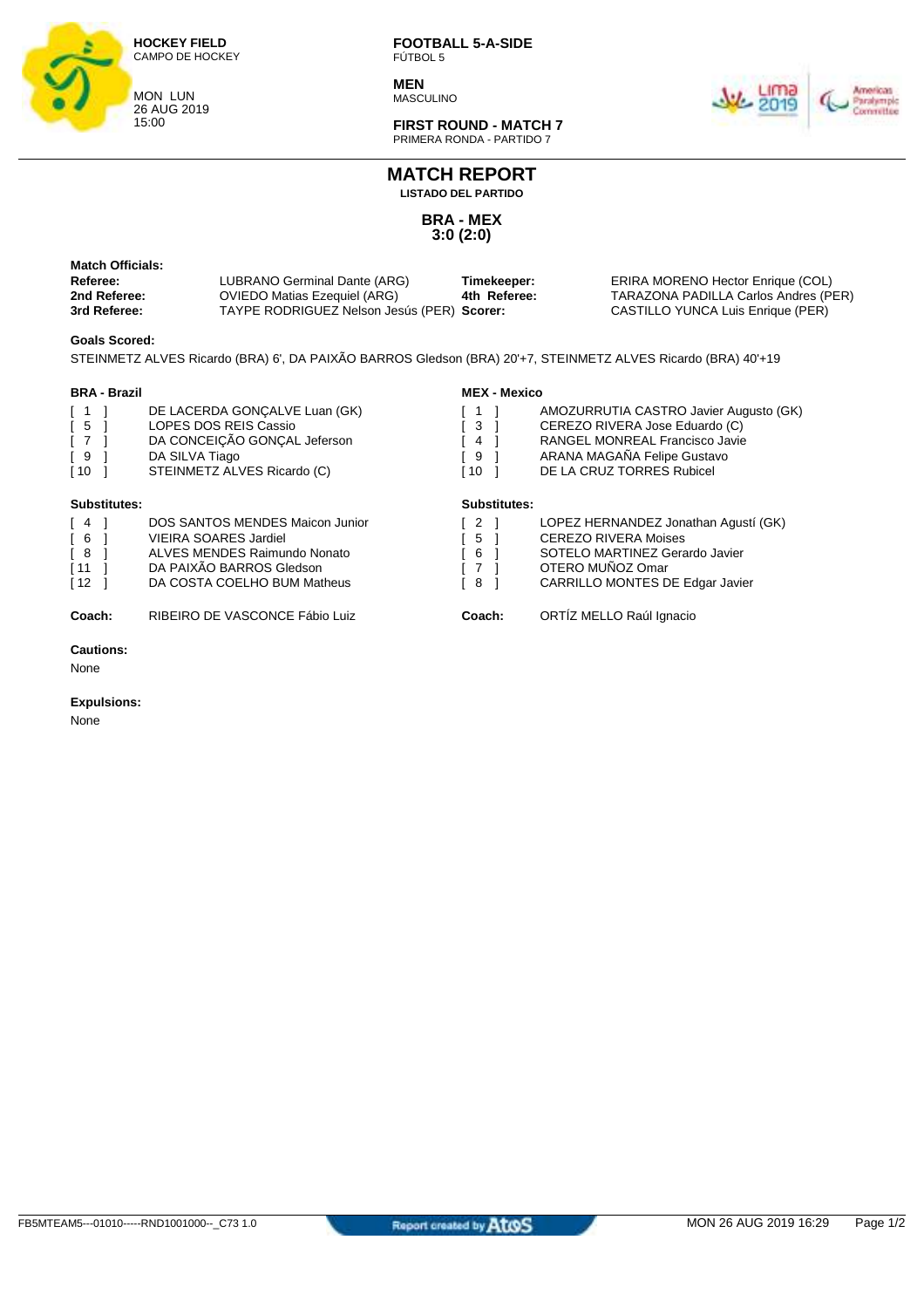**HOCKEY FIELD**
CAMPO DE HOCKEY

MON LUN
26 AUG 2019
15:00

**FOOTBALL 5-A-SIDE**
FÚTBOL 5

**MEN**
MASCULINO

**FIRST ROUND - MATCH 7**
PRIMERA RONDA - PARTIDO 7

# MATCH REPORT

**LISTADO DEL PARTIDO**

**BRA - MEX**
**3:0 (2:0)**

**Match Officials:**

| | | | |
|---|---|---|---|
| **Referee:** | LUBRANO Germinal Dante (ARG) | **Timekeeper:** | ERIRA MORENO Hector Enrique (COL) |
| **2nd Referee:** | OVIEDO Matias Ezequiel (ARG) | **4th Referee:** | TARAZONA PADILLA Carlos Andres (PER) |
| **3rd Referee:** | TAYPE RODRIGUEZ Nelson Jesús (PER) | **Scorer:** | CASTILLO YUNCA Luis Enrique (PER) |

**Goals Scored:**

STEINMETZ ALVES Ricardo (BRA) 6', DA PAIXÃO BARROS Gledson (BRA) 20'+7, STEINMETZ ALVES Ricardo (BRA) 40'+19

**BRA - Brazil**

| | |
|---|---|
| [ 1 ] | DE LACERDA GONÇALVE Luan (GK) |
| [ 5 ] | LOPES DOS REIS Cassio |
| [ 7 ] | DA CONCEIÇÃO GONÇAL Jeferson |
| [ 9 ] | DA SILVA Tiago |
| [ 10 ] | STEINMETZ ALVES Ricardo (C) |

**Substitutes:**

| | |
|---|---|
| [ 4 ] | DOS SANTOS MENDES Maicon Junior |
| [ 6 ] | VIEIRA SOARES Jardiel |
| [ 8 ] | ALVES MENDES Raimundo Nonato |
| [ 11 ] | DA PAIXÃO BARROS Gledson |
| [ 12 ] | DA COSTA COELHO BUM Matheus |

**Coach:** RIBEIRO DE VASCONCE Fábio Luiz

**MEX - Mexico**

| | |
|---|---|
| [ 1 ] | AMOZURRUTIA CASTRO Javier Augusto (GK) |
| [ 3 ] | CEREZO RIVERA Jose Eduardo (C) |
| [ 4 ] | RANGEL MONREAL Francisco Javie |
| [ 9 ] | ARANA MAGAÑA Felipe Gustavo |
| [ 10 ] | DE LA CRUZ TORRES Rubicel |

**Substitutes:**

| | |
|---|---|
| [ 2 ] | LOPEZ HERNANDEZ Jonathan Agustí (GK) |
| [ 5 ] | CEREZO RIVERA Moises |
| [ 6 ] | SOTELO MARTINEZ Gerardo Javier |
| [ 7 ] | OTERO MUÑOZ Omar |
| [ 8 ] | CARRILLO MONTES DE Edgar Javier |

**Coach:** ORTÍZ MELLO Raúl Ignacio

**Cautions:**

None

**Expulsions:**

None

FB5MTEAM5---01010-----RND1001000--_C73 1.0 | Report created by Atos | MON 26 AUG 2019 16:29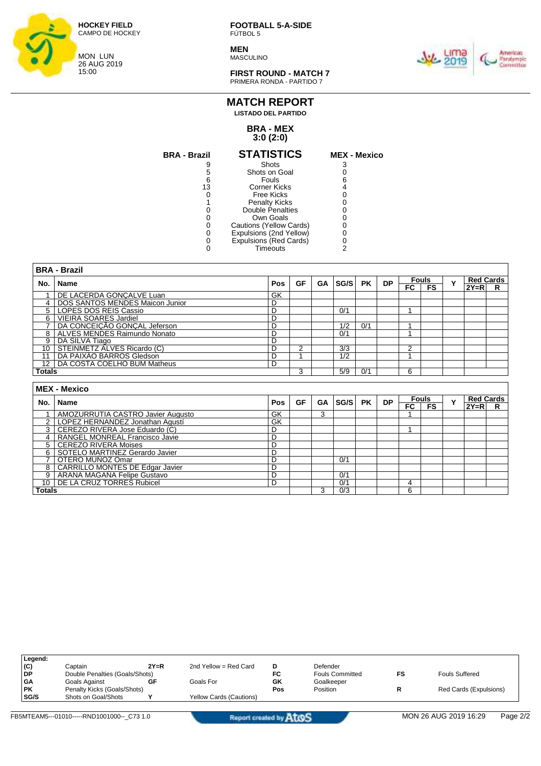**HOCKEY FIELD**
CAMPO DE HOCKEY

MON LUN
26 AUG 2019
15:00

**FOOTBALL 5-A-SIDE**
FÚTBOL 5

**MEN**
MASCULINO

**FIRST ROUND - MATCH 7**
PRIMERA RONDA - PARTIDO 7

# MATCH REPORT

**LISTADO DEL PARTIDO**

## BRA - MEX
## 3:0 (2:0)

| BRA - Brazil | STATISTICS | MEX - Mexico |
|---|---|---|
| 9 | Shots | 3 |
| 5 | Shots on Goal | 0 |
| 6 | Fouls | 6 |
| 13 | Corner Kicks | 4 |
| 0 | Free Kicks | 0 |
| 1 | Penalty Kicks | 0 |
| 0 | Double Penalties | 0 |
| 0 | Own Goals | 0 |
| 0 | Cautions (Yellow Cards) | 0 |
| 0 | Expulsions (2nd Yellow) | 0 |
| 0 | Expulsions (Red Cards) | 0 |
| 0 | Timeouts | 2 |

**BRA - Brazil**

| No. | Name | Pos | GF | GA | SG/S | PK | DP | Fouls | | Y | Red Cards | |
|---|---|---|---|---|---|---|---|---|---|---|---|---|
| | | | | | | | | FC | FS | | 2Y=R | R |
| 1 | DE LACERDA GONÇALVE Luan | GK | | | | | | | | | | |
| 4 | DOS SANTOS MENDES Maicon Junior | D | | | | | | | | | | |
| 5 | LOPES DOS REIS Cassio | D | | | 0/1 | | | 1 | | | | |
| 6 | VIEIRA SOARES Jardiel | D | | | | | | | | | | |
| 7 | DA CONCEIÇÃO GONÇAL Jeferson | D | | | 1/2 | 0/1 | | 1 | | | | |
| 8 | ALVES MENDES Raimundo Nonato | D | | | 0/1 | | | 1 | | | | |
| 9 | DA SILVA Tiago | D | | | | | | | | | | |
| 10 | STEINMETZ ÁLVES Ricardo (C) | D | 2 | | 3/3 | | | 2 | | | | |
| 11 | DA PAIXÃO BARROS Gledson | D | 1 | | 1/2 | | | 1 | | | | |
| 12 | DA COSTA COELHO BUM Matheus | D | | | | | | | | | | |
| Totals | | | 3 | | 5/9 | 0/1 | | 6 | | | | |

**MEX - Mexico**

| No. | Name | Pos | GF | GA | SG/S | PK | DP | Fouls | | Y | Red Cards | |
|---|---|---|---|---|---|---|---|---|---|---|---|---|
| | | | | | | | | FC | FS | | 2Y=R | R |
| 1 | AMOZURRUTIA CASTRO Javier Augusto | GK | | 3 | | | | 1 | | | | |
| 2 | LOPEZ HERNANDEZ Jonathan Agustí | GK | | | | | | | | | | |
| 3 | CEREZO RIVERA Jose Eduardo (C) | D | | | | | | 1 | | | | |
| 4 | RANGEL MONREAL Francisco Javie | D | | | | | | | | | | |
| 5 | CEREZO RIVERA Moises | D | | | | | | | | | | |
| 6 | SOTELO MARTINEZ Gerardo Javier | D | | | | | | | | | | |
| 7 | OTERO MUÑOZ Omar | D | | | 0/1 | | | | | | | |
| 8 | CARRILLO MONTES DE Edgar Javier | D | | | | | | | | | | |
| 9 | ARANA MAGANA Felipe Gustavo | D | | | 0/1 | | | | | | | |
| 10 | DE LA CRUZ TORRES Rubicel | D | | | 0/1 | | | 4 | | | | |
| Totals | | | | 3 | 0/3 | | | 6 | | | | |

**Legend:**

| | | | | | | | |
|---|---|---|---|---|---|---|---|
| (C) | Captain | 2Y=R | 2nd Yellow = Red Card | D | Defender | | |
| DP | Double Penalties (Goals/Shots) | | | FC | Fouls Committed | FS | Fouls Suffered |
| GA | Goals Against | GF | Goals For | GK | Goalkeeper | | |
| PK | Penalty Kicks (Goals/Shots) | | | Pos | Position | R | Red Cards (Expulsions) |
| SG/S | Shots on Goal/Shots | Y | Yellow Cards (Cautions) | | | | |

FB5MTEAM5---01010-----RND1001000--_C73 1.0 | Report created by Atos | MON 26 AUG 2019 16:29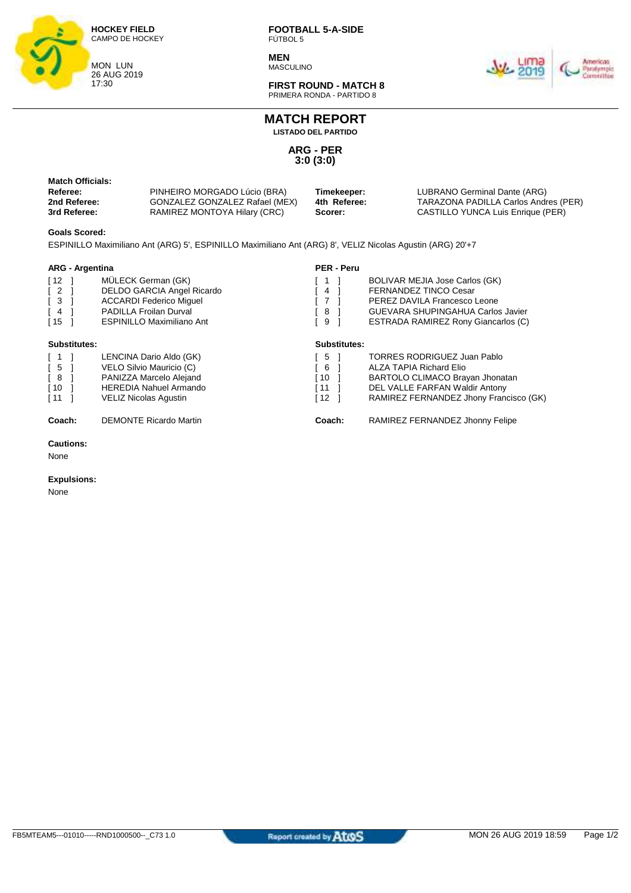**HOCKEY FIELD**
CAMPO DE HOCKEY

MON LUN
26 AUG 2019
17:30

**FOOTBALL 5-A-SIDE**
FÚTBOL 5

**MEN**
MASCULINO

**FIRST ROUND - MATCH 8**
PRIMERA RONDA - PARTIDO 8

# MATCH REPORT

**LISTADO DEL PARTIDO**

## ARG - PER
## 3:0 (3:0)

**Match Officials:**

| | | | |
|---|---|---|---|
| **Referee:** | PINHEIRO MORGADO Lúcio (BRA) | **Timekeeper:** | LUBRANO Germinal Dante (ARG) |
| **2nd Referee:** | GONZALEZ GONZALEZ Rafael (MEX) | **4th Referee:** | TARAZONA PADILLA Carlos Andres (PER) |
| **3rd Referee:** | RAMIREZ MONTOYA Hilary (CRC) | **Scorer:** | CASTILLO YUNCA Luis Enrique (PER) |

**Goals Scored:**

ESPINILLO Maximiliano Ant (ARG) 5', ESPINILLO Maximiliano Ant (ARG) 8', VELIZ Nicolas Agustin (ARG) 20'+7

**ARG - Argentina**

| | |
|---|---|
| [ 12 ] | MÜLECK German (GK) |
| [ 2 ] | DELDO GARCIA Angel Ricardo |
| [ 3 ] | ACCARDI Federico Miguel |
| [ 4 ] | PADILLA Froilan Durval |
| [ 15 ] | ESPINILLO Maximiliano Ant |

**Substitutes:**

| | |
|---|---|
| [ 1 ] | LENCINA Dario Aldo (GK) |
| [ 5 ] | VELO Silvio Mauricio (C) |
| [ 8 ] | PANIZZA Marcelo Alejand |
| [ 10 ] | HEREDIA Nahuel Armando |
| [ 11 ] | VELIZ Nicolas Agustin |

**Coach:** DEMONTE Ricardo Martin

**PER - Peru**

| | |
|---|---|
| [ 1 ] | BOLIVAR MEJIA Jose Carlos (GK) |
| [ 4 ] | FERNANDEZ TINCO Cesar |
| [ 7 ] | PEREZ DAVILA Francesco Leone |
| [ 8 ] | GUEVARA SHUPINGAHUA Carlos Javier |
| [ 9 ] | ESTRADA RAMIREZ Rony Giancarlos (C) |

**Substitutes:**

| | |
|---|---|
| [ 5 ] | TORRES RODRIGUEZ Juan Pablo |
| [ 6 ] | ALZA TAPIA Richard Elio |
| [ 10 ] | BARTOLO CLIMACO Brayan Jhonatan |
| [ 11 ] | DEL VALLE FARFAN Waldir Antony |
| [ 12 ] | RAMIREZ FERNANDEZ Jhony Francisco (GK) |

**Coach:** RAMIREZ FERNANDEZ Jhonny Felipe

**Cautions:**

None

**Expulsions:**

None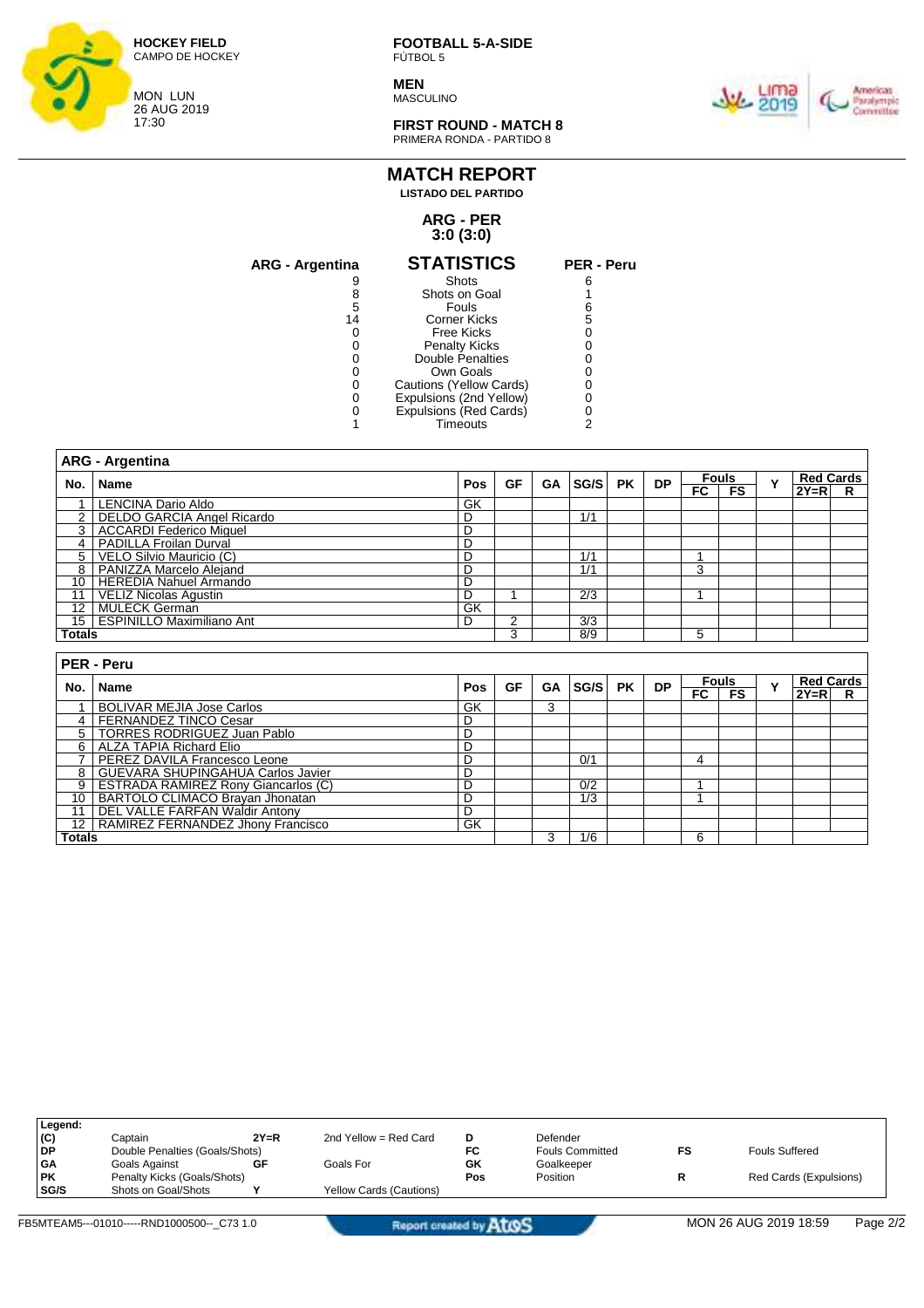**HOCKEY FIELD**
CAMPO DE HOCKEY

MON LUN
26 AUG 2019
17:30

**FOOTBALL 5-A-SIDE**
FÚTBOL 5

**MEN**
MASCULINO

**FIRST ROUND - MATCH 8**
PRIMERA RONDA - PARTIDO 8

# MATCH REPORT

**LISTADO DEL PARTIDO**

## ARG - PER
### 3:0 (3:0)

| ARG - Argentina | STATISTICS | PER - Peru |
|---|---|---|
| 9 | Shots | 6 |
| 8 | Shots on Goal | 1 |
| 5 | Fouls | 6 |
| 14 | Corner Kicks | 5 |
| 0 | Free Kicks | 0 |
| 0 | Penalty Kicks | 0 |
| 0 | Double Penalties | 0 |
| 0 | Own Goals | 0 |
| 0 | Cautions (Yellow Cards) | 0 |
| 0 | Expulsions (2nd Yellow) | 0 |
| 0 | Expulsions (Red Cards) | 0 |
| 1 | Timeouts | 2 |

**ARG - Argentina**

| No. | Name | Pos | GF | GA | SG/S | PK | DP | Fouls | | Y | Red Cards | |
|---|---|---|---|---|---|---|---|---|---|---|---|---|
| | | | | | | | | FC | FS | | 2Y=R | R |
| 1 | LENCINA Dario Aldo | GK | | | | | | | | | | |
| 2 | DELDO GARCIA Angel Ricardo | D | | | 1/1 | | | | | | | |
| 3 | ACCARDI Federico Miguel | D | | | | | | | | | | |
| 4 | PADILLA Froilan Durval | D | | | | | | | | | | |
| 5 | VELO Silvio Mauricio (C) | D | | | 1/1 | | | 1 | | | | |
| 8 | PANIZZA Marcelo Alejand | D | | | 1/1 | | | 3 | | | | |
| 10 | HEREDIA Nahuel Armando | D | | | | | | | | | | |
| 11 | VELIZ Nicolas Agustin | D | 1 | | 2/3 | | | 1 | | | | |
| 12 | MULECK German | GK | | | | | | | | | | |
| 15 | ESPINILLO Maximiliano Ant | D | 2 | | 3/3 | | | | | | | |
| **Totals** | | | 3 | | 8/9 | | | 5 | | | | |

**PER - Peru**

| No. | Name | Pos | GF | GA | SG/S | PK | DP | Fouls | | Y | Red Cards | |
|---|---|---|---|---|---|---|---|---|---|---|---|---|
| | | | | | | | | FC | FS | | 2Y=R | R |
| 1 | BOLIVAR MEJIA Jose Carlos | GK | | 3 | | | | | | | | |
| 4 | FERNANDEZ TINCO Cesar | D | | | | | | | | | | |
| 5 | TORRES RODRIGUEZ Juan Pablo | D | | | | | | | | | | |
| 6 | ALZA TAPIA Richard Elio | D | | | | | | | | | | |
| 7 | PEREZ DAVILA Francesco Leone | D | | | 0/1 | | | 4 | | | | |
| 8 | GUEVARA SHUPINGAHUA Carlos Javier | D | | | | | | | | | | |
| 9 | ESTRADA RAMIREZ Rony Giancarlos (C) | D | | | 0/2 | | | 1 | | | | |
| 10 | BARTOLO CLIMACO Brayan Jhonatan | D | | | 1/3 | | | 1 | | | | |
| 11 | DEL VALLE FARFAN Waldir Antony | D | | | | | | | | | | |
| 12 | RAMIREZ FERNANDEZ Jhony Francisco | GK | | | | | | | | | | |
| **Totals** | | | | 3 | 1/6 | | | 6 | | | | |

**Legend:**

| | | | | | | | |
|---|---|---|---|---|---|---|---|
| (C) | Captain | 2Y=R | 2nd Yellow = Red Card | D | Defender | | |
| DP | Double Penalties (Goals/Shots) | | | FC | Fouls Committed | FS | Fouls Suffered |
| GA | Goals Against | GF | Goals For | GK | Goalkeeper | | |
| PK | Penalty Kicks (Goals/Shots) | | | Pos | Position | R | Red Cards (Expulsions) |
| SG/S | Shots on Goal/Shots | Y | Yellow Cards (Cautions) | | | | |

FB5MTEAM5---01010-----RND1000500--_C73 1.0 — Report created by Atos — MON 26 AUG 2019 18:59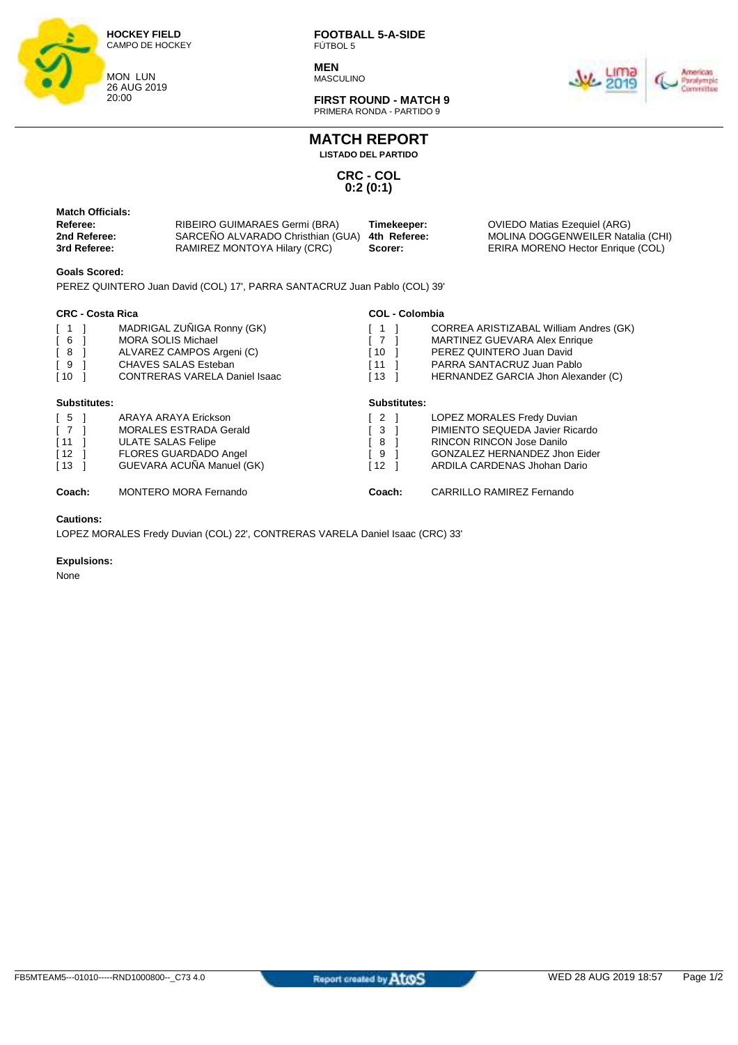**HOCKEY FIELD**
CAMPO DE HOCKEY

MON LUN
26 AUG 2019
20:00

**FOOTBALL 5-A-SIDE**
FÚTBOL 5

**MEN**
MASCULINO

**FIRST ROUND - MATCH 9**
PRIMERA RONDA - PARTIDO 9

# MATCH REPORT

**LISTADO DEL PARTIDO**

**CRC - COL**
**0:2 (0:1)**

**Match Officials:**

| | | | |
|---|---|---|---|
| **Referee:** | RIBEIRO GUIMARAES Germi (BRA) | **Timekeeper:** | OVIEDO Matias Ezequiel (ARG) |
| **2nd Referee:** | SARCEÑO ALVARADO Christhian (GUA) | **4th Referee:** | MOLINA DOGGENWEILER Natalia (CHI) |
| **3rd Referee:** | RAMIREZ MONTOYA Hilary (CRC) | **Scorer:** | ERIRA MORENO Hector Enrique (COL) |

**Goals Scored:**

PEREZ QUINTERO Juan David (COL) 17', PARRA SANTACRUZ Juan Pablo (COL) 39'

**CRC - Costa Rica**

| | |
|---|---|
| [ 1 ] | MADRIGAL ZUÑIGA Ronny (GK) |
| [ 6 ] | MORA SOLIS Michael |
| [ 8 ] | ALVAREZ CAMPOS Argeni (C) |
| [ 9 ] | CHAVES SALAS Esteban |
| [ 10 ] | CONTRERAS VARELA Daniel Isaac |

**Substitutes:**

| | |
|---|---|
| [ 5 ] | ARAYA ARAYA Erickson |
| [ 7 ] | MORALES ESTRADA Gerald |
| [ 11 ] | ULATE SALAS Felipe |
| [ 12 ] | FLORES GUARDADO Angel |
| [ 13 ] | GUEVARA ACUÑA Manuel (GK) |

**Coach:** MONTERO MORA Fernando

**COL - Colombia**

| | |
|---|---|
| [ 1 ] | CORREA ARISTIZABAL William Andres (GK) |
| [ 7 ] | MARTINEZ GUEVARA Alex Enrique |
| [ 10 ] | PEREZ QUINTERO Juan David |
| [ 11 ] | PARRA SANTACRUZ Juan Pablo |
| [ 13 ] | HERNANDEZ GARCIA Jhon Alexander (C) |

**Substitutes:**

| | |
|---|---|
| [ 2 ] | LOPEZ MORALES Fredy Duvian |
| [ 3 ] | PIMIENTO SEQUEDA Javier Ricardo |
| [ 8 ] | RINCON RINCON Jose Danilo |
| [ 9 ] | GONZALEZ HERNANDEZ Jhon Eider |
| [ 12 ] | ARDILA CARDENAS Jhohan Dario |

**Coach:** CARRILLO RAMIREZ Fernando

**Cautions:**

LOPEZ MORALES Fredy Duvian (COL) 22', CONTRERAS VARELA Daniel Isaac (CRC) 33'

**Expulsions:**

None

FB5MTEAM5---01010-----RND1000800--_C73 4.0 Report created by Atos WED 28 AUG 2019 18:57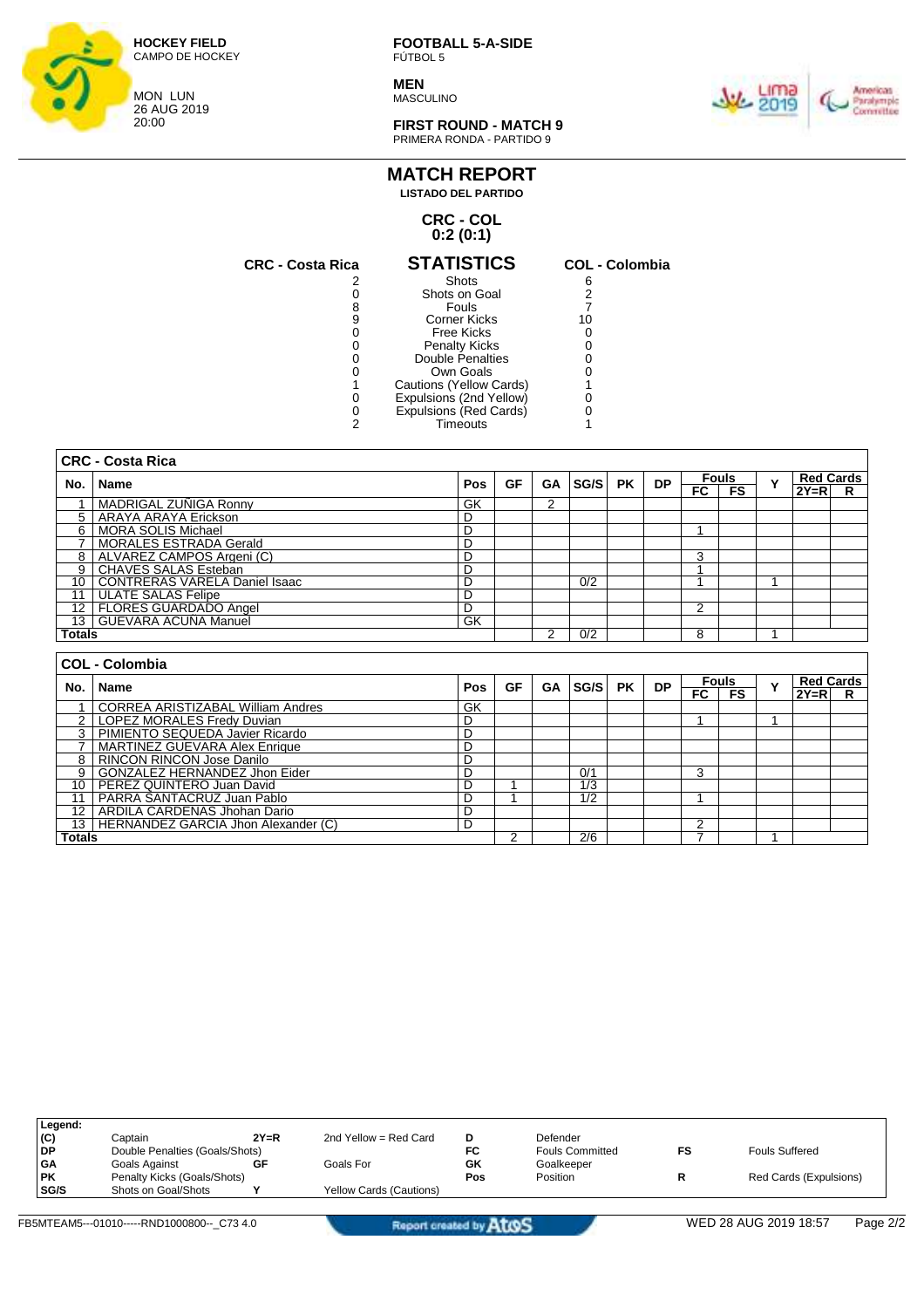HOCKEY FIELD
CAMPO DE HOCKEY

MON LUN
26 AUG 2019
20:00

**FOOTBALL 5-A-SIDE**
FÚTBOL 5

**MEN**
MASCULINO

**FIRST ROUND - MATCH 9**
PRIMERA RONDA - PARTIDO 9

# MATCH REPORT

**LISTADO DEL PARTIDO**

## CRC - COL
## 0:2 (0:1)

## STATISTICS

| CRC - Costa Rica | STATISTICS | COL - Colombia |
|---|---|---|
| 2 | Shots | 6 |
| 0 | Shots on Goal | 2 |
| 8 | Fouls | 7 |
| 9 | Corner Kicks | 10 |
| 0 | Free Kicks | 0 |
| 0 | Penalty Kicks | 0 |
| 0 | Double Penalties | 0 |
| 0 | Own Goals | 0 |
| 1 | Cautions (Yellow Cards) | 1 |
| 0 | Expulsions (2nd Yellow) | 0 |
| 0 | Expulsions (Red Cards) | 0 |
| 2 | Timeouts | 1 |

### CRC - Costa Rica

| No. | Name | Pos | GF | GA | SG/S | PK | DP | Fouls | | Y | Red Cards | |
|---|---|---|---|---|---|---|---|---|---|---|---|---|
| | | | | | | | | FC | FS | | 2Y=R | R |
| 1 | MADRIGAL ZUÑIGA Ronny | GK | | 2 | | | | | | | | |
| 5 | ARAYA ARAYA Erickson | D | | | | | | | | | | |
| 6 | MORA SOLIS Michael | D | | | | | | 1 | | | | |
| 7 | MORALES ESTRADA Gerald | D | | | | | | | | | | |
| 8 | ALVAREZ CAMPOS Argeni (C) | D | | | | | | 3 | | | | |
| 9 | CHAVES SALAS Esteban | D | | | | | | 1 | | | | |
| 10 | CONTRERAS VARELA Daniel Isaac | D | | | 0/2 | | | 1 | | 1 | | |
| 11 | ULATE SALAS Felipe | D | | | | | | | | | | |
| 12 | FLORES GUARDADO Angel | D | | | | | | 2 | | | | |
| 13 | GUEVARA ACUÑA Manuel | GK | | | | | | | | | | |
| Totals | | | | 2 | 0/2 | | | 8 | | 1 | | |

### COL - Colombia

| No. | Name | Pos | GF | GA | SG/S | PK | DP | Fouls | | Y | Red Cards | |
|---|---|---|---|---|---|---|---|---|---|---|---|---|
| | | | | | | | | FC | FS | | 2Y=R | R |
| 1 | CORREA ARISTIZABAL William Andres | GK | | | | | | | | | | |
| 2 | LOPEZ MORALES Fredy Duvian | D | | | | | | 1 | | 1 | | |
| 3 | PIMIENTO SEQUEDA Javier Ricardo | D | | | | | | | | | | |
| 7 | MARTINEZ GUEVARA Alex Enrique | D | | | | | | | | | | |
| 8 | RINCON RINCON Jose Danilo | D | | | | | | | | | | |
| 9 | GONZALEZ HERNANDEZ Jhon Eider | D | | | 0/1 | | | 3 | | | | |
| 10 | PEREZ QUINTERO Juan David | D | 1 | | 1/3 | | | | | | | |
| 11 | PARRA SANTACRUZ Juan Pablo | D | 1 | | 1/2 | | | 1 | | | | |
| 12 | ARDILA CARDENAS Jhohan Dario | D | | | | | | | | | | |
| 13 | HERNANDEZ GARCIA Jhon Alexander (C) | D | | | | | | 2 | | | | |
| Totals | | | 2 | | 2/6 | | | 7 | | 1 | | |

**Legend:**

| | | | | | | | |
|---|---|---|---|---|---|---|---|
| (C) | Captain | 2Y=R | 2nd Yellow = Red Card | D | Defender | | |
| DP | Double Penalties (Goals/Shots) | | | FC | Fouls Committed | FS | Fouls Suffered |
| GA | Goals Against | GF | Goals For | GK | Goalkeeper | | |
| PK | Penalty Kicks (Goals/Shots) | | | Pos | Position | R | Red Cards (Expulsions) |
| SG/S | Shots on Goal/Shots | Y | Yellow Cards (Cautions) | | | | |

FB5MTEAM5---01010-----RND1000800--_C73 4.0 Report created by AtoS WED 28 AUG 2019 18:57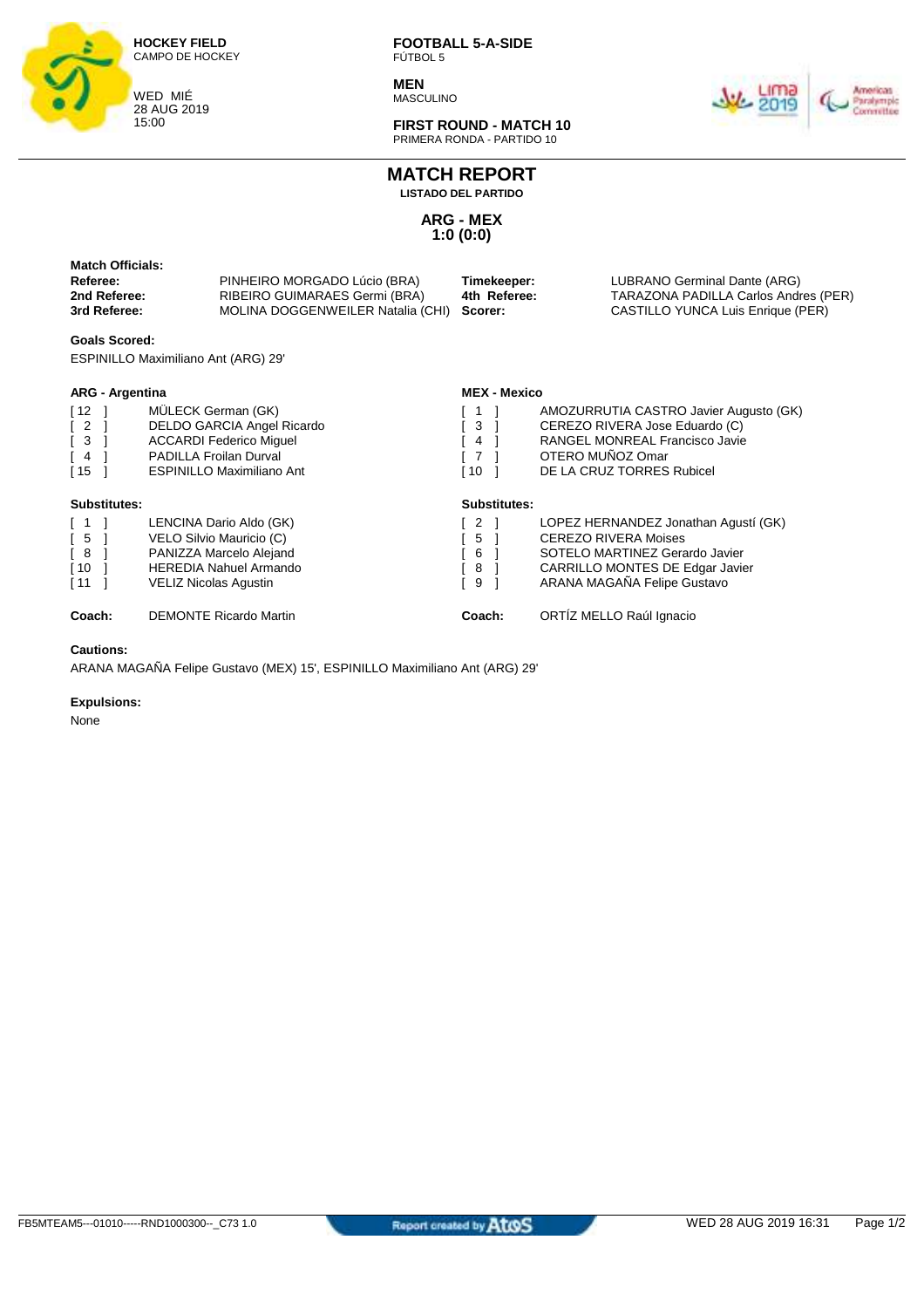**HOCKEY FIELD**
CAMPO DE HOCKEY

WED MIÉ
28 AUG 2019
15:00

**FOOTBALL 5-A-SIDE**
FÚTBOL 5

**MEN**
MASCULINO

**FIRST ROUND - MATCH 10**
PRIMERA RONDA - PARTIDO 10

# MATCH REPORT

**LISTADO DEL PARTIDO**

## ARG - MEX
## 1:0 (0:0)

**Match Officials:**

| | | | |
|---|---|---|---|
| **Referee:** | PINHEIRO MORGADO Lúcio (BRA) | **Timekeeper:** | LUBRANO Germinal Dante (ARG) |
| **2nd Referee:** | RIBEIRO GUIMARAES Germi (BRA) | **4th Referee:** | TARAZONA PADILLA Carlos Andres (PER) |
| **3rd Referee:** | MOLINA DOGGENWEILER Natalia (CHI) | **Scorer:** | CASTILLO YUNCA Luis Enrique (PER) |

**Goals Scored:**

ESPINILLO Maximiliano Ant (ARG) 29'

**ARG - Argentina**

[ 12 ] MÜLECK German (GK)
[ 2 ] DELDO GARCIA Angel Ricardo
[ 3 ] ACCARDI Federico Miguel
[ 4 ] PADILLA Froilan Durval
[ 15 ] ESPINILLO Maximiliano Ant

**Substitutes:**

[ 1 ] LENCINA Dario Aldo (GK)
[ 5 ] VELO Silvio Mauricio (C)
[ 8 ] PANIZZA Marcelo Alejand
[ 10 ] HEREDIA Nahuel Armando
[ 11 ] VELIZ Nicolas Agustin

**Coach:** DEMONTE Ricardo Martin

**MEX - Mexico**

[ 1 ] AMOZURRUTIA CASTRO Javier Augusto (GK)
[ 3 ] CEREZO RIVERA Jose Eduardo (C)
[ 4 ] RANGEL MONREAL Francisco Javie
[ 7 ] OTERO MUÑOZ Omar
[ 10 ] DE LA CRUZ TORRES Rubicel

**Substitutes:**

[ 2 ] LOPEZ HERNANDEZ Jonathan Agustí (GK)
[ 5 ] CEREZO RIVERA Moises
[ 6 ] SOTELO MARTINEZ Gerardo Javier
[ 8 ] CARRILLO MONTES DE Edgar Javier
[ 9 ] ARANA MAGAÑA Felipe Gustavo

**Coach:** ORTÍZ MELLO Raúl Ignacio

**Cautions:**

ARANA MAGAÑA Felipe Gustavo (MEX) 15', ESPINILLO Maximiliano Ant (ARG) 29'

**Expulsions:**

None

FB5MTEAM5---01010-----RND1000300--_C73 1.0 Report created by Atos WED 28 AUG 2019 16:31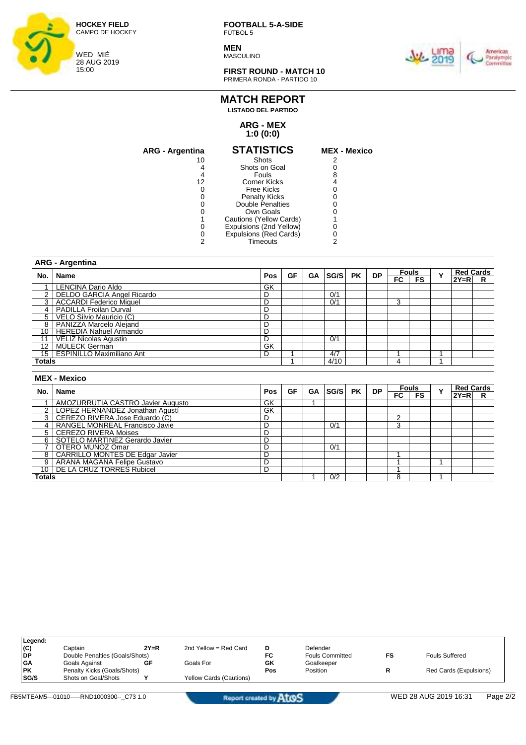**HOCKEY FIELD**
CAMPO DE HOCKEY

WED MIÉ
28 AUG 2019
15:00

**FOOTBALL 5-A-SIDE**
FÚTBOL 5

**MEN**
MASCULINO

**FIRST ROUND - MATCH 10**
PRIMERA RONDA - PARTIDO 10

# MATCH REPORT

**LISTADO DEL PARTIDO**

## ARG - MEX
## 1:0 (0:0)

## STATISTICS

| ARG - Argentina | STATISTICS | MEX - Mexico |
|---|---|---|
| 10 | Shots | 2 |
| 4 | Shots on Goal | 0 |
| 4 | Fouls | 8 |
| 12 | Corner Kicks | 4 |
| 0 | Free Kicks | 0 |
| 0 | Penalty Kicks | 0 |
| 0 | Double Penalties | 0 |
| 0 | Own Goals | 0 |
| 1 | Cautions (Yellow Cards) | 1 |
| 0 | Expulsions (2nd Yellow) | 0 |
| 0 | Expulsions (Red Cards) | 0 |
| 2 | Timeouts | 2 |

### ARG - Argentina

| No. | Name | Pos | GF | GA | SG/S | PK | DP | Fouls FC | Fouls FS | Y | Red Cards 2Y=R | Red Cards R |
|---|---|---|---|---|---|---|---|---|---|---|---|---|
| 1 | LENCINA Dario Aldo | GK | | | | | | | | | | |
| 2 | DELDO GARCIA Angel Ricardo | D | | | 0/1 | | | | | | | |
| 3 | ACCARDI Federico Miguel | D | | | 0/1 | | | 3 | | | | |
| 4 | PADILLA Froilan Durval | D | | | | | | | | | | |
| 5 | VELO Silvio Mauricio (C) | D | | | | | | | | | | |
| 8 | PANIZZA Marcelo Alejand | D | | | | | | | | | | |
| 10 | HEREDIA Nahuel Armando | D | | | | | | | | | | |
| 11 | VELIZ Nicolas Agustin | D | | | 0/1 | | | | | | | |
| 12 | MULECK German | GK | | | | | | | | | | |
| 15 | ESPINILLO Maximiliano Ant | D | 1 | | 4/7 | | | 1 | | 1 | | |
| **Totals** | | | 1 | | 4/10 | | | 4 | | 1 | | |

### MEX - Mexico

| No. | Name | Pos | GF | GA | SG/S | PK | DP | Fouls FC | Fouls FS | Y | Red Cards 2Y=R | Red Cards R |
|---|---|---|---|---|---|---|---|---|---|---|---|---|
| 1 | AMOZURRUTIA CASTRO Javier Augusto | GK | | 1 | | | | | | | | |
| 2 | LOPEZ HERNANDEZ Jonathan Agustí | GK | | | | | | | | | | |
| 3 | CEREZO RIVERA Jose Eduardo (C) | D | | | | | | 2 | | | | |
| 4 | RANGEL MONREAL Francisco Javie | D | | | 0/1 | | | 3 | | | | |
| 5 | CEREZO RIVERA Moises | D | | | | | | | | | | |
| 6 | SOTELO MARTINEZ Gerardo Javier | D | | | | | | | | | | |
| 7 | OTERO MUÑOZ Omar | D | | | 0/1 | | | | | | | |
| 8 | CARRILLO MONTES DE Edgar Javier | D | | | | | | 1 | | | | |
| 9 | ARANA MAGAÑA Felipe Gustavo | D | | | | | | 1 | | 1 | | |
| 10 | DE LA CRUZ TORRES Rubicel | D | | | | | | 1 | | | | |
| **Totals** | | | | 1 | 0/2 | | | 8 | | 1 | | |

**Legend:**

| | | | | | | | |
|---|---|---|---|---|---|---|---|
| (C) | Captain | 2Y=R | 2nd Yellow = Red Card | D | Defender | | |
| DP | Double Penalties (Goals/Shots) | | | FC | Fouls Committed | FS | Fouls Suffered |
| GA | Goals Against | GF | Goals For | GK | Goalkeeper | | |
| PK | Penalty Kicks (Goals/Shots) | | | Pos | Position | R | Red Cards (Expulsions) |
| SG/S | Shots on Goal/Shots | Y | Yellow Cards (Cautions) | | | | |

FB5MTEAM5---01010-----RND1000300--_C73 1.0 — Report created by Atos — WED 28 AUG 2019 16:31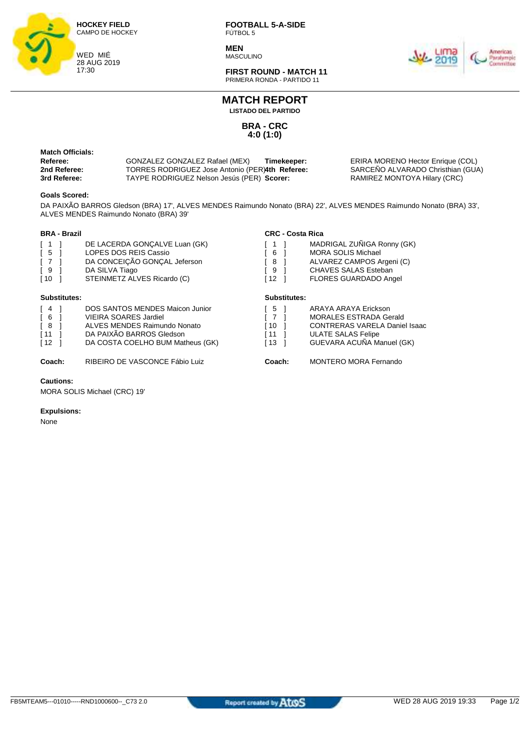**HOCKEY FIELD**
CAMPO DE HOCKEY

WED MIÉ
28 AUG 2019
17:30

**FOOTBALL 5-A-SIDE**
FÚTBOL 5

**MEN**
MASCULINO

**FIRST ROUND - MATCH 11**
PRIMERA RONDA - PARTIDO 11

# MATCH REPORT

**LISTADO DEL PARTIDO**

## BRA - CRC
## 4:0 (1:0)

**Match Officials:**

| | | | |
|---|---|---|---|
| **Referee:** | GONZALEZ GONZALEZ Rafael (MEX) | **Timekeeper:** | ERIRA MORENO Hector Enrique (COL) |
| **2nd Referee:** | TORRES RODRIGUEZ Jose Antonio (PER) | **4th Referee:** | SARCEÑO ALVARADO Christhian (GUA) |
| **3rd Referee:** | TAYPE RODRIGUEZ Nelson Jesús (PER) | **Scorer:** | RAMIREZ MONTOYA Hilary (CRC) |

**Goals Scored:**

DA PAIXÃO BARROS Gledson (BRA) 17', ALVES MENDES Raimundo Nonato (BRA) 22', ALVES MENDES Raimundo Nonato (BRA) 33', ALVES MENDES Raimundo Nonato (BRA) 39'

**BRA - Brazil**

| | |
|---|---|
| [ 1 ] | DE LACERDA GONÇALVE Luan (GK) |
| [ 5 ] | LOPES DOS REIS Cassio |
| [ 7 ] | DA CONCEIÇÃO GONÇAL Jeferson |
| [ 9 ] | DA SILVA Tiago |
| [ 10 ] | STEINMETZ ALVES Ricardo (C) |

**Substitutes:**

| | |
|---|---|
| [ 4 ] | DOS SANTOS MENDES Maicon Junior |
| [ 6 ] | VIEIRA SOARES Jardiel |
| [ 8 ] | ALVES MENDES Raimundo Nonato |
| [ 11 ] | DA PAIXÃO BARROS Gledson |
| [ 12 ] | DA COSTA COELHO BUM Matheus (GK) |

**Coach:** RIBEIRO DE VASCONCE Fábio Luiz

**CRC - Costa Rica**

| | |
|---|---|
| [ 1 ] | MADRIGAL ZUÑIGA Ronny (GK) |
| [ 6 ] | MORA SOLIS Michael |
| [ 8 ] | ALVAREZ CAMPOS Argeni (C) |
| [ 9 ] | CHAVES SALAS Esteban |
| [ 12 ] | FLORES GUARDADO Angel |

**Substitutes:**

| | |
|---|---|
| [ 5 ] | ARAYA ARAYA Erickson |
| [ 7 ] | MORALES ESTRADA Gerald |
| [ 10 ] | CONTRERAS VARELA Daniel Isaac |
| [ 11 ] | ULATE SALAS Felipe |
| [ 13 ] | GUEVARA ACUÑA Manuel (GK) |

**Coach:** MONTERO MORA Fernando

**Cautions:**

MORA SOLIS Michael (CRC) 19'

**Expulsions:**

None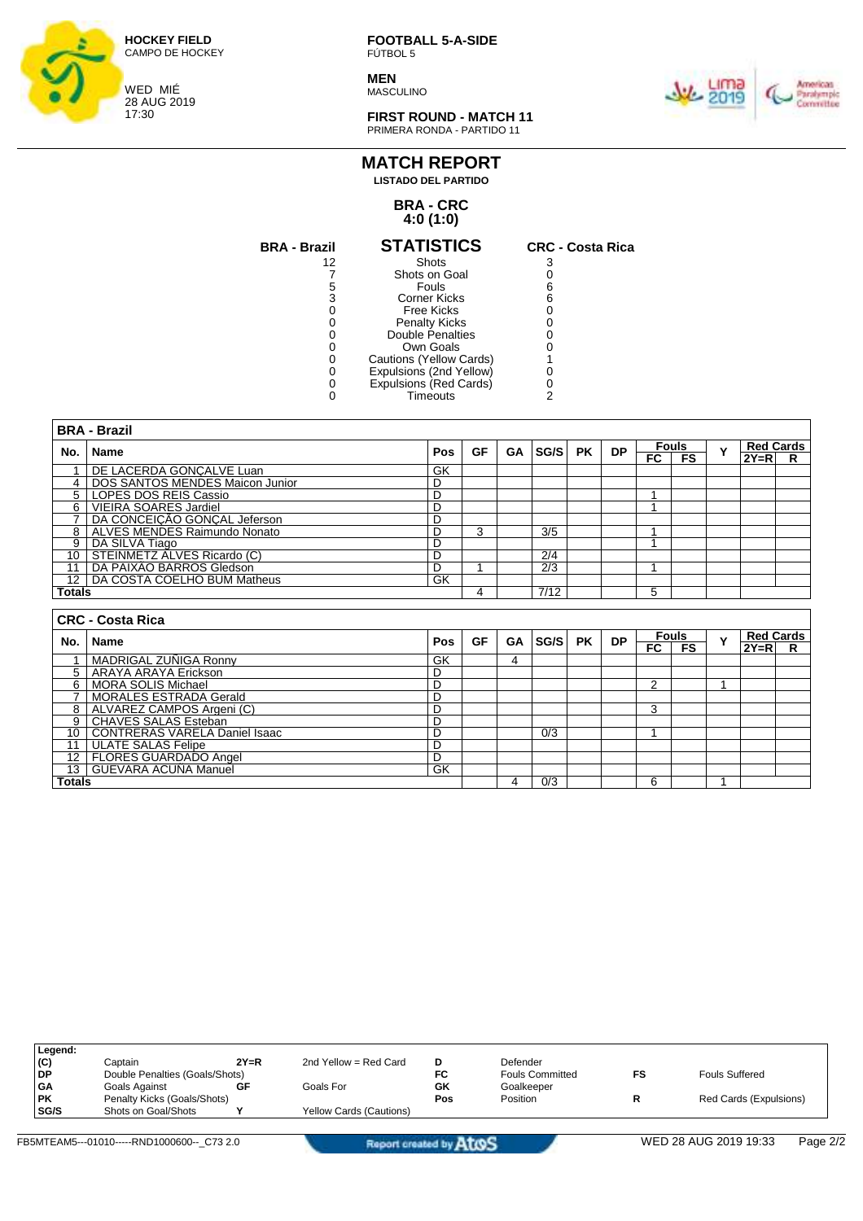**HOCKEY FIELD**
CAMPO DE HOCKEY

WED MIÉ
28 AUG 2019
17:30

**FOOTBALL 5-A-SIDE**
FÚTBOL 5

**MEN**
MASCULINO

**FIRST ROUND - MATCH 11**
PRIMERA RONDA - PARTIDO 11

# MATCH REPORT

**LISTADO DEL PARTIDO**

## BRA - CRC
## 4:0 (1:0)

| BRA - Brazil | STATISTICS | CRC - Costa Rica |
|---|---|---|
| 12 | Shots | 3 |
| 7 | Shots on Goal | 0 |
| 5 | Fouls | 6 |
| 3 | Corner Kicks | 6 |
| 0 | Free Kicks | 0 |
| 0 | Penalty Kicks | 0 |
| 0 | Double Penalties | 0 |
| 0 | Own Goals | 0 |
| 0 | Cautions (Yellow Cards) | 1 |
| 0 | Expulsions (2nd Yellow) | 0 |
| 0 | Expulsions (Red Cards) | 0 |
| 0 | Timeouts | 2 |

### BRA - Brazil

| No. | Name | Pos | GF | GA | SG/S | PK | DP | Fouls FC | Fouls FS | Y | Red Cards 2Y=R | Red Cards R |
|---|---|---|---|---|---|---|---|---|---|---|---|---|
| 1 | DE LACERDA GONÇALVE Luan | GK | | | | | | | | | | |
| 4 | DOS SANTOS MENDES Maicon Junior | D | | | | | | | | | | |
| 5 | LOPES DOS REIS Cassio | D | | | | | | 1 | | | | |
| 6 | VIEIRA SOARES Jardiel | D | | | | | | 1 | | | | |
| 7 | DA CONCEIÇÃO GONÇAL Jeferson | D | | | | | | | | | | |
| 8 | ALVES MENDES Raimundo Nonato | D | 3 | | 3/5 | | | 1 | | | | |
| 9 | DA SILVA Tiago | D | | | | | | 1 | | | | |
| 10 | STEINMETZ ALVES Ricardo (C) | D | | | 2/4 | | | | | | | |
| 11 | DA PAIXÃO BARROS Gledson | D | 1 | | 2/3 | | | 1 | | | | |
| 12 | DA COSTA COELHO BUM Matheus | GK | | | | | | | | | | |
| **Totals** | | | 4 | | 7/12 | | | 5 | | | | |

### CRC - Costa Rica

| No. | Name | Pos | GF | GA | SG/S | PK | DP | Fouls FC | Fouls FS | Y | Red Cards 2Y=R | Red Cards R |
|---|---|---|---|---|---|---|---|---|---|---|---|---|
| 1 | MADRIGAL ZUÑIGA Ronny | GK | | 4 | | | | | | | | |
| 5 | ARAYA ARAYA Erickson | D | | | | | | | | | | |
| 6 | MORA SOLIS Michael | D | | | | | | 2 | | 1 | | |
| 7 | MORALES ESTRADA Gerald | D | | | | | | | | | | |
| 8 | ALVAREZ CAMPOS Argeni (C) | D | | | | | | 3 | | | | |
| 9 | CHAVES SALAS Esteban | D | | | | | | | | | | |
| 10 | CONTRERAS VARELA Daniel Isaac | D | | | 0/3 | | | 1 | | | | |
| 11 | ULATE SALAS Felipe | D | | | | | | | | | | |
| 12 | FLORES GUARDADO Angel | D | | | | | | | | | | |
| 13 | GUEVARA ACUÑA Manuel | GK | | | | | | | | | | |
| **Totals** | | | | 4 | 0/3 | | | 6 | | 1 | | |

**Legend:**

| | | | | | | | |
|---|---|---|---|---|---|---|---|
| (C) | Captain | 2Y=R | 2nd Yellow = Red Card | D | Defender | | |
| DP | Double Penalties (Goals/Shots) | | | FC | Fouls Committed | FS | Fouls Suffered |
| GA | Goals Against | GF | Goals For | GK | Goalkeeper | | |
| PK | Penalty Kicks (Goals/Shots) | | | Pos | Position | R | Red Cards (Expulsions) |
| SG/S | Shots on Goal/Shots | Y | Yellow Cards (Cautions) | | | | |

FB5MTEAM5---01010-----RND1000600--_C73 2.0 — Report created by Atos — WED 28 AUG 2019 19:33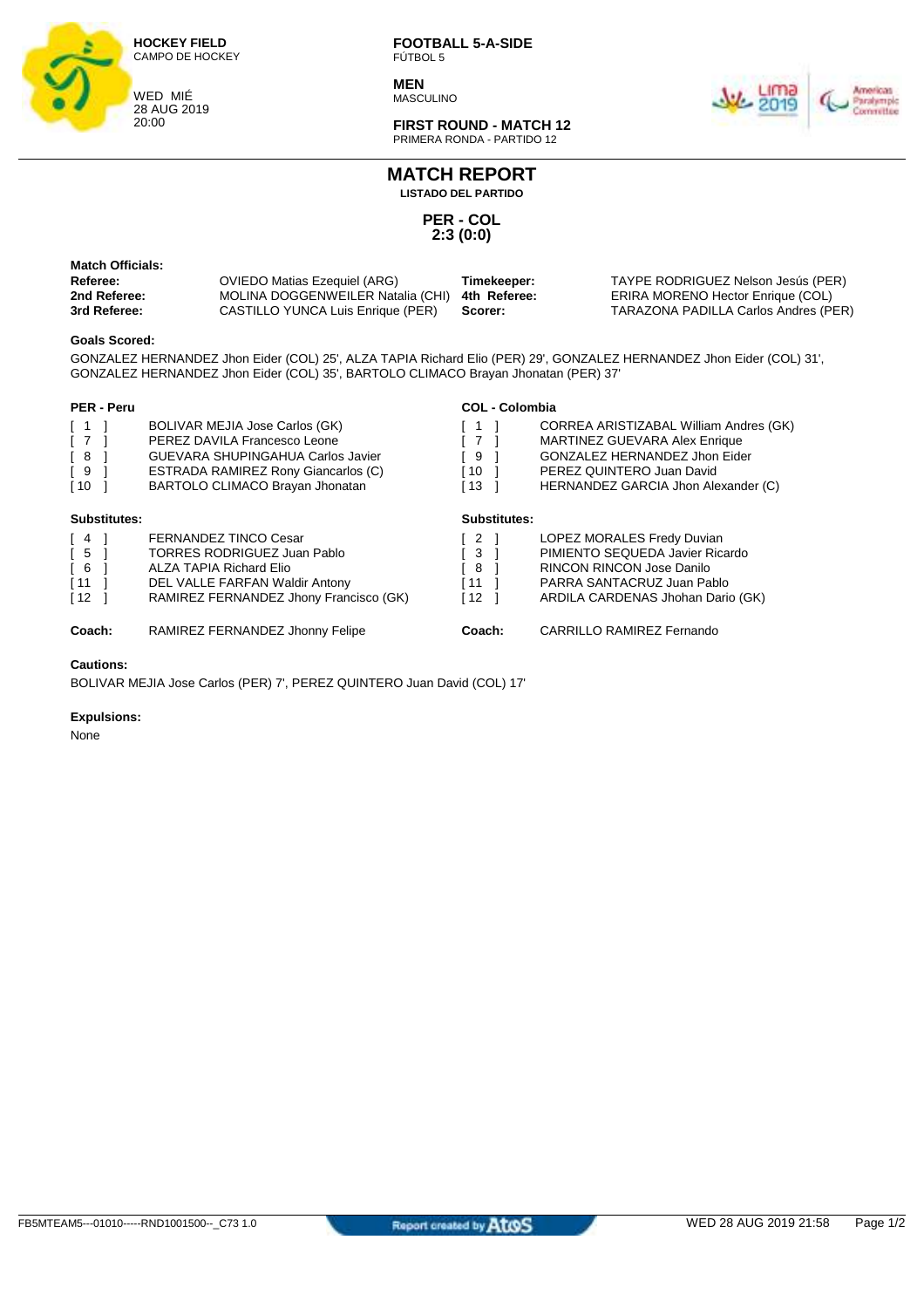**HOCKEY FIELD**
CAMPO DE HOCKEY

WED MIÉ
28 AUG 2019
20:00

**FOOTBALL 5-A-SIDE**
FÚTBOL 5

**MEN**
MASCULINO

**FIRST ROUND - MATCH 12**
PRIMERA RONDA - PARTIDO 12

# MATCH REPORT

**LISTADO DEL PARTIDO**

## PER - COL
## 2:3 (0:0)

**Match Officials:**

| | | | |
|---|---|---|---|
| **Referee:** | OVIEDO Matias Ezequiel (ARG) | **Timekeeper:** | TAYPE RODRIGUEZ Nelson Jesús (PER) |
| **2nd Referee:** | MOLINA DOGGENWEILER Natalia (CHI) | **4th Referee:** | ERIRA MORENO Hector Enrique (COL) |
| **3rd Referee:** | CASTILLO YUNCA Luis Enrique (PER) | **Scorer:** | TARAZONA PADILLA Carlos Andres (PER) |

**Goals Scored:**

GONZALEZ HERNANDEZ Jhon Eider (COL) 25', ALZA TAPIA Richard Elio (PER) 29', GONZALEZ HERNANDEZ Jhon Eider (COL) 31', GONZALEZ HERNANDEZ Jhon Eider (COL) 35', BARTOLO CLIMACO Brayan Jhonatan (PER) 37'

| PER - Peru | | COL - Colombia | |
|---|---|---|---|
| [ 1 ] | BOLIVAR MEJIA Jose Carlos (GK) | [ 1 ] | CORREA ARISTIZABAL William Andres (GK) |
| [ 7 ] | PEREZ DAVILA Francesco Leone | [ 7 ] | MARTINEZ GUEVARA Alex Enrique |
| [ 8 ] | GUEVARA SHUPINGAHUA Carlos Javier | [ 9 ] | GONZALEZ HERNANDEZ Jhon Eider |
| [ 9 ] | ESTRADA RAMIREZ Rony Giancarlos (C) | [ 10 ] | PEREZ QUINTERO Juan David |
| [ 10 ] | BARTOLO CLIMACO Brayan Jhonatan | [ 13 ] | HERNANDEZ GARCIA Jhon Alexander (C) |
| **Substitutes:** | | **Substitutes:** | |
| [ 4 ] | FERNANDEZ TINCO Cesar | [ 2 ] | LOPEZ MORALES Fredy Duvian |
| [ 5 ] | TORRES RODRIGUEZ Juan Pablo | [ 3 ] | PIMIENTO SEQUEDA Javier Ricardo |
| [ 6 ] | ALZA TAPIA Richard Elio | [ 8 ] | RINCON RINCON Jose Danilo |
| [ 11 ] | DEL VALLE FARFAN Waldir Antony | [ 11 ] | PARRA SANTACRUZ Juan Pablo |
| [ 12 ] | RAMIREZ FERNANDEZ Jhony Francisco (GK) | [ 12 ] | ARDILA CARDENAS Jhohan Dario (GK) |
| **Coach:** | RAMIREZ FERNANDEZ Jhonny Felipe | **Coach:** | CARRILLO RAMIREZ Fernando |

**Cautions:**

BOLIVAR MEJIA Jose Carlos (PER) 7', PEREZ QUINTERO Juan David (COL) 17'

**Expulsions:**

None

FB5MTEAM5---01010-----RND1001500--_C73 1.0 Report created by AtoS WED 28 AUG 2019 21:58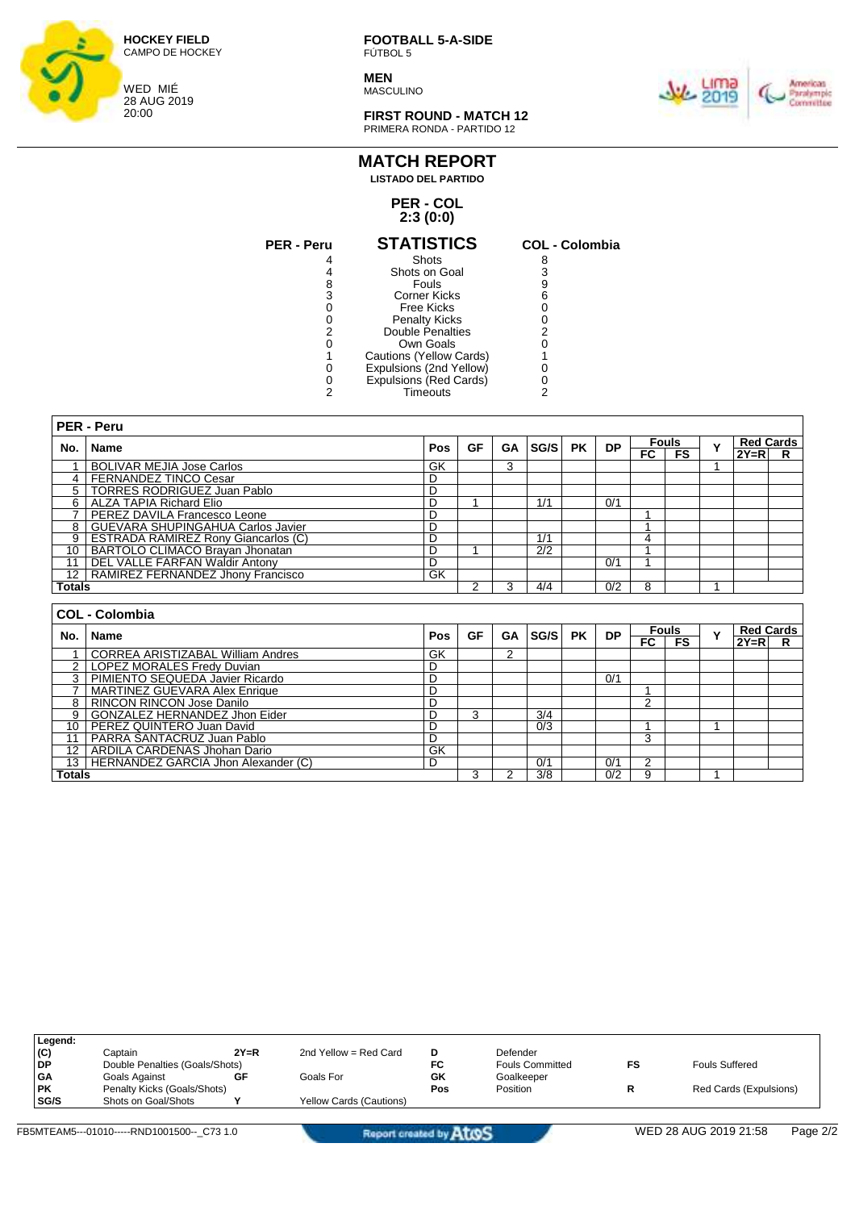**HOCKEY FIELD**
CAMPO DE HOCKEY

WED MIÉ
28 AUG 2019
20:00

**FOOTBALL 5-A-SIDE**
FÚTBOL 5

**MEN**
MASCULINO

**FIRST ROUND - MATCH 12**
PRIMERA RONDA - PARTIDO 12

# MATCH REPORT
**LISTADO DEL PARTIDO**

**PER - COL**
**2:3 (0:0)**

## STATISTICS

| PER - Peru | STATISTICS | COL - Colombia |
|---|---|---|
| 4 | Shots | 8 |
| 4 | Shots on Goal | 3 |
| 8 | Fouls | 9 |
| 3 | Corner Kicks | 6 |
| 0 | Free Kicks | 0 |
| 0 | Penalty Kicks | 0 |
| 2 | Double Penalties | 2 |
| 0 | Own Goals | 0 |
| 1 | Cautions (Yellow Cards) | 1 |
| 0 | Expulsions (2nd Yellow) | 0 |
| 0 | Expulsions (Red Cards) | 0 |
| 2 | Timeouts | 2 |

**PER - Peru**

| No. | Name | Pos | GF | GA | SG/S | PK | DP | Fouls | | Y | Red Cards | |
|---|---|---|---|---|---|---|---|---|---|---|---|---|
| | | | | | | | | FC | FS | | 2Y=R | R |
| 1 | BOLIVAR MEJIA Jose Carlos | GK | | 3 | | | | | | 1 | | |
| 4 | FERNANDEZ TINCO Cesar | D | | | | | | | | | | |
| 5 | TORRES RODRIGUEZ Juan Pablo | D | | | | | | | | | | |
| 6 | ALZA TAPIA Richard Elio | D | 1 | | 1/1 | | 0/1 | | | | | |
| 7 | PEREZ DAVILA Francesco Leone | D | | | | | | 1 | | | | |
| 8 | GUEVARA SHUPINGAHUA Carlos Javier | D | | | | | | 1 | | | | |
| 9 | ESTRADA RAMIREZ Rony Giancarlos (C) | D | | | 1/1 | | | 4 | | | | |
| 10 | BARTOLO CLIMACO Brayan Jhonatan | D | 1 | | 2/2 | | | 1 | | | | |
| 11 | DEL VALLE FARFAN Waldir Antony | D | | | | | 0/1 | 1 | | | | |
| 12 | RAMIREZ FERNANDEZ Jhony Francisco | GK | | | | | | | | | | |
| **Totals** | | | 2 | 3 | 4/4 | | 0/2 | 8 | | 1 | | |

**COL - Colombia**

| No. | Name | Pos | GF | GA | SG/S | PK | DP | Fouls | | Y | Red Cards | |
|---|---|---|---|---|---|---|---|---|---|---|---|---|
| | | | | | | | | FC | FS | | 2Y=R | R |
| 1 | CORREA ARISTIZABAL William Andres | GK | | 2 | | | | | | | | |
| 2 | LOPEZ MORALES Fredy Duvian | D | | | | | | | | | | |
| 3 | PIMIENTO SEQUEDA Javier Ricardo | D | | | | | 0/1 | | | | | |
| 7 | MARTINEZ GUEVARA Alex Enrique | D | | | | | | 1 | | | | |
| 8 | RINCON RINCON Jose Danilo | D | | | | | | 2 | | | | |
| 9 | GONZALEZ HERNANDEZ Jhon Eider | D | 3 | | 3/4 | | | | | | | |
| 10 | PEREZ QUINTERO Juan David | D | | | 0/3 | | | 1 | | 1 | | |
| 11 | PARRA SANTACRUZ Juan Pablo | D | | | | | | 3 | | | | |
| 12 | ARDILA CARDENAS Jhohan Dario | GK | | | | | | | | | | |
| 13 | HERNANDEZ GARCIA Jhon Alexander (C) | D | | | 0/1 | | 0/1 | 2 | | | | |
| **Totals** | | | 3 | 2 | 3/8 | | 0/2 | 9 | | 1 | | |

**Legend:**

| | | | | | | | |
|---|---|---|---|---|---|---|---|
| **(C)** | Captain | **2Y=R** | 2nd Yellow = Red Card | **D** | Defender | | |
| **DP** | Double Penalties (Goals/Shots) | | | **FC** | Fouls Committed | **FS** | Fouls Suffered |
| **GA** | Goals Against | **GF** | Goals For | **GK** | Goalkeeper | | |
| **PK** | Penalty Kicks (Goals/Shots) | | | **Pos** | Position | **R** | Red Cards (Expulsions) |
| **SG/S** | Shots on Goal/Shots | **Y** | Yellow Cards (Cautions) | | | | |

FB5MTEAM5---01010-----RND1001500--_C73 1.0 — Report created by Atos — WED 28 AUG 2019 21:58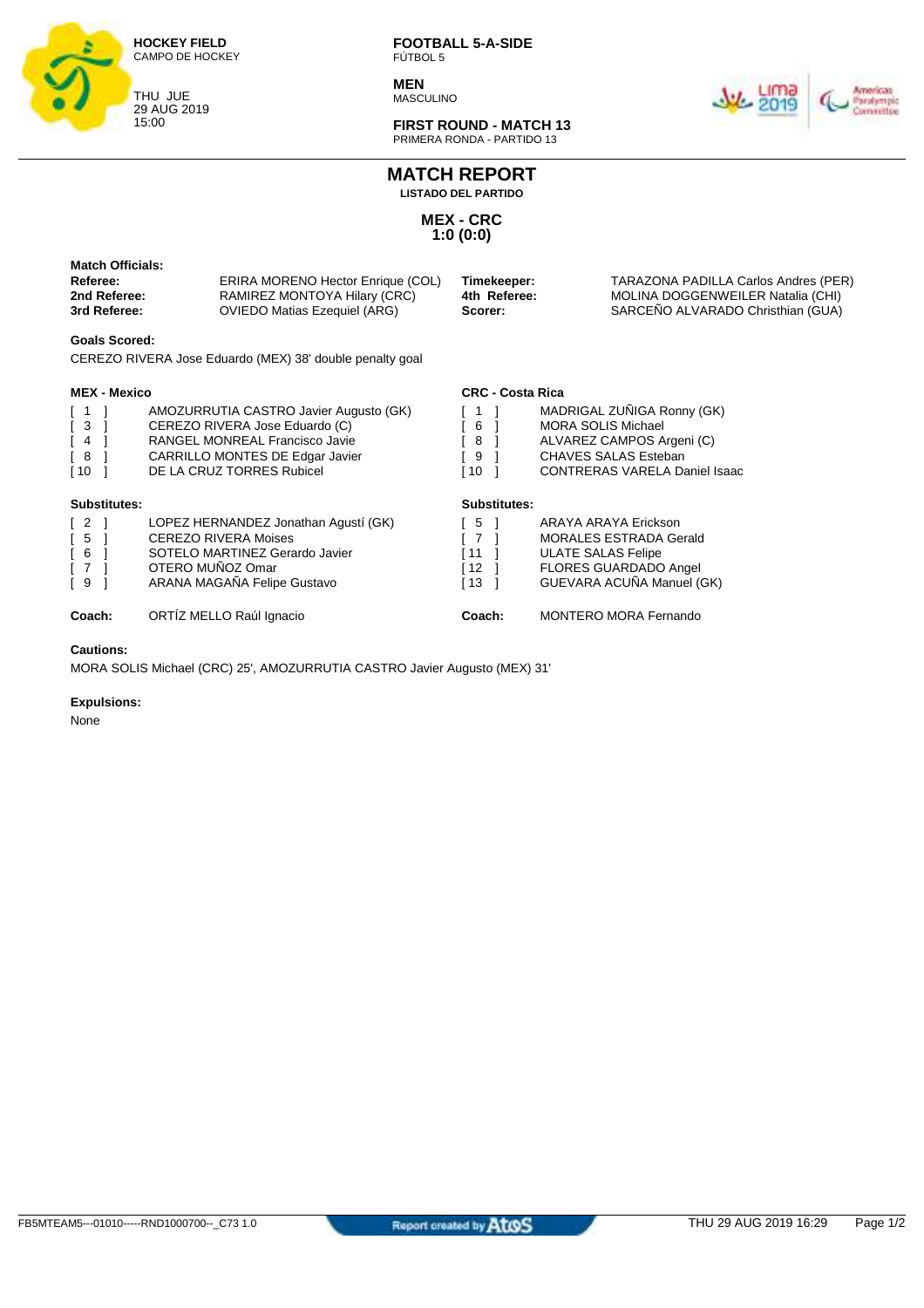**HOCKEY FIELD**
CAMPO DE HOCKEY

THU JUE
29 AUG 2019
15:00

**FOOTBALL 5-A-SIDE**
FÚTBOL 5

**MEN**
MASCULINO

**FIRST ROUND - MATCH 13**
PRIMERA RONDA - PARTIDO 13

# MATCH REPORT

**LISTADO DEL PARTIDO**

## MEX - CRC
## 1:0 (0:0)

**Match Officials:**

| | | | |
|---|---|---|---|
| **Referee:** | ERIRA MORENO Hector Enrique (COL) | **Timekeeper:** | TARAZONA PADILLA Carlos Andres (PER) |
| **2nd Referee:** | RAMIREZ MONTOYA Hilary (CRC) | **4th Referee:** | MOLINA DOGGENWEILER Natalia (CHI) |
| **3rd Referee:** | OVIEDO Matias Ezequiel (ARG) | **Scorer:** | SARCEÑO ALVARADO Christhian (GUA) |

**Goals Scored:**

CEREZO RIVERA Jose Eduardo (MEX) 38' double penalty goal

**MEX - Mexico**

[ 1 ] AMOZURRUTIA CASTRO Javier Augusto (GK)
[ 3 ] CEREZO RIVERA Jose Eduardo (C)
[ 4 ] RANGEL MONREAL Francisco Javie
[ 8 ] CARRILLO MONTES DE Edgar Javier
[ 10 ] DE LA CRUZ TORRES Rubicel

**Substitutes:**

[ 2 ] LOPEZ HERNANDEZ Jonathan Agustí (GK)
[ 5 ] CEREZO RIVERA Moises
[ 6 ] SOTELO MARTINEZ Gerardo Javier
[ 7 ] OTERO MUÑOZ Omar
[ 9 ] ARANA MAGAÑA Felipe Gustavo

**Coach:** ORTÍZ MELLO Raúl Ignacio

**CRC - Costa Rica**

[ 1 ] MADRIGAL ZUÑIGA Ronny (GK)
[ 6 ] MORA SOLIS Michael
[ 8 ] ALVAREZ CAMPOS Argeni (C)
[ 9 ] CHAVES SALAS Esteban
[ 10 ] CONTRERAS VARELA Daniel Isaac

**Substitutes:**

[ 5 ] ARAYA ARAYA Erickson
[ 7 ] MORALES ESTRADA Gerald
[ 11 ] ULATE SALAS Felipe
[ 12 ] FLORES GUARDADO Angel
[ 13 ] GUEVARA ACUÑA Manuel (GK)

**Coach:** MONTERO MORA Fernando

**Cautions:**

MORA SOLIS Michael (CRC) 25', AMOZURRUTIA CASTRO Javier Augusto (MEX) 31'

**Expulsions:**

None

FB5MTEAM5---01010-----RND1000700--_C73 1.0 Report created by Atos THU 29 AUG 2019 16:29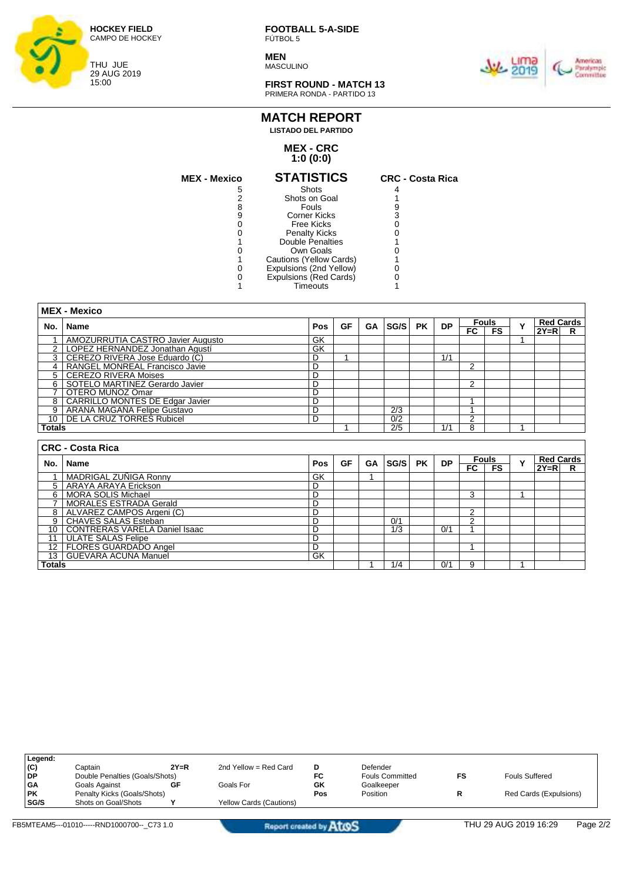HOCKEY FIELD
CAMPO DE HOCKEY

THU JUE
29 AUG 2019
15:00

**FOOTBALL 5-A-SIDE**
FÚTBOL 5

**MEN**
MASCULINO

**FIRST ROUND - MATCH 13**
PRIMERA RONDA - PARTIDO 13

# MATCH REPORT

**LISTADO DEL PARTIDO**

## MEX - CRC
## 1:0 (0:0)

| MEX - Mexico | STATISTICS | CRC - Costa Rica |
|---|---|---|
| 5 | Shots | 4 |
| 2 | Shots on Goal | 1 |
| 8 | Fouls | 9 |
| 9 | Corner Kicks | 3 |
| 0 | Free Kicks | 0 |
| 0 | Penalty Kicks | 0 |
| 1 | Double Penalties | 1 |
| 0 | Own Goals | 0 |
| 1 | Cautions (Yellow Cards) | 1 |
| 0 | Expulsions (2nd Yellow) | 0 |
| 0 | Expulsions (Red Cards) | 0 |
| 1 | Timeouts | 1 |

### MEX - Mexico

| No. | Name | Pos | GF | GA | SG/S | PK | DP | Fouls | | Y | Red Cards | |
|---|---|---|---|---|---|---|---|---|---|---|---|---|
| | | | | | | | | FC | FS | | 2Y=R | R |
| 1 | AMOZURRUTIA CASTRO Javier Augusto | GK | | | | | | | | 1 | | |
| 2 | LOPEZ HERNANDEZ Jonathan Agustí | GK | | | | | | | | | | |
| 3 | CEREZO RIVERA Jose Eduardo (C) | D | 1 | | | | 1/1 | | | | | |
| 4 | RANGEL MONREAL Francisco Javie | D | | | | | | 2 | | | | |
| 5 | CEREZO RIVERA Moises | D | | | | | | | | | | |
| 6 | SOTELO MARTINEZ Gerardo Javier | D | | | | | | 2 | | | | |
| 7 | OTERO MUÑOZ Omar | D | | | | | | | | | | |
| 8 | CARRILLO MONTES DE Edgar Javier | D | | | | | | 1 | | | | |
| 9 | ARANA MAGAÑA Felipe Gustavo | D | | | 2/3 | | | 1 | | | | |
| 10 | DE LA CRUZ TORRES Rubicel | D | | | 0/2 | | | 2 | | | | |
| **Totals** | | | 1 | | 2/5 | | 1/1 | 8 | | 1 | | |

### CRC - Costa Rica

| No. | Name | Pos | GF | GA | SG/S | PK | DP | Fouls | | Y | Red Cards | |
|---|---|---|---|---|---|---|---|---|---|---|---|---|
| | | | | | | | | FC | FS | | 2Y=R | R |
| 1 | MADRIGAL ZUÑIGA Ronny | GK | | 1 | | | | | | | | |
| 5 | ARAYA ARAYA Erickson | D | | | | | | | | | | |
| 6 | MORA SOLIS Michael | D | | | | | | 3 | | 1 | | |
| 7 | MORALES ESTRADA Gerald | D | | | | | | | | | | |
| 8 | ALVAREZ CAMPOS Argeni (C) | D | | | | | | 2 | | | | |
| 9 | CHAVES SALAS Esteban | D | | | 0/1 | | | 2 | | | | |
| 10 | CONTRERAS VARELA Daniel Isaac | D | | | 1/3 | | 0/1 | 1 | | | | |
| 11 | ULATE SALAS Felipe | D | | | | | | | | | | |
| 12 | FLORES GUARDADO Angel | D | | | | | | 1 | | | | |
| 13 | GUEVARA ACUÑA Manuel | GK | | | | | | | | | | |
| **Totals** | | | | 1 | 1/4 | | 0/1 | 9 | | 1 | | |

**Legend:**

| | | | | | | | |
|---|---|---|---|---|---|---|---|
| (C) | Captain | 2Y=R | 2nd Yellow = Red Card | D | Defender | | |
| DP | Double Penalties (Goals/Shots) | | | FC | Fouls Committed | FS | Fouls Suffered |
| GA | Goals Against | GF | Goals For | GK | Goalkeeper | | |
| PK | Penalty Kicks (Goals/Shots) | | | Pos | Position | R | Red Cards (Expulsions) |
| SG/S | Shots on Goal/Shots | Y | Yellow Cards (Cautions) | | | | |

FB5MTEAM5---01010-----RND1000700--_C73 1.0 | Report created by Atos | THU 29 AUG 2019 16:29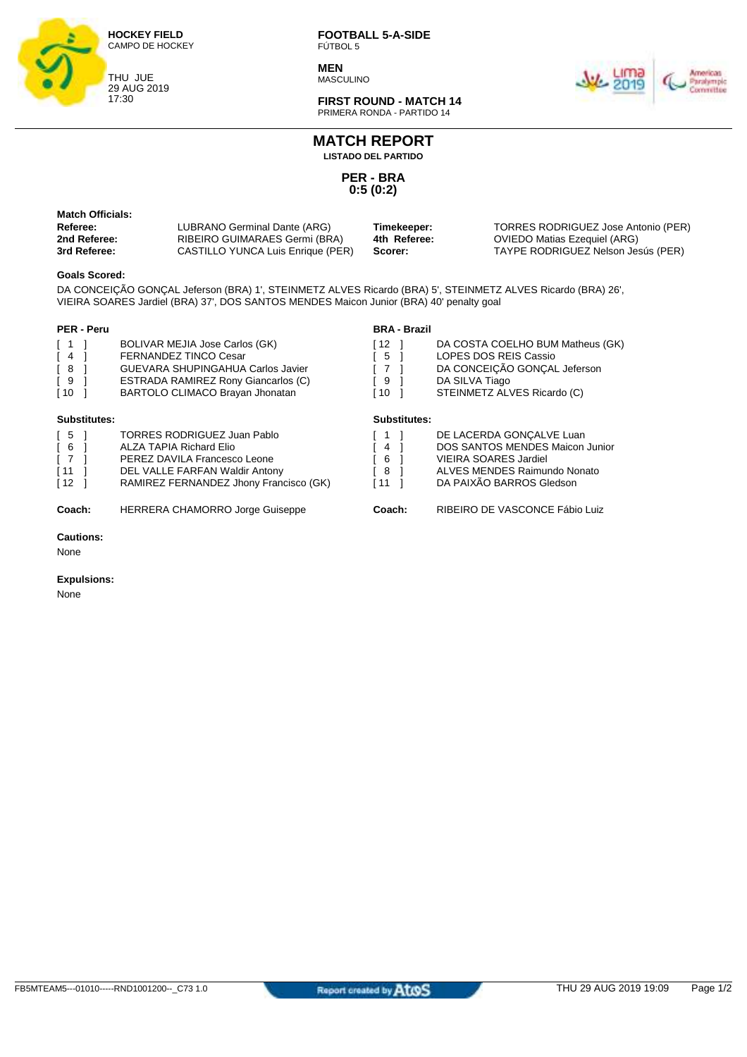**HOCKEY FIELD**
CAMPO DE HOCKEY

THU JUE
29 AUG 2019
17:30

**FOOTBALL 5-A-SIDE**
FÚTBOL 5

**MEN**
MASCULINO

**FIRST ROUND - MATCH 14**
PRIMERA RONDA - PARTIDO 14

# MATCH REPORT

**LISTADO DEL PARTIDO**

## PER - BRA
## 0:5 (0:2)

**Match Officials:**

| | | | |
|---|---|---|---|
| **Referee:** | LUBRANO Germinal Dante (ARG) | **Timekeeper:** | TORRES RODRIGUEZ Jose Antonio (PER) |
| **2nd Referee:** | RIBEIRO GUIMARAES Germi (BRA) | **4th Referee:** | OVIEDO Matias Ezequiel (ARG) |
| **3rd Referee:** | CASTILLO YUNCA Luis Enrique (PER) | **Scorer:** | TAYPE RODRIGUEZ Nelson Jesús (PER) |

**Goals Scored:**

DA CONCEIÇÃO GONÇAL Jeferson (BRA) 1', STEINMETZ ALVES Ricardo (BRA) 5', STEINMETZ ALVES Ricardo (BRA) 26', VIEIRA SOARES Jardiel (BRA) 37', DOS SANTOS MENDES Maicon Junior (BRA) 40' penalty goal

**PER - Peru**

| | |
|---|---|
| [ 1 ] | BOLIVAR MEJIA Jose Carlos (GK) |
| [ 4 ] | FERNANDEZ TINCO Cesar |
| [ 8 ] | GUEVARA SHUPINGAHUA Carlos Javier |
| [ 9 ] | ESTRADA RAMIREZ Rony Giancarlos (C) |
| [ 10 ] | BARTOLO CLIMACO Brayan Jhonatan |

**Substitutes:**

| | |
|---|---|
| [ 5 ] | TORRES RODRIGUEZ Juan Pablo |
| [ 6 ] | ALZA TAPIA Richard Elio |
| [ 7 ] | PEREZ DAVILA Francesco Leone |
| [ 11 ] | DEL VALLE FARFAN Waldir Antony |
| [ 12 ] | RAMIREZ FERNANDEZ Jhony Francisco (GK) |

**Coach:** HERRERA CHAMORRO Jorge Guiseppe

**BRA - Brazil**

| | |
|---|---|
| [ 12 ] | DA COSTA COELHO BUM Matheus (GK) |
| [ 5 ] | LOPES DOS REIS Cassio |
| [ 7 ] | DA CONCEIÇÃO GONÇAL Jeferson |
| [ 9 ] | DA SILVA Tiago |
| [ 10 ] | STEINMETZ ALVES Ricardo (C) |

**Substitutes:**

| | |
|---|---|
| [ 1 ] | DE LACERDA GONÇALVE Luan |
| [ 4 ] | DOS SANTOS MENDES Maicon Junior |
| [ 6 ] | VIEIRA SOARES Jardiel |
| [ 8 ] | ALVES MENDES Raimundo Nonato |
| [ 11 ] | DA PAIXÃO BARROS Gledson |

**Coach:** RIBEIRO DE VASCONCE Fábio Luiz

**Cautions:**

None

**Expulsions:**

None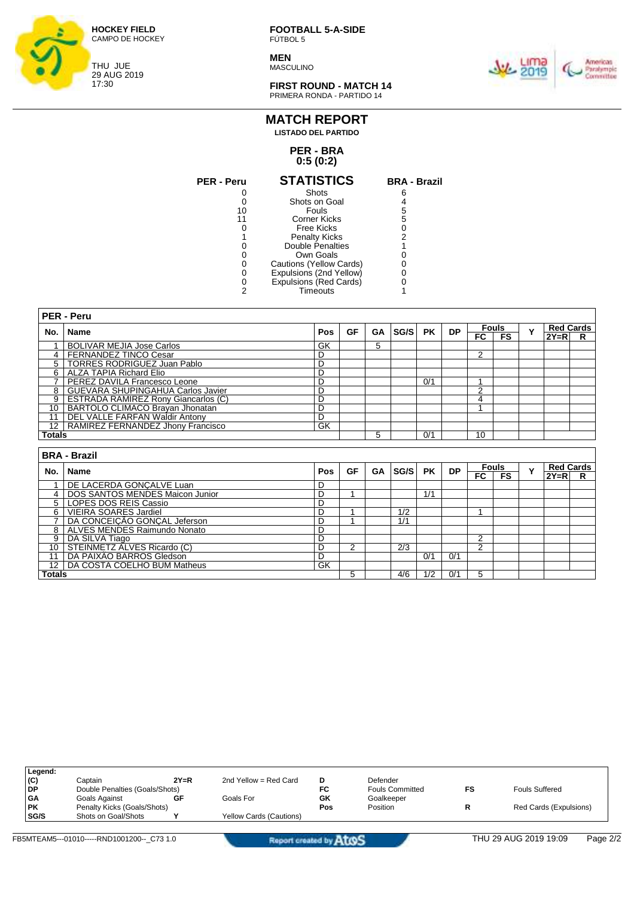HOCKEY FIELD
CAMPO DE HOCKEY

THU JUE
29 AUG 2019
17:30

**FOOTBALL 5-A-SIDE**
FÚTBOL 5

**MEN**
MASCULINO

**FIRST ROUND - MATCH 14**
PRIMERA RONDA - PARTIDO 14

# MATCH REPORT
**LISTADO DEL PARTIDO**

## PER - BRA
## 0:5 (0:2)

| PER - Peru | STATISTICS | BRA - Brazil |
|---|---|---|
| 0 | Shots | 6 |
| 0 | Shots on Goal | 4 |
| 10 | Fouls | 5 |
| 11 | Corner Kicks | 5 |
| 0 | Free Kicks | 0 |
| 1 | Penalty Kicks | 2 |
| 0 | Double Penalties | 1 |
| 0 | Own Goals | 0 |
| 0 | Cautions (Yellow Cards) | 0 |
| 0 | Expulsions (2nd Yellow) | 0 |
| 0 | Expulsions (Red Cards) | 0 |
| 2 | Timeouts | 1 |

**PER - Peru**

| No. | Name | Pos | GF | GA | SG/S | PK | DP | Fouls | | Y | Red Cards | |
|---|---|---|---|---|---|---|---|---|---|---|---|---|
| | | | | | | | | FC | FS | | 2Y=R | R |
| 1 | BOLIVAR MEJIA Jose Carlos | GK | | 5 | | | | | | | | |
| 4 | FERNANDEZ TINCO Cesar | D | | | | | | 2 | | | | |
| 5 | TORRES RODRIGUEZ Juan Pablo | D | | | | | | | | | | |
| 6 | ALZA TAPIA Richard Elio | D | | | | | | | | | | |
| 7 | PEREZ DAVILA Francesco Leone | D | | | | 0/1 | | 1 | | | | |
| 8 | GUEVARA SHUPINGAHUA Carlos Javier | D | | | | | | 2 | | | | |
| 9 | ESTRADA RAMIREZ Rony Giancarlos (C) | D | | | | | | 4 | | | | |
| 10 | BARTOLO CLIMACO Brayan Jhonatan | D | | | | | | 1 | | | | |
| 11 | DEL VALLE FARFAN Waldir Antony | D | | | | | | | | | | |
| 12 | RAMIREZ FERNANDEZ Jhony Francisco | GK | | | | | | | | | | |
| **Totals** | | | | 5 | | 0/1 | | 10 | | | | |

**BRA - Brazil**

| No. | Name | Pos | GF | GA | SG/S | PK | DP | Fouls | | Y | Red Cards | |
|---|---|---|---|---|---|---|---|---|---|---|---|---|
| | | | | | | | | FC | FS | | 2Y=R | R |
| 1 | DE LACERDA GONÇALVE Luan | D | | | | | | | | | | |
| 4 | DOS SANTOS MENDES Maicon Junior | D | 1 | | | 1/1 | | | | | | |
| 5 | LOPES DOS REIS Cassio | D | | | | | | | | | | |
| 6 | VIEIRA SOARES Jardiel | D | 1 | | 1/2 | | | 1 | | | | |
| 7 | DA CONCEIÇÃO GONÇAL Jeferson | D | 1 | | 1/1 | | | | | | | |
| 8 | ALVES MENDES Raimundo Nonato | D | | | | | | | | | | |
| 9 | DA SILVA Tiago | D | | | | | | 2 | | | | |
| 10 | STEINMETZ ALVES Ricardo (C) | D | 2 | | 2/3 | | | 2 | | | | |
| 11 | DA PAIXÃO BARROS Gledson | D | | | | 0/1 | 0/1 | | | | | |
| 12 | DA COSTA COELHO BUM Matheus | GK | | | | | | | | | | |
| **Totals** | | | 5 | | 4/6 | 1/2 | 0/1 | 5 | | | | |

**Legend:**

| | | | | | | | |
|---|---|---|---|---|---|---|---|
| (C) | Captain | 2Y=R | 2nd Yellow = Red Card | D | Defender | | |
| DP | Double Penalties (Goals/Shots) | | | FC | Fouls Committed | FS | Fouls Suffered |
| GA | Goals Against | GF | Goals For | GK | Goalkeeper | | |
| PK | Penalty Kicks (Goals/Shots) | | | Pos | Position | R | Red Cards (Expulsions) |
| SG/S | Shots on Goal/Shots | Y | Yellow Cards (Cautions) | | | | |

FB5MTEAM5---01010-----RND1001200--_C73 1.0

Report created by Atos

THU 29 AUG 2019 19:09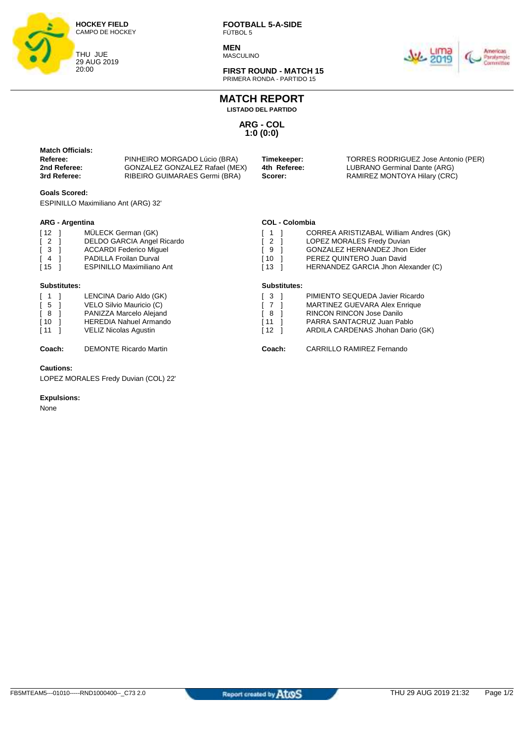**HOCKEY FIELD**
CAMPO DE HOCKEY

THU JUE
29 AUG 2019
20:00

**FOOTBALL 5-A-SIDE**
FÚTBOL 5

**MEN**
MASCULINO

**FIRST ROUND - MATCH 15**
PRIMERA RONDA - PARTIDO 15

# MATCH REPORT

**LISTADO DEL PARTIDO**

## ARG - COL
## 1:0 (0:0)

**Match Officials:**

| | | | |
|---|---|---|---|
| **Referee:** | PINHEIRO MORGADO Lúcio (BRA) | **Timekeeper:** | TORRES RODRIGUEZ Jose Antonio (PER) |
| **2nd Referee:** | GONZALEZ GONZALEZ Rafael (MEX) | **4th Referee:** | LUBRANO Germinal Dante (ARG) |
| **3rd Referee:** | RIBEIRO GUIMARAES Germi (BRA) | **Scorer:** | RAMIREZ MONTOYA Hilary (CRC) |

**Goals Scored:**

ESPINILLO Maximiliano Ant (ARG) 32'

**ARG - Argentina**

| No. | Name |
|---|---|
| [ 12 ] | MÜLECK German (GK) |
| [ 2 ] | DELDO GARCIA Angel Ricardo |
| [ 3 ] | ACCARDI Federico Miguel |
| [ 4 ] | PADILLA Froilan Durval |
| [ 15 ] | ESPINILLO Maximiliano Ant |

**Substitutes:**

| No. | Name |
|---|---|
| [ 1 ] | LENCINA Dario Aldo (GK) |
| [ 5 ] | VELO Silvio Mauricio (C) |
| [ 8 ] | PANIZZA Marcelo Alejand |
| [ 10 ] | HEREDIA Nahuel Armando |
| [ 11 ] | VELIZ Nicolas Agustin |

**Coach:** DEMONTE Ricardo Martin

**COL - Colombia**

| No. | Name |
|---|---|
| [ 1 ] | CORREA ARISTIZABAL William Andres (GK) |
| [ 2 ] | LOPEZ MORALES Fredy Duvian |
| [ 9 ] | GONZALEZ HERNANDEZ Jhon Eider |
| [ 10 ] | PEREZ QUINTERO Juan David |
| [ 13 ] | HERNANDEZ GARCIA Jhon Alexander (C) |

**Substitutes:**

| No. | Name |
|---|---|
| [ 3 ] | PIMIENTO SEQUEDA Javier Ricardo |
| [ 7 ] | MARTINEZ GUEVARA Alex Enrique |
| [ 8 ] | RINCON RINCON Jose Danilo |
| [ 11 ] | PARRA SANTACRUZ Juan Pablo |
| [ 12 ] | ARDILA CARDENAS Jhohan Dario (GK) |

**Coach:** CARRILLO RAMIREZ Fernando

**Cautions:**

LOPEZ MORALES Fredy Duvian (COL) 22'

**Expulsions:**

None

FB5MTEAM5---01010-----RND1000400--_C73 2.0    Report created by Atos    THU 29 AUG 2019 21:32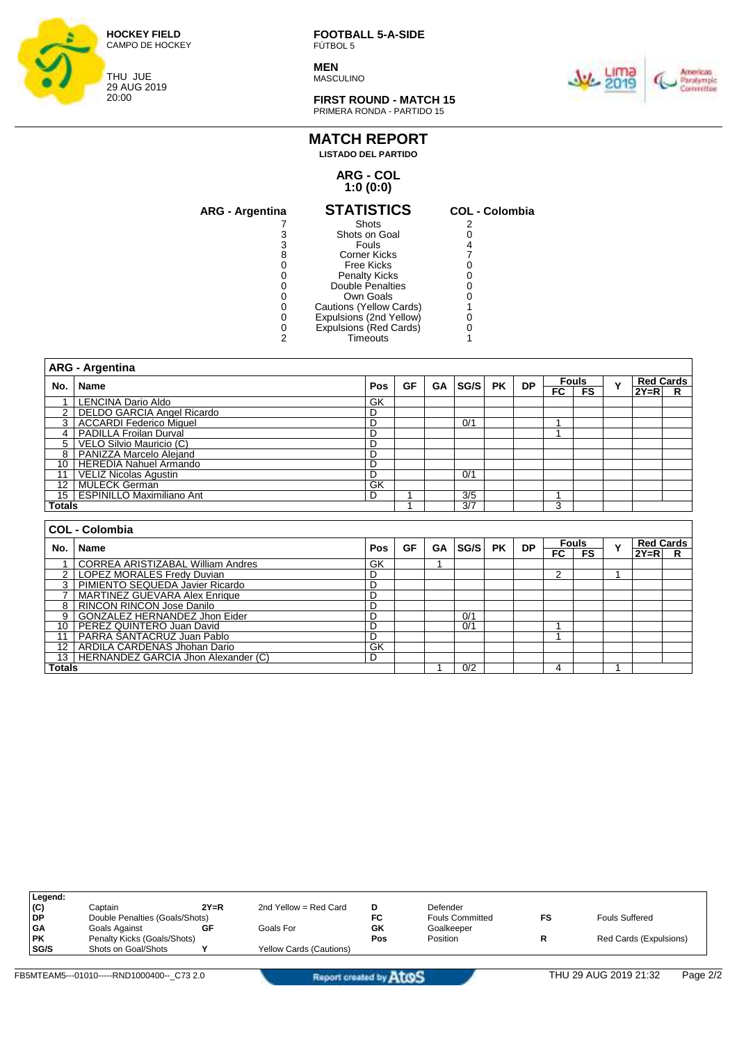**HOCKEY FIELD**
CAMPO DE HOCKEY

THU JUE
29 AUG 2019
20:00

**FOOTBALL 5-A-SIDE**
FÚTBOL 5

**MEN**
MASCULINO

**FIRST ROUND - MATCH 15**
PRIMERA RONDA - PARTIDO 15

# MATCH REPORT
**LISTADO DEL PARTIDO**

**ARG - COL**
**1:0 (0:0)**

| ARG - Argentina | STATISTICS | COL - Colombia |
|---|---|---|
| 7 | Shots | 2 |
| 3 | Shots on Goal | 0 |
| 3 | Fouls | 4 |
| 8 | Corner Kicks | 7 |
| 0 | Free Kicks | 0 |
| 0 | Penalty Kicks | 0 |
| 0 | Double Penalties | 0 |
| 0 | Own Goals | 0 |
| 0 | Cautions (Yellow Cards) | 1 |
| 0 | Expulsions (2nd Yellow) | 0 |
| 0 | Expulsions (Red Cards) | 0 |
| 2 | Timeouts | 1 |

**ARG - Argentina**

| No. | Name | Pos | GF | GA | SG/S | PK | DP | Fouls FC | Fouls FS | Y | Red Cards 2Y=R | Red Cards R |
|---|---|---|---|---|---|---|---|---|---|---|---|---|
| 1 | LENCINA Dario Aldo | GK | | | | | | | | | | |
| 2 | DELDO GARCIA Angel Ricardo | D | | | | | | | | | | |
| 3 | ACCARDI Federico Miguel | D | | | 0/1 | | | 1 | | | | |
| 4 | PADILLA Froilan Durval | D | | | | | | 1 | | | | |
| 5 | VELO Silvio Mauricio (C) | D | | | | | | | | | | |
| 8 | PANIZZA Marcelo Alejand | D | | | | | | | | | | |
| 10 | HEREDIA Nahuel Armando | D | | | | | | | | | | |
| 11 | VELIZ Nicolas Agustin | D | | | 0/1 | | | | | | | |
| 12 | MULECK German | GK | | | | | | | | | | |
| 15 | ESPINILLO Maximiliano Ant | D | 1 | | 3/5 | | | 1 | | | | |
| Totals | | | 1 | | 3/7 | | | 3 | | | | |

**COL - Colombia**

| No. | Name | Pos | GF | GA | SG/S | PK | DP | Fouls FC | Fouls FS | Y | Red Cards 2Y=R | Red Cards R |
|---|---|---|---|---|---|---|---|---|---|---|---|---|
| 1 | CORREA ARISTIZABAL William Andres | GK | | 1 | | | | | | | | |
| 2 | LOPEZ MORALES Fredy Duvian | D | | | | | | 2 | | 1 | | |
| 3 | PIMIENTO SEQUEDA Javier Ricardo | D | | | | | | | | | | |
| 7 | MARTINEZ GUEVARA Alex Enrique | D | | | | | | | | | | |
| 8 | RINCON RINCON Jose Danilo | D | | | | | | | | | | |
| 9 | GONZALEZ HERNANDEZ Jhon Eider | D | | | 0/1 | | | | | | | |
| 10 | PEREZ QUINTERO Juan David | D | | | 0/1 | | | 1 | | | | |
| 11 | PARRA SANTACRUZ Juan Pablo | D | | | | | | 1 | | | | |
| 12 | ARDILA CARDENAS Jhohan Dario | GK | | | | | | | | | | |
| 13 | HERNANDEZ GARCIA Jhon Alexander (C) | D | | | | | | | | | | |
| Totals | | | | 1 | 0/2 | | | 4 | | 1 | | |

**Legend:**

| | | | | | | | |
|---|---|---|---|---|---|---|---|
| **(C)** | Captain | **2Y=R** | 2nd Yellow = Red Card | **D** | Defender | | |
| **DP** | Double Penalties (Goals/Shots) | | | **FC** | Fouls Committed | **FS** | Fouls Suffered |
| **GA** | Goals Against | **GF** | Goals For | **GK** | Goalkeeper | | |
| **PK** | Penalty Kicks (Goals/Shots) | | | **Pos** | Position | **R** | Red Cards (Expulsions) |
| **SG/S** | Shots on Goal/Shots | **Y** | Yellow Cards (Cautions) | | | | |

FB5MTEAM5---01010-----RND1000400--_C73 2.0 — Report created by AtoS — THU 29 AUG 2019 21:32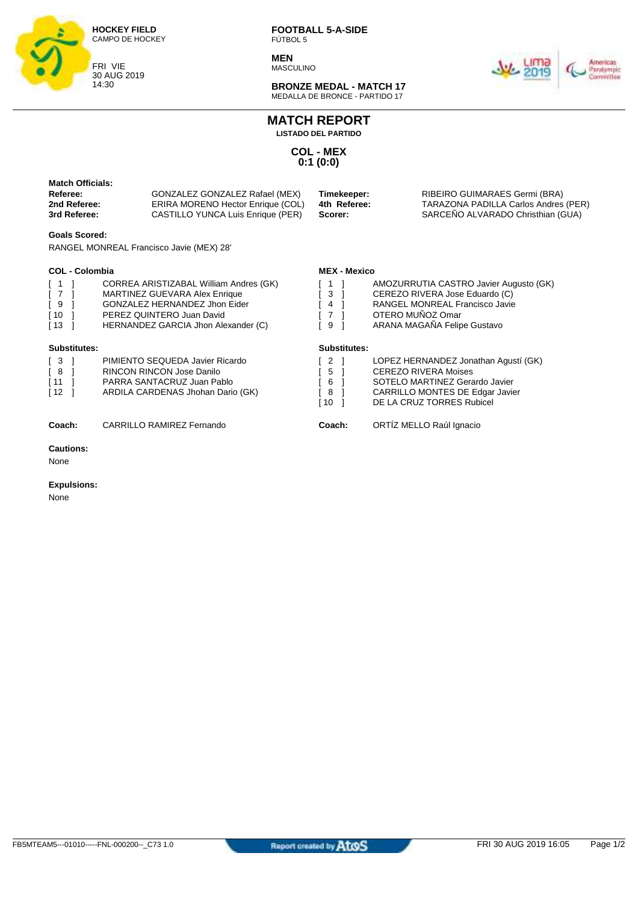**HOCKEY FIELD**
CAMPO DE HOCKEY

FRI VIE
30 AUG 2019
14:30

**FOOTBALL 5-A-SIDE**
FÚTBOL 5

**MEN**
MASCULINO

**BRONZE MEDAL - MATCH 17**
MEDALLA DE BRONCE - PARTIDO 17

# MATCH REPORT

**LISTADO DEL PARTIDO**

## COL - MEX
## 0:1 (0:0)

**Match Officials:**

| | | | |
|---|---|---|---|
| **Referee:** | GONZALEZ GONZALEZ Rafael (MEX) | **Timekeeper:** | RIBEIRO GUIMARAES Germi (BRA) |
| **2nd Referee:** | ERIRA MORENO Hector Enrique (COL) | **4th Referee:** | TARAZONA PADILLA Carlos Andres (PER) |
| **3rd Referee:** | CASTILLO YUNCA Luis Enrique (PER) | **Scorer:** | SARCEÑO ALVARADO Christhian (GUA) |

**Goals Scored:**

RANGEL MONREAL Francisco Javie (MEX) 28'

**COL - Colombia**

| | |
|---|---|
| [ 1 ] | CORREA ARISTIZABAL William Andres (GK) |
| [ 7 ] | MARTINEZ GUEVARA Alex Enrique |
| [ 9 ] | GONZALEZ HERNANDEZ Jhon Eider |
| [ 10 ] | PEREZ QUINTERO Juan David |
| [ 13 ] | HERNANDEZ GARCIA Jhon Alexander (C) |

**Substitutes:**

| | |
|---|---|
| [ 3 ] | PIMIENTO SEQUEDA Javier Ricardo |
| [ 8 ] | RINCON RINCON Jose Danilo |
| [ 11 ] | PARRA SANTACRUZ Juan Pablo |
| [ 12 ] | ARDILA CARDENAS Jhohan Dario (GK) |

**Coach:** CARRILLO RAMIREZ Fernando

**MEX - Mexico**

| | |
|---|---|
| [ 1 ] | AMOZURRUTIA CASTRO Javier Augusto (GK) |
| [ 3 ] | CEREZO RIVERA Jose Eduardo (C) |
| [ 4 ] | RANGEL MONREAL Francisco Javie |
| [ 7 ] | OTERO MUÑOZ Omar |
| [ 9 ] | ARANA MAGAÑA Felipe Gustavo |

**Substitutes:**

| | |
|---|---|
| [ 2 ] | LOPEZ HERNANDEZ Jonathan Agustí (GK) |
| [ 5 ] | CEREZO RIVERA Moises |
| [ 6 ] | SOTELO MARTINEZ Gerardo Javier |
| [ 8 ] | CARRILLO MONTES DE Edgar Javier |
| [ 10 ] | DE LA CRUZ TORRES Rubicel |

**Coach:** ORTÍZ MELLO Raúl Ignacio

**Cautions:**

None

**Expulsions:**

None

FB5MTEAM5---01010-----FNL-000200--_C73 1.0 | Report created by Atos | FRI 30 AUG 2019 16:05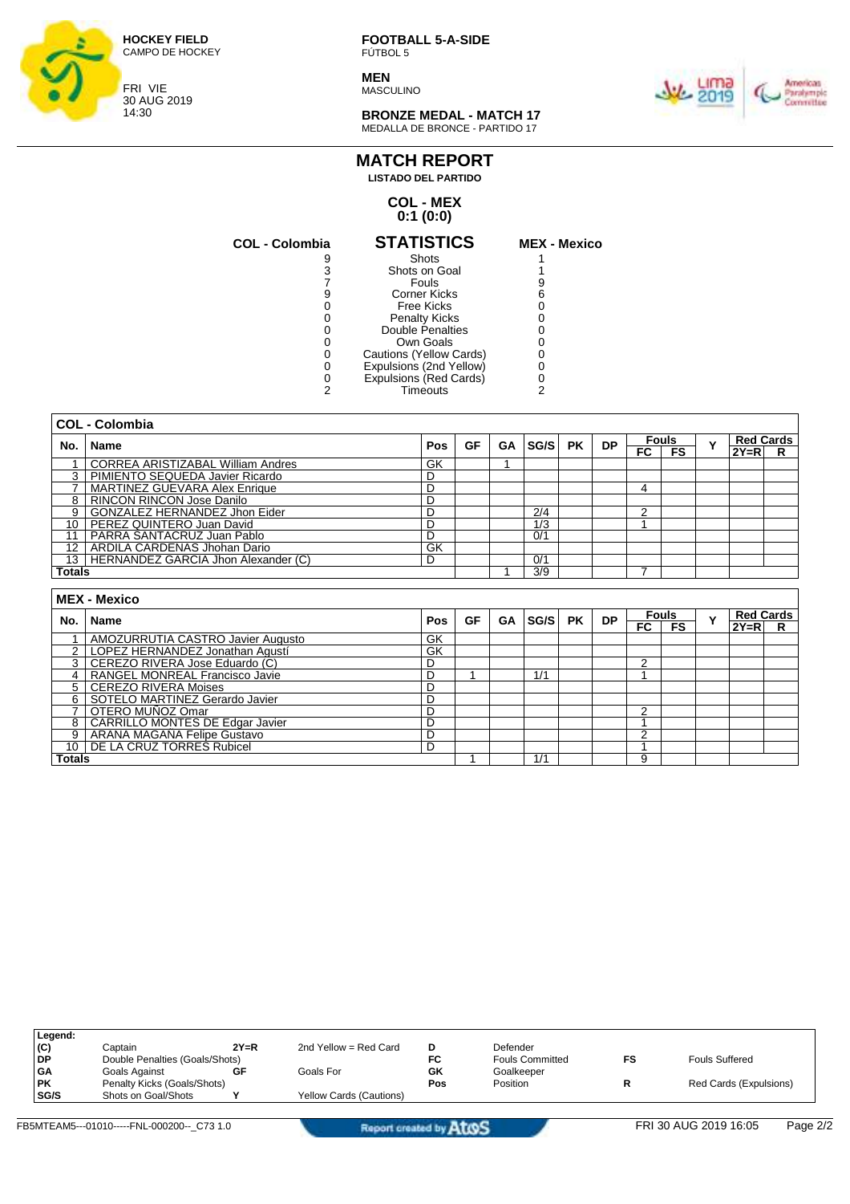**HOCKEY FIELD**
CAMPO DE HOCKEY

FRI VIE
30 AUG 2019
14:30

**FOOTBALL 5-A-SIDE**
FÚTBOL 5

**MEN**
MASCULINO

**BRONZE MEDAL - MATCH 17**
MEDALLA DE BRONCE - PARTIDO 17

# MATCH REPORT

**LISTADO DEL PARTIDO**

**COL - MEX**
**0:1 (0:0)**

## STATISTICS

| COL - Colombia | STATISTICS | MEX - Mexico |
|---|---|---|
| 9 | Shots | 1 |
| 3 | Shots on Goal | 1 |
| 7 | Fouls | 9 |
| 9 | Corner Kicks | 6 |
| 0 | Free Kicks | 0 |
| 0 | Penalty Kicks | 0 |
| 0 | Double Penalties | 0 |
| 0 | Own Goals | 0 |
| 0 | Cautions (Yellow Cards) | 0 |
| 0 | Expulsions (2nd Yellow) | 0 |
| 0 | Expulsions (Red Cards) | 0 |
| 2 | Timeouts | 2 |

## COL - Colombia

| No. | Name | Pos | GF | GA | SG/S | PK | DP | Fouls FC | Fouls FS | Y | Red Cards 2Y=R | Red Cards R |
|---|---|---|---|---|---|---|---|---|---|---|---|---|
| 1 | CORREA ARISTIZABAL William Andres | GK | | 1 | | | | | | | | |
| 3 | PIMIENTO SEQUEDA Javier Ricardo | D | | | | | | | | | | |
| 7 | MARTINEZ GUEVARA Alex Enrique | D | | | | | | 4 | | | | |
| 8 | RINCON RINCON Jose Danilo | D | | | | | | | | | | |
| 9 | GONZALEZ HERNANDEZ Jhon Eider | D | | | 2/4 | | | 2 | | | | |
| 10 | PEREZ QUINTERO Juan David | D | | | 1/3 | | | 1 | | | | |
| 11 | PARRA SANTACRUZ Juan Pablo | D | | | 0/1 | | | | | | | |
| 12 | ARDILA CARDENAS Jhohan Dario | GK | | | | | | | | | | |
| 13 | HERNANDEZ GARCIA Jhon Alexander (C) | D | | | 0/1 | | | | | | | |
| **Totals** | | | | 1 | 3/9 | | | 7 | | | | |

## MEX - Mexico

| No. | Name | Pos | GF | GA | SG/S | PK | DP | Fouls FC | Fouls FS | Y | Red Cards 2Y=R | Red Cards R |
|---|---|---|---|---|---|---|---|---|---|---|---|---|
| 1 | AMOZURRUTIA CASTRO Javier Augusto | GK | | | | | | | | | | |
| 2 | LOPEZ HERNANDEZ Jonathan Agustí | GK | | | | | | | | | | |
| 3 | CEREZO RIVERA Jose Eduardo (C) | D | | | | | | 2 | | | | |
| 4 | RANGEL MONREAL Francisco Javie | D | 1 | | 1/1 | | | 1 | | | | |
| 5 | CEREZO RIVERA Moises | D | | | | | | | | | | |
| 6 | SOTELO MARTINEZ Gerardo Javier | D | | | | | | | | | | |
| 7 | OTERO MUÑOZ Omar | D | | | | | | 2 | | | | |
| 8 | CARRILLO MONTES DE Edgar Javier | D | | | | | | 1 | | | | |
| 9 | ARANA MAGANA Felipe Gustavo | D | | | | | | 2 | | | | |
| 10 | DE LA CRUZ TORRES Rubicel | D | | | | | | 1 | | | | |
| **Totals** | | | 1 | | 1/1 | | | 9 | | | | |

**Legend:**

| | | | | | | | |
|---|---|---|---|---|---|---|---|
| (C) | Captain | 2Y=R | 2nd Yellow = Red Card | D | Defender | | |
| DP | Double Penalties (Goals/Shots) | | | FC | Fouls Committed | FS | Fouls Suffered |
| GA | Goals Against | GF | Goals For | GK | Goalkeeper | | |
| PK | Penalty Kicks (Goals/Shots) | | | Pos | Position | R | Red Cards (Expulsions) |
| SG/S | Shots on Goal/Shots | Y | Yellow Cards (Cautions) | | | | |

FB5MTEAM5---01010-----FNL-000200--_C73 1.0 — Report created by Atos — FRI 30 AUG 2019 16:05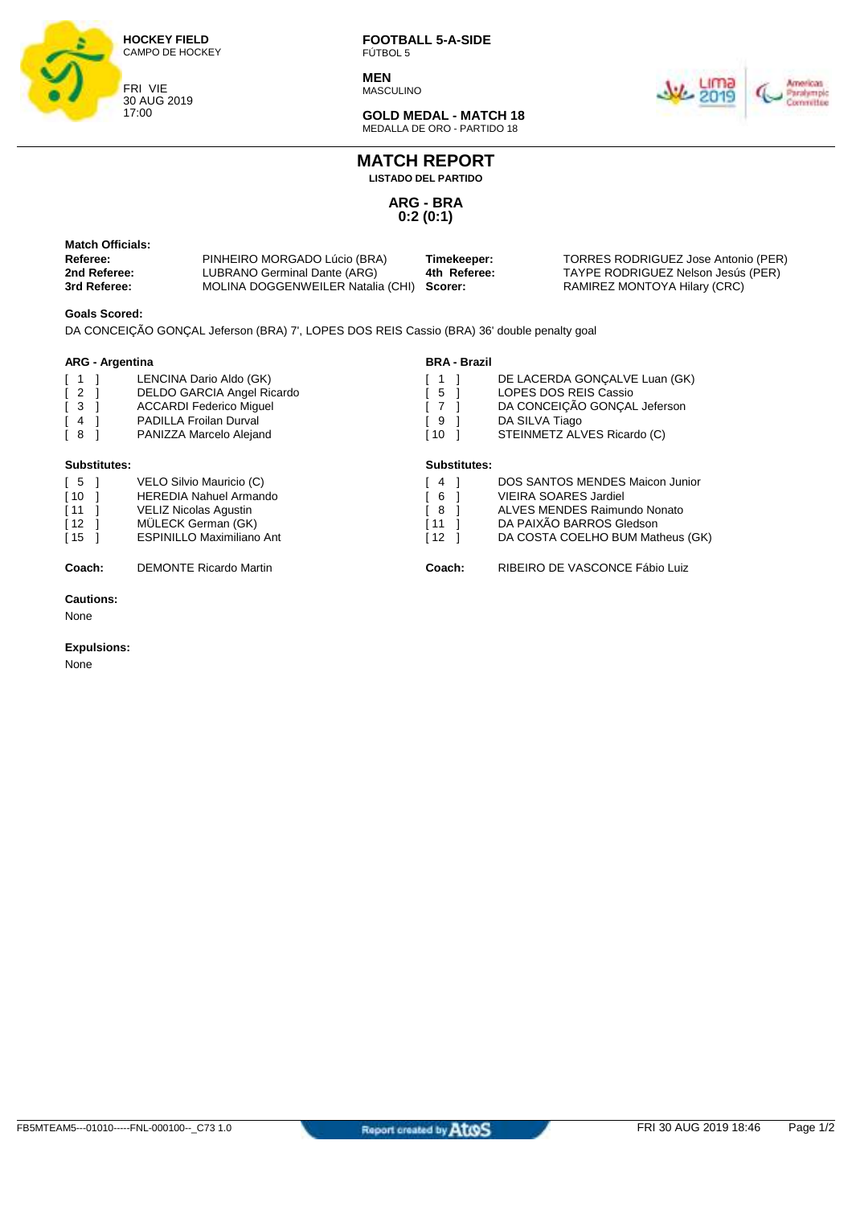**HOCKEY FIELD**
CAMPO DE HOCKEY

FRI VIE
30 AUG 2019
17:00

**FOOTBALL 5-A-SIDE**
FÚTBOL 5

**MEN**
MASCULINO

**GOLD MEDAL - MATCH 18**
MEDALLA DE ORO - PARTIDO 18

# MATCH REPORT

**LISTADO DEL PARTIDO**

## ARG - BRA
## 0:2 (0:1)

**Match Officials:**

| | | | |
|---|---|---|---|
| **Referee:** | PINHEIRO MORGADO Lúcio (BRA) | **Timekeeper:** | TORRES RODRIGUEZ Jose Antonio (PER) |
| **2nd Referee:** | LUBRANO Germinal Dante (ARG) | **4th Referee:** | TAYPE RODRIGUEZ Nelson Jesús (PER) |
| **3rd Referee:** | MOLINA DOGGENWEILER Natalia (CHI) | **Scorer:** | RAMIREZ MONTOYA Hilary (CRC) |

**Goals Scored:**

DA CONCEIÇÃO GONÇAL Jeferson (BRA) 7', LOPES DOS REIS Cassio (BRA) 36' double penalty goal

**ARG - Argentina**

[ 1 ] LENCINA Dario Aldo (GK)
[ 2 ] DELDO GARCIA Angel Ricardo
[ 3 ] ACCARDI Federico Miguel
[ 4 ] PADILLA Froilan Durval
[ 8 ] PANIZZA Marcelo Alejand

**Substitutes:**

[ 5 ] VELO Silvio Mauricio (C)
[ 10 ] HEREDIA Nahuel Armando
[ 11 ] VELIZ Nicolas Agustin
[ 12 ] MÜLECK German (GK)
[ 15 ] ESPINILLO Maximiliano Ant

**Coach:** DEMONTE Ricardo Martin

**BRA - Brazil**

[ 1 ] DE LACERDA GONÇALVE Luan (GK)
[ 5 ] LOPES DOS REIS Cassio
[ 7 ] DA CONCEIÇÃO GONÇAL Jeferson
[ 9 ] DA SILVA Tiago
[ 10 ] STEINMETZ ALVES Ricardo (C)

**Substitutes:**

[ 4 ] DOS SANTOS MENDES Maicon Junior
[ 6 ] VIEIRA SOARES Jardiel
[ 8 ] ALVES MENDES Raimundo Nonato
[ 11 ] DA PAIXÃO BARROS Gledson
[ 12 ] DA COSTA COELHO BUM Matheus (GK)

**Coach:** RIBEIRO DE VASCONCE Fábio Luiz

**Cautions:**

None

**Expulsions:**

None

FB5MTEAM5---01010-----FNL-000100--_C73 1.0 — Report created by Atos — FRI 30 AUG 2019 18:46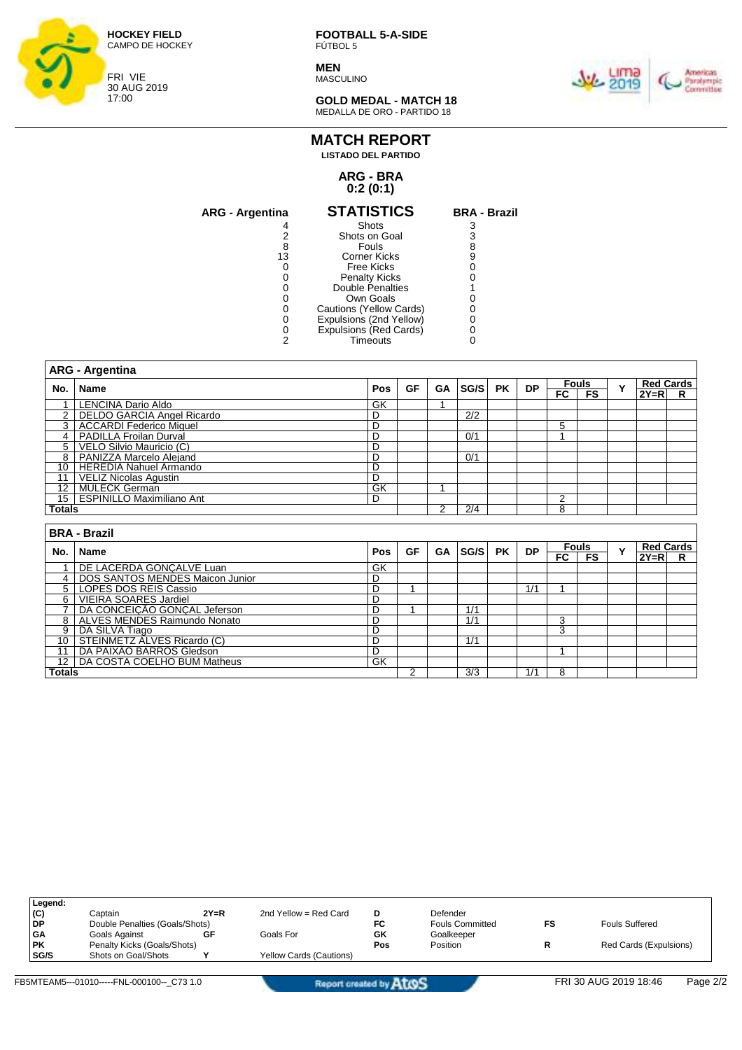**HOCKEY FIELD**
CAMPO DE HOCKEY

FRI VIE
30 AUG 2019
17:00

**FOOTBALL 5-A-SIDE**
FÚTBOL 5

**MEN**
MASCULINO

**GOLD MEDAL - MATCH 18**
MEDALLA DE ORO - PARTIDO 18

# MATCH REPORT

**LISTADO DEL PARTIDO**

**ARG - BRA**
**0:2 (0:1)**

## STATISTICS

| ARG - Argentina | STATISTICS | BRA - Brazil |
|---|---|---|
| 4 | Shots | 3 |
| 2 | Shots on Goal | 3 |
| 8 | Fouls | 8 |
| 13 | Corner Kicks | 9 |
| 0 | Free Kicks | 0 |
| 0 | Penalty Kicks | 0 |
| 0 | Double Penalties | 1 |
| 0 | Own Goals | 0 |
| 0 | Cautions (Yellow Cards) | 0 |
| 0 | Expulsions (2nd Yellow) | 0 |
| 0 | Expulsions (Red Cards) | 0 |
| 2 | Timeouts | 0 |

### ARG - Argentina

| No. | Name | Pos | GF | GA | SG/S | PK | DP | Fouls FC | Fouls FS | Y | Red Cards 2Y=R | Red Cards R |
|---|---|---|---|---|---|---|---|---|---|---|---|---|
| 1 | LENCINA Dario Aldo | GK | | 1 | | | | | | | | |
| 2 | DELDO GARCIA Angel Ricardo | D | | | 2/2 | | | | | | | |
| 3 | ACCARDI Federico Miguel | D | | | | | | 5 | | | | |
| 4 | PADILLA Froilan Durval | D | | | 0/1 | | | 1 | | | | |
| 5 | VELO Silvio Mauricio (C) | D | | | | | | | | | | |
| 8 | PANIZZA Marcelo Alejand | D | | | 0/1 | | | | | | | |
| 10 | HEREDIA Nahuel Armando | D | | | | | | | | | | |
| 11 | VELIZ Nicolas Agustin | D | | | | | | | | | | |
| 12 | MULECK German | GK | | 1 | | | | | | | | |
| 15 | ESPINILLO Maximiliano Ant | D | | | | | | 2 | | | | |
| **Totals** | | | | 2 | 2/4 | | | 8 | | | | |

### BRA - Brazil

| No. | Name | Pos | GF | GA | SG/S | PK | DP | Fouls FC | Fouls FS | Y | Red Cards 2Y=R | Red Cards R |
|---|---|---|---|---|---|---|---|---|---|---|---|---|
| 1 | DE LACERDA GONÇALVE Luan | GK | | | | | | | | | | |
| 4 | DOS SANTOS MENDES Maicon Junior | D | | | | | | | | | | |
| 5 | LOPES DOS REIS Cassio | D | 1 | | | | 1/1 | 1 | | | | |
| 6 | VIEIRA SOARES Jardiel | D | | | | | | | | | | |
| 7 | DA CONCEIÇÃO GONÇAL Jeferson | D | 1 | | 1/1 | | | | | | | |
| 8 | ALVES MENDES Raimundo Nonato | D | | | 1/1 | | | 3 | | | | |
| 9 | DA SILVA Tiago | D | | | | | | 3 | | | | |
| 10 | STEINMETZ ALVES Ricardo (C) | D | | | 1/1 | | | | | | | |
| 11 | DA PAIXÃO BARROS Gledson | D | | | | | | 1 | | | | |
| 12 | DA COSTA COELHO BUM Matheus | GK | | | | | | | | | | |
| **Totals** | | | 2 | | 3/3 | | 1/1 | 8 | | | | |

**Legend:**

| | | | | | | | |
|---|---|---|---|---|---|---|---|
| **(C)** | Captain | **2Y=R** | 2nd Yellow = Red Card | **D** | Defender | | |
| **DP** | Double Penalties (Goals/Shots) | | | **FC** | Fouls Committed | **FS** | Fouls Suffered |
| **GA** | Goals Against | **GF** | Goals For | **GK** | Goalkeeper | | |
| **PK** | Penalty Kicks (Goals/Shots) | | | **Pos** | Position | **R** | Red Cards (Expulsions) |
| **SG/S** | Shots on Goal/Shots | **Y** | Yellow Cards (Cautions) | | | | |

FB5MTEAM5---01010-----FNL-000100--_C73 1.0 — Report created by Atos — FRI 30 AUG 2019 18:46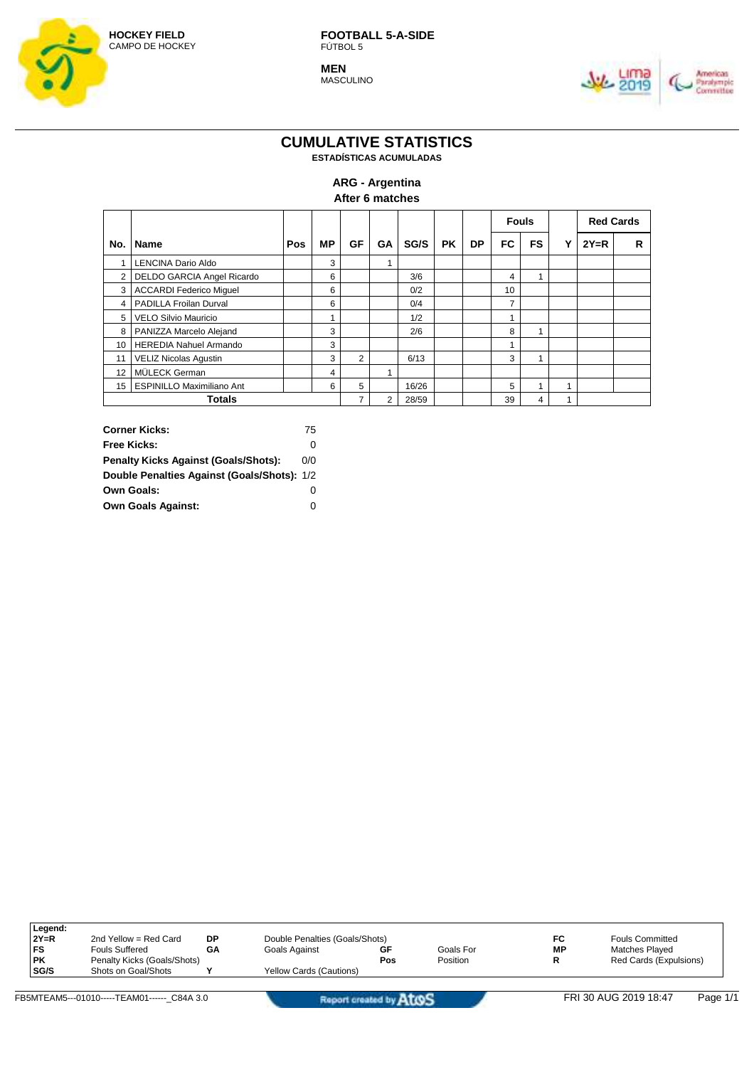**HOCKEY FIELD**
CAMPO DE HOCKEY

**FOOTBALL 5-A-SIDE**
FÚTBOL 5

**MEN**
MASCULINO

# CUMULATIVE STATISTICS
**ESTADÍSTICAS ACUMULADAS**

## ARG - Argentina
**After 6 matches**

| No. | Name | Pos | MP | GF | GA | SG/S | PK | DP | Fouls | | Y | Red Cards | |
|---|---|---|---|---|---|---|---|---|---|---|---|---|---|
| | | | | | | | | | FC | FS | | 2Y=R | R |
| 1 | LENCINA Dario Aldo | | 3 | | 1 | | | | | | | | |
| 2 | DELDO GARCIA Angel Ricardo | | 6 | | | 3/6 | | | 4 | 1 | | | |
| 3 | ACCARDI Federico Miguel | | 6 | | | 0/2 | | | 10 | | | | |
| 4 | PADILLA Froilan Durval | | 6 | | | 0/4 | | | 7 | | | | |
| 5 | VELO Silvio Mauricio | | 1 | | | 1/2 | | | 1 | | | | |
| 8 | PANIZZA Marcelo Alejand | | 3 | | | 2/6 | | | 8 | 1 | | | |
| 10 | HEREDIA Nahuel Armando | | 3 | | | | | | 1 | | | | |
| 11 | VELIZ Nicolas Agustin | | 3 | 2 | | 6/13 | | | 3 | 1 | | | |
| 12 | MÜLECK German | | 4 | | 1 | | | | | | | | |
| 15 | ESPINILLO Maximiliano Ant | | 6 | 5 | | 16/26 | | | 5 | 1 | 1 | | |
| **Totals** | | | | 7 | 2 | 28/59 | | | 39 | 4 | 1 | | |

| | |
|---|---|
| **Corner Kicks:** | 75 |
| **Free Kicks:** | 0 |
| **Penalty Kicks Against (Goals/Shots):** | 0/0 |
| **Double Penalties Against (Goals/Shots):** | 1/2 |
| **Own Goals:** | 0 |
| **Own Goals Against:** | 0 |

**Legend:**

| | | | | | |
|---|---|---|---|---|---|
| **2Y=R** | 2nd Yellow = Red Card | **DP** | Double Penalties (Goals/Shots) | **FC** | Fouls Committed |
| **FS** | Fouls Suffered | **GA** | Goals Against | **GF** | Goals For |
| **MP** | Matches Played | **PK** | Penalty Kicks (Goals/Shots) | **Pos** | Position |
| **R** | Red Cards (Expulsions) | **SG/S** | Shots on Goal/Shots | **Y** | Yellow Cards (Cautions) |

FB5MTEAM5---01010-----TEAM01------_C84A 3.0 — FRI 30 AUG 2019 18:47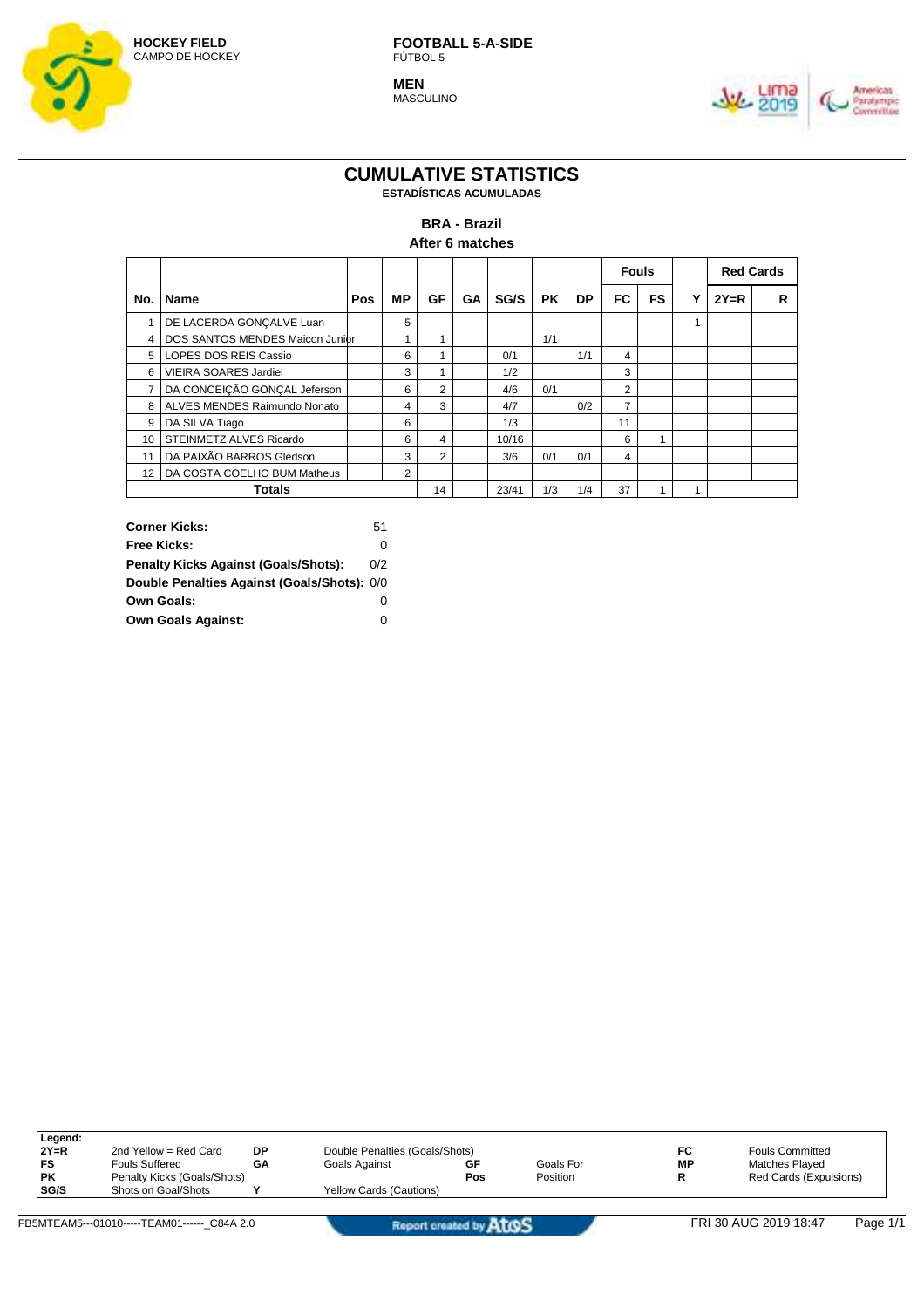**HOCKEY FIELD**
CAMPO DE HOCKEY

**FOOTBALL 5-A-SIDE**
FÚTBOL 5

**MEN**
MASCULINO

# CUMULATIVE STATISTICS
**ESTADÍSTICAS ACUMULADAS**

## BRA - Brazil
**After 6 matches**

| No. | Name | Pos | MP | GF | GA | SG/S | PK | DP | Fouls | | Y | Red Cards | |
|---|---|---|---|---|---|---|---|---|---|---|---|---|---|
| | | | | | | | | | FC | FS | | 2Y=R | R |
| 1 | DE LACERDA GONÇALVE Luan | | 5 | | | | | | | | 1 | | |
| 4 | DOS SANTOS MENDES Maicon Junior | | 1 | 1 | | | 1/1 | | | | | | |
| 5 | LOPES DOS REIS Cassio | | 6 | 1 | | 0/1 | | 1/1 | 4 | | | | |
| 6 | VIEIRA SOARES Jardiel | | 3 | 1 | | 1/2 | | | 3 | | | | |
| 7 | DA CONCEIÇÃO GONÇAL Jeferson | | 6 | 2 | | 4/6 | 0/1 | | 2 | | | | |
| 8 | ALVES MENDES Raimundo Nonato | | 4 | 3 | | 4/7 | | 0/2 | 7 | | | | |
| 9 | DA SILVA Tiago | | 6 | | | 1/3 | | | 11 | | | | |
| 10 | STEINMETZ ALVES Ricardo | | 6 | 4 | | 10/16 | | | 6 | 1 | | | |
| 11 | DA PAIXÃO BARROS Gledson | | 3 | 2 | | 3/6 | 0/1 | 0/1 | 4 | | | | |
| 12 | DA COSTA COELHO BUM Matheus | | 2 | | | | | | | | | | |
| | **Totals** | | | 14 | | 23/41 | 1/3 | 1/4 | 37 | 1 | 1 | | |

| | |
|---|---|
| **Corner Kicks:** | 51 |
| **Free Kicks:** | 0 |
| **Penalty Kicks Against (Goals/Shots):** | 0/2 |
| **Double Penalties Against (Goals/Shots):** | 0/0 |
| **Own Goals:** | 0 |
| **Own Goals Against:** | 0 |

**Legend:**

| | | | | | | | |
|---|---|---|---|---|---|---|---|
| **2Y=R** | 2nd Yellow = Red Card | **DP** | Double Penalties (Goals/Shots) | | | **FC** | Fouls Committed |
| **FS** | Fouls Suffered | **GA** | Goals Against | **GF** | Goals For | **MP** | Matches Played |
| **PK** | Penalty Kicks (Goals/Shots) | | | **Pos** | Position | **R** | Red Cards (Expulsions) |
| **SG/S** | Shots on Goal/Shots | **Y** | Yellow Cards (Cautions) | | | | |

FB5MTEAM5---01010-----TEAM01------_C84A 2.0 | Report created by Atos | FRI 30 AUG 2019 18:47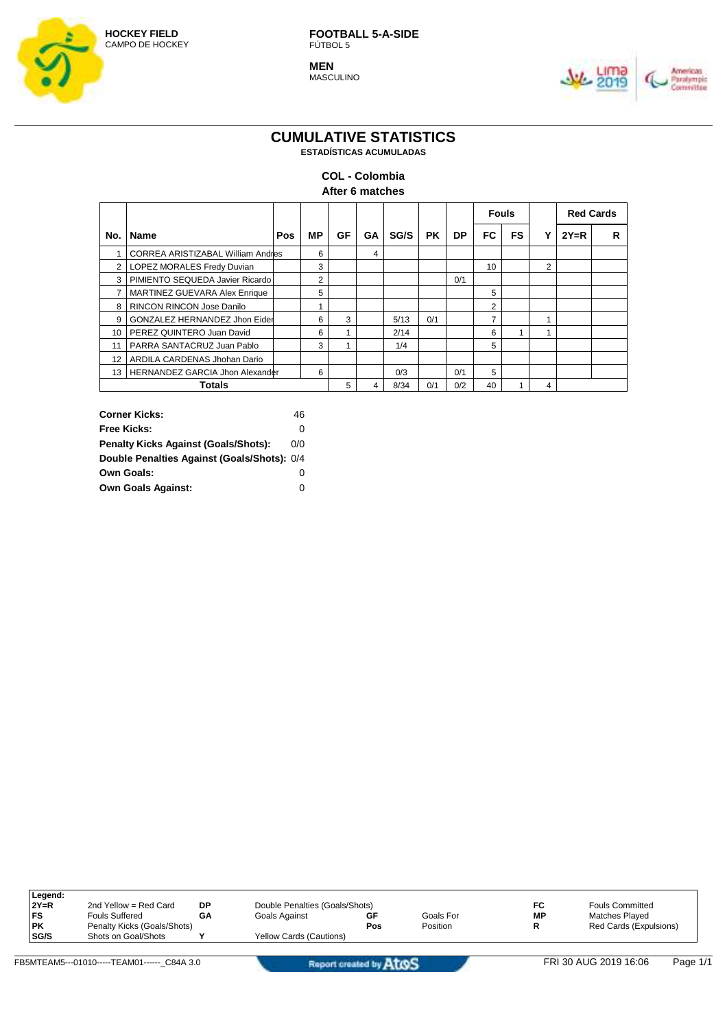HOCKEY FIELD
CAMPO DE HOCKEY

**FOOTBALL 5-A-SIDE**
FÚTBOL 5

**MEN**
MASCULINO

# CUMULATIVE STATISTICS
**ESTADÍSTICAS ACUMULADAS**

## COL - Colombia
### After 6 matches

| No. | Name | Pos | MP | GF | GA | SG/S | PK | DP | Fouls | | Y | Red Cards | |
|---|---|---|---|---|---|---|---|---|---|---|---|---|---|
| | | | | | | | | | FC | FS | | 2Y=R | R |
| 1 | CORREA ARISTIZABAL William Andres | | 6 | | 4 | | | | | | | | |
| 2 | LOPEZ MORALES Fredy Duvian | | 3 | | | | | | 10 | | 2 | | |
| 3 | PIMIENTO SEQUEDA Javier Ricardo | | 2 | | | | | 0/1 | | | | | |
| 7 | MARTINEZ GUEVARA Alex Enrique | | 5 | | | | | | 5 | | | | |
| 8 | RINCON RINCON Jose Danilo | | 1 | | | | | | 2 | | | | |
| 9 | GONZALEZ HERNANDEZ Jhon Eider | | 6 | 3 | | 5/13 | 0/1 | | 7 | | 1 | | |
| 10 | PEREZ QUINTERO Juan David | | 6 | 1 | | 2/14 | | | 6 | 1 | 1 | | |
| 11 | PARRA SANTACRUZ Juan Pablo | | 3 | 1 | | 1/4 | | | 5 | | | | |
| 12 | ARDILA CARDENAS Jhohan Dario | | | | | | | | | | | | |
| 13 | HERNANDEZ GARCIA Jhon Alexander | | 6 | | | 0/3 | | 0/1 | 5 | | | | |
| | **Totals** | | | 5 | 4 | 8/34 | 0/1 | 0/2 | 40 | 1 | 4 | | |

| | |
|---|---|
| **Corner Kicks:** | 46 |
| **Free Kicks:** | 0 |
| **Penalty Kicks Against (Goals/Shots):** | 0/0 |
| **Double Penalties Against (Goals/Shots):** | 0/4 |
| **Own Goals:** | 0 |
| **Own Goals Against:** | 0 |

**Legend:**

| | | | | | | | |
|---|---|---|---|---|---|---|---|
| **2Y=R** | 2nd Yellow = Red Card | **DP** | Double Penalties (Goals/Shots) | | | **FC** | Fouls Committed |
| **FS** | Fouls Suffered | **GA** | Goals Against | **GF** | Goals For | **MP** | Matches Played |
| **PK** | Penalty Kicks (Goals/Shots) | | | **Pos** | Position | **R** | Red Cards (Expulsions) |
| **SG/S** | Shots on Goal/Shots | **Y** | Yellow Cards (Cautions) | | | | |

FB5MTEAM5---01010-----TEAM01------_C84A 3.0 FRI 30 AUG 2019 16:06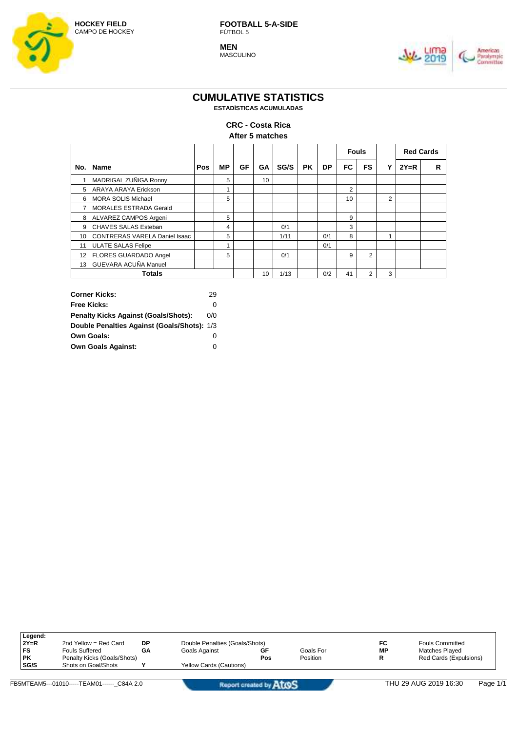**HOCKEY FIELD**
CAMPO DE HOCKEY

**FOOTBALL 5-A-SIDE**
FÚTBOL 5

**MEN**
MASCULINO

# CUMULATIVE STATISTICS
**ESTADÍSTICAS ACUMULADAS**

## CRC - Costa Rica
**After 5 matches**

| No. | Name | Pos | MP | GF | GA | SG/S | PK | DP | Fouls | | Y | Red Cards | |
|---|---|---|---|---|---|---|---|---|---|---|---|---|---|
| | | | | | | | | | FC | FS | | 2Y=R | R |
| 1 | MADRIGAL ZUÑIGA Ronny | | 5 | | 10 | | | | | | | | |
| 5 | ARAYA ARAYA Erickson | | 1 | | | | | | 2 | | | | |
| 6 | MORA SOLIS Michael | | 5 | | | | | | 10 | | 2 | | |
| 7 | MORALES ESTRADA Gerald | | | | | | | | | | | | |
| 8 | ALVAREZ CAMPOS Argeni | | 5 | | | | | | 9 | | | | |
| 9 | CHAVES SALAS Esteban | | 4 | | | 0/1 | | | 3 | | | | |
| 10 | CONTRERAS VARELA Daniel Isaac | | 5 | | | 1/11 | | 0/1 | 8 | | 1 | | |
| 11 | ULATE SALAS Felipe | | 1 | | | | | 0/1 | | | | | |
| 12 | FLORES GUARDADO Angel | | 5 | | | 0/1 | | | 9 | 2 | | | |
| 13 | GUEVARA ACUÑA Manuel | | | | | | | | | | | | |
| | **Totals** | | | | 10 | 1/13 | | 0/2 | 41 | 2 | 3 | | |

| | |
|---|---|
| **Corner Kicks:** | 29 |
| **Free Kicks:** | 0 |
| **Penalty Kicks Against (Goals/Shots):** | 0/0 |
| **Double Penalties Against (Goals/Shots):** | 1/3 |
| **Own Goals:** | 0 |
| **Own Goals Against:** | 0 |

**Legend:**

| | | | | | | | |
|---|---|---|---|---|---|---|---|
| **2Y=R** | 2nd Yellow = Red Card | **DP** | Double Penalties (Goals/Shots) | | | **FC** | Fouls Committed |
| **FS** | Fouls Suffered | **GA** | Goals Against | **GF** | Goals For | **MP** | Matches Played |
| **PK** | Penalty Kicks (Goals/Shots) | | | **Pos** | Position | **R** | Red Cards (Expulsions) |
| **SG/S** | Shots on Goal/Shots | **Y** | Yellow Cards (Cautions) | | | | |

FB5MTEAM5---01010-----TEAM01------_C84A 2.0 | Report created by Atos | THU 29 AUG 2019 16:30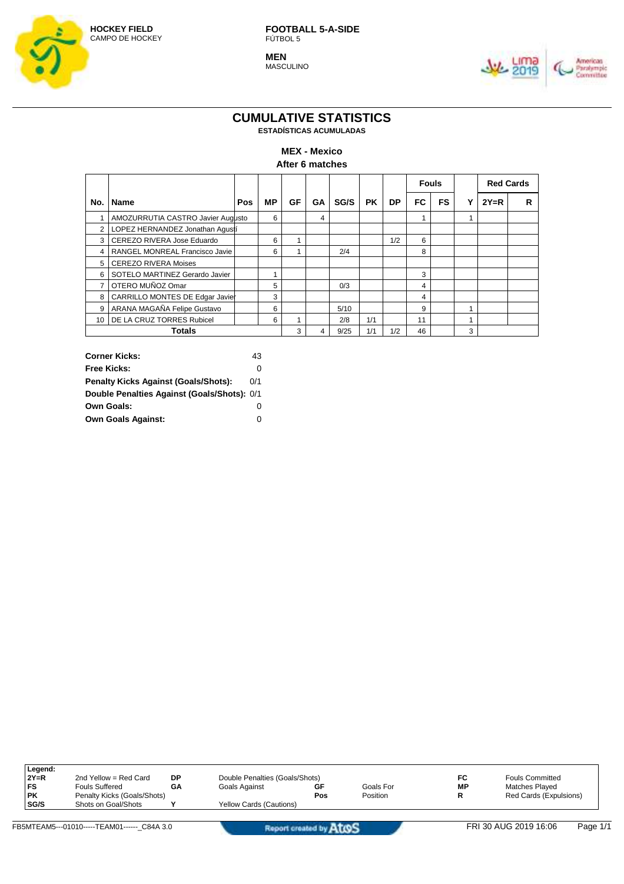HOCKEY FIELD
CAMPO DE HOCKEY

FOOTBALL 5-A-SIDE
FÚTBOL 5

MEN
MASCULINO

# CUMULATIVE STATISTICS
ESTADÍSTICAS ACUMULADAS

**MEX - Mexico**
**After 6 matches**

| No. | Name | Pos | MP | GF | GA | SG/S | PK | DP | Fouls | | Y | Red Cards | |
|---|---|---|---|---|---|---|---|---|---|---|---|---|---|
| | | | | | | | | | FC | FS | | 2Y=R | R |
| 1 | AMOZURRUTIA CASTRO Javier Augusto | | 6 | | 4 | | | | 1 | | 1 | | |
| 2 | LOPEZ HERNANDEZ Jonathan Agustí | | | | | | | | | | | | |
| 3 | CEREZO RIVERA Jose Eduardo | | 6 | 1 | | | | 1/2 | 6 | | | | |
| 4 | RANGEL MONREAL Francisco Javie | | 6 | 1 | | 2/4 | | | 8 | | | | |
| 5 | CEREZO RIVERA Moises | | | | | | | | | | | | |
| 6 | SOTELO MARTINEZ Gerardo Javier | | 1 | | | | | | 3 | | | | |
| 7 | OTERO MUÑOZ Omar | | 5 | | | 0/3 | | | 4 | | | | |
| 8 | CARRILLO MONTES DE Edgar Javier | | 3 | | | | | | 4 | | | | |
| 9 | ARANA MAGAÑA Felipe Gustavo | | 6 | | | 5/10 | | | 9 | | 1 | | |
| 10 | DE LA CRUZ TORRES Rubicel | | 6 | 1 | | 2/8 | 1/1 | | 11 | | 1 | | |
| | **Totals** | | | 3 | 4 | 9/25 | 1/1 | 1/2 | 46 | | 3 | | |

| | |
|---|---|
| **Corner Kicks:** | 43 |
| **Free Kicks:** | 0 |
| **Penalty Kicks Against (Goals/Shots):** | 0/1 |
| **Double Penalties Against (Goals/Shots):** | 0/1 |
| **Own Goals:** | 0 |
| **Own Goals Against:** | 0 |

**Legend:**

| | | | | | | | |
|---|---|---|---|---|---|---|---|
| **2Y=R** | 2nd Yellow = Red Card | **DP** | Double Penalties (Goals/Shots) | | | **FC** | Fouls Committed |
| **FS** | Fouls Suffered | **GA** | Goals Against | **GF** | Goals For | **MP** | Matches Played |
| **PK** | Penalty Kicks (Goals/Shots) | | | **Pos** | Position | **R** | Red Cards (Expulsions) |
| **SG/S** | Shots on Goal/Shots | **Y** | Yellow Cards (Cautions) | | | | |

FB5MTEAM5---01010-----TEAM01------_C84A 3.0 | Report created by Atos | FRI 30 AUG 2019 16:06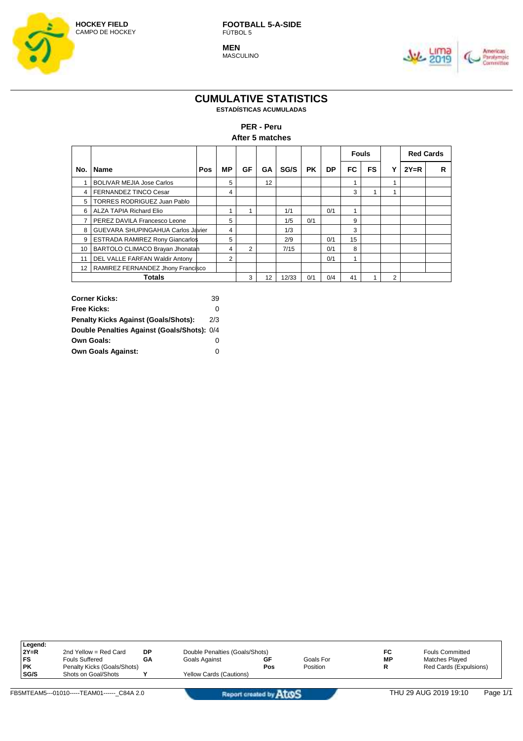**HOCKEY FIELD**
CAMPO DE HOCKEY

**FOOTBALL 5-A-SIDE**
FÚTBOL 5

**MEN**
MASCULINO

# CUMULATIVE STATISTICS

**ESTADÍSTICAS ACUMULADAS**

## PER - Peru

**After 5 matches**

| No. | Name | Pos | MP | GF | GA | SG/S | PK | DP | Fouls | | Y | Red Cards | |
|---|---|---|---|---|---|---|---|---|---|---|---|---|---|
| | | | | | | | | | FC | FS | | 2Y=R | R |
| 1 | BOLIVAR MEJIA Jose Carlos | | 5 | | 12 | | | | 1 | | 1 | | |
| 4 | FERNANDEZ TINCO Cesar | | 4 | | | | | | 3 | 1 | 1 | | |
| 5 | TORRES RODRIGUEZ Juan Pablo | | | | | | | | | | | | |
| 6 | ALZA TAPIA Richard Elio | | 1 | 1 | | 1/1 | | 0/1 | 1 | | | | |
| 7 | PEREZ DAVILA Francesco Leone | | 5 | | | 1/5 | 0/1 | | 9 | | | | |
| 8 | GUEVARA SHUPINGAHUA Carlos Javier | | 4 | | | 1/3 | | | 3 | | | | |
| 9 | ESTRADA RAMIREZ Rony Giancarlos | | 5 | | | 2/9 | | 0/1 | 15 | | | | |
| 10 | BARTOLO CLIMACO Brayan Jhonatan | | 4 | 2 | | 7/15 | | 0/1 | 8 | | | | |
| 11 | DEL VALLE FARFAN Waldir Antony | | 2 | | | | | 0/1 | 1 | | | | |
| 12 | RAMIREZ FERNANDEZ Jhony Francisco | | | | | | | | | | | | |
| | **Totals** | | | 3 | 12 | 12/33 | 0/1 | 0/4 | 41 | 1 | 2 | | |

| | |
|---|---|
| **Corner Kicks:** | 39 |
| **Free Kicks:** | 0 |
| **Penalty Kicks Against (Goals/Shots):** | 2/3 |
| **Double Penalties Against (Goals/Shots):** | 0/4 |
| **Own Goals:** | 0 |
| **Own Goals Against:** | 0 |

**Legend:**

| | | | | | | | |
|---|---|---|---|---|---|---|---|
| **2Y=R** | 2nd Yellow = Red Card | **DP** | Double Penalties (Goals/Shots) | | | **FC** | Fouls Committed |
| **FS** | Fouls Suffered | **GA** | Goals Against | **GF** | Goals For | **MP** | Matches Played |
| **PK** | Penalty Kicks (Goals/Shots) | | | **Pos** | Position | **R** | Red Cards (Expulsions) |
| **SG/S** | Shots on Goal/Shots | **Y** | Yellow Cards (Cautions) | | | | |

FB5MTEAM5---01010-----TEAM01------_C84A 2.0 — Report created by Atos — THU 29 AUG 2019 19:10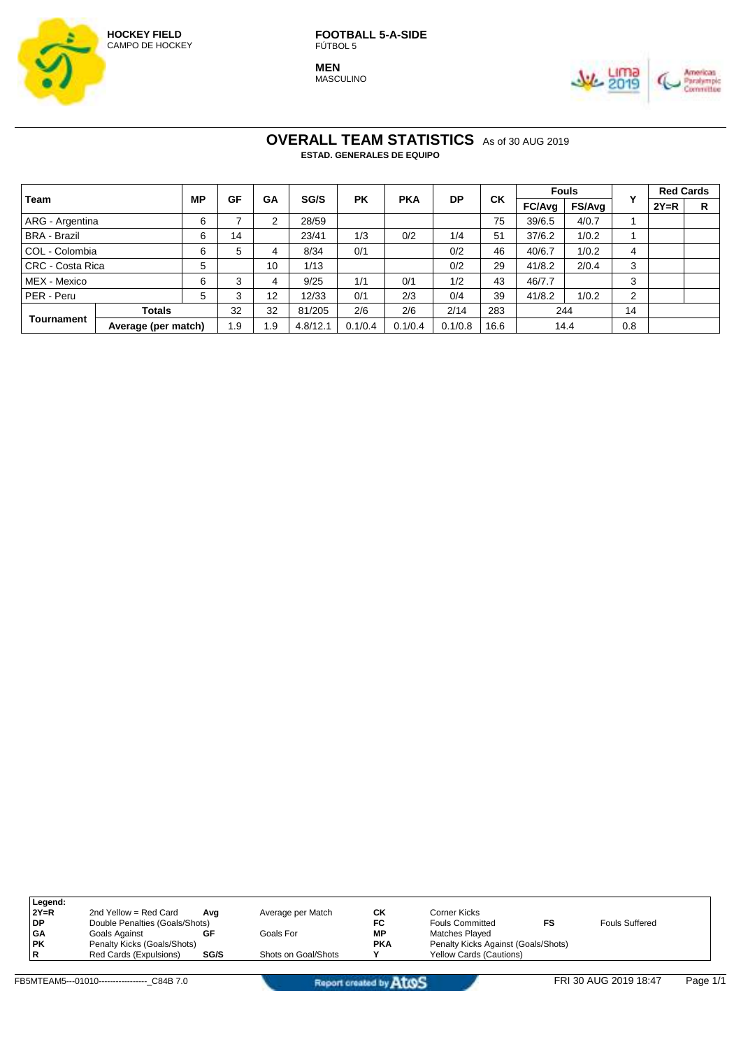**HOCKEY FIELD**
CAMPO DE HOCKEY

**FOOTBALL 5-A-SIDE**
FÚTBOL 5

**MEN**
MASCULINO

## OVERALL TEAM STATISTICS As of 30 AUG 2019

**ESTAD. GENERALES DE EQUIPO**

| Team | | MP | GF | GA | SG/S | PK | PKA | DP | CK | Fouls | | Y | Red Cards | |
|---|---|---|---|---|---|---|---|---|---|---|---|---|---|---|
| | | | | | | | | | | FC/Avg | FS/Avg | | 2Y=R | R |
| ARG - Argentina | | 6 | 7 | 2 | 28/59 | | | | 75 | 39/6.5 | 4/0.7 | 1 | | |
| BRA - Brazil | | 6 | 14 | | 23/41 | 1/3 | 0/2 | 1/4 | 51 | 37/6.2 | 1/0.2 | 1 | | |
| COL - Colombia | | 6 | 5 | 4 | 8/34 | 0/1 | | 0/2 | 46 | 40/6.7 | 1/0.2 | 4 | | |
| CRC - Costa Rica | | 5 | | 10 | 1/13 | | | 0/2 | 29 | 41/8.2 | 2/0.4 | 3 | | |
| MEX - Mexico | | 6 | 3 | 4 | 9/25 | 1/1 | 0/1 | 1/2 | 43 | 46/7.7 | | 3 | | |
| PER - Peru | | 5 | 3 | 12 | 12/33 | 0/1 | 2/3 | 0/4 | 39 | 41/8.2 | 1/0.2 | 2 | | |
| Tournament | Totals | | 32 | 32 | 81/205 | 2/6 | 2/6 | 2/14 | 283 | 244 | | 14 | | |
| | Average (per match) | | 1.9 | 1.9 | 4.8/12.1 | 0.1/0.4 | 0.1/0.4 | 0.1/0.8 | 16.6 | 14.4 | | 0.8 | | |

**Legend:**

| | | | | | | | |
|---|---|---|---|---|---|---|---|
| **2Y=R** | 2nd Yellow = Red Card | **Avg** | Average per Match | **CK** | Corner Kicks | | |
| **DP** | Double Penalties (Goals/Shots) | | | **FC** | Fouls Committed | **FS** | Fouls Suffered |
| **GA** | Goals Against | **GF** | Goals For | **MP** | Matches Played | | |
| **PK** | Penalty Kicks (Goals/Shots) | | | **PKA** | Penalty Kicks Against (Goals/Shots) | | |
| **R** | Red Cards (Expulsions) | **SG/S** | Shots on Goal/Shots | **Y** | Yellow Cards (Cautions) | | |

FB5MTEAM5---01010-----------------_C84B 7.0 FRI 30 AUG 2019 18:47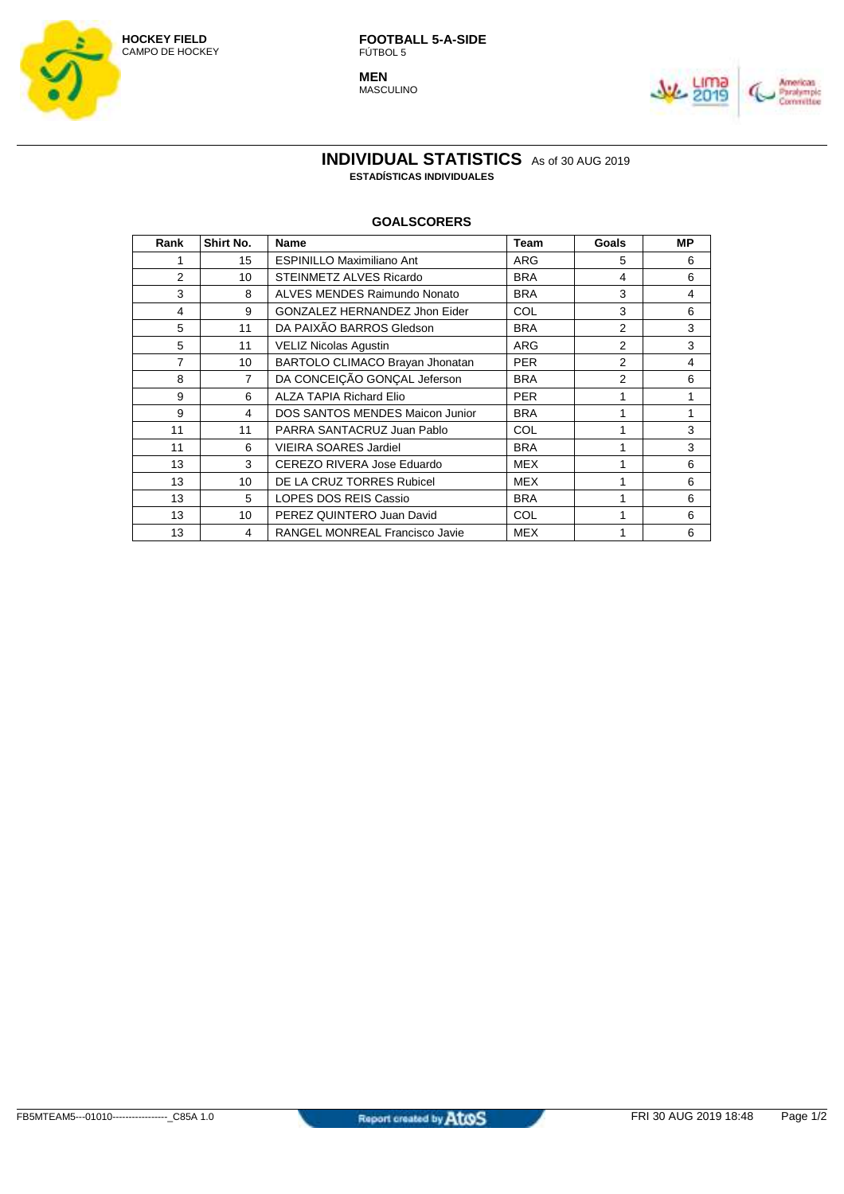**HOCKEY FIELD**
CAMPO DE HOCKEY

**FOOTBALL 5-A-SIDE**
FÚTBOL 5

**MEN**
MASCULINO

# INDIVIDUAL STATISTICS As of 30 AUG 2019
**ESTADÍSTICAS INDIVIDUALES**

## GOALSCORERS

| Rank | Shirt No. | Name | Team | Goals | MP |
|---|---|---|---|---|---|
| 1 | 15 | ESPINILLO Maximiliano Ant | ARG | 5 | 6 |
| 2 | 10 | STEINMETZ ALVES Ricardo | BRA | 4 | 6 |
| 3 | 8 | ALVES MENDES Raimundo Nonato | BRA | 3 | 4 |
| 4 | 9 | GONZALEZ HERNANDEZ Jhon Eider | COL | 3 | 6 |
| 5 | 11 | DA PAIXÃO BARROS Gledson | BRA | 2 | 3 |
| 5 | 11 | VELIZ Nicolas Agustin | ARG | 2 | 3 |
| 7 | 10 | BARTOLO CLIMACO Brayan Jhonatan | PER | 2 | 4 |
| 8 | 7 | DA CONCEIÇÃO GONÇAL Jeferson | BRA | 2 | 6 |
| 9 | 6 | ALZA TAPIA Richard Elio | PER | 1 | 1 |
| 9 | 4 | DOS SANTOS MENDES Maicon Junior | BRA | 1 | 1 |
| 11 | 11 | PARRA SANTACRUZ Juan Pablo | COL | 1 | 3 |
| 11 | 6 | VIEIRA SOARES Jardiel | BRA | 1 | 3 |
| 13 | 3 | CEREZO RIVERA Jose Eduardo | MEX | 1 | 6 |
| 13 | 10 | DE LA CRUZ TORRES Rubicel | MEX | 1 | 6 |
| 13 | 5 | LOPES DOS REIS Cassio | BRA | 1 | 6 |
| 13 | 10 | PEREZ QUINTERO Juan David | COL | 1 | 6 |
| 13 | 4 | RANGEL MONREAL Francisco Javie | MEX | 1 | 6 |

FB5MTEAM5---01010-----------------_C85A 1.0 | Report created by Atos | FRI 30 AUG 2019 18:48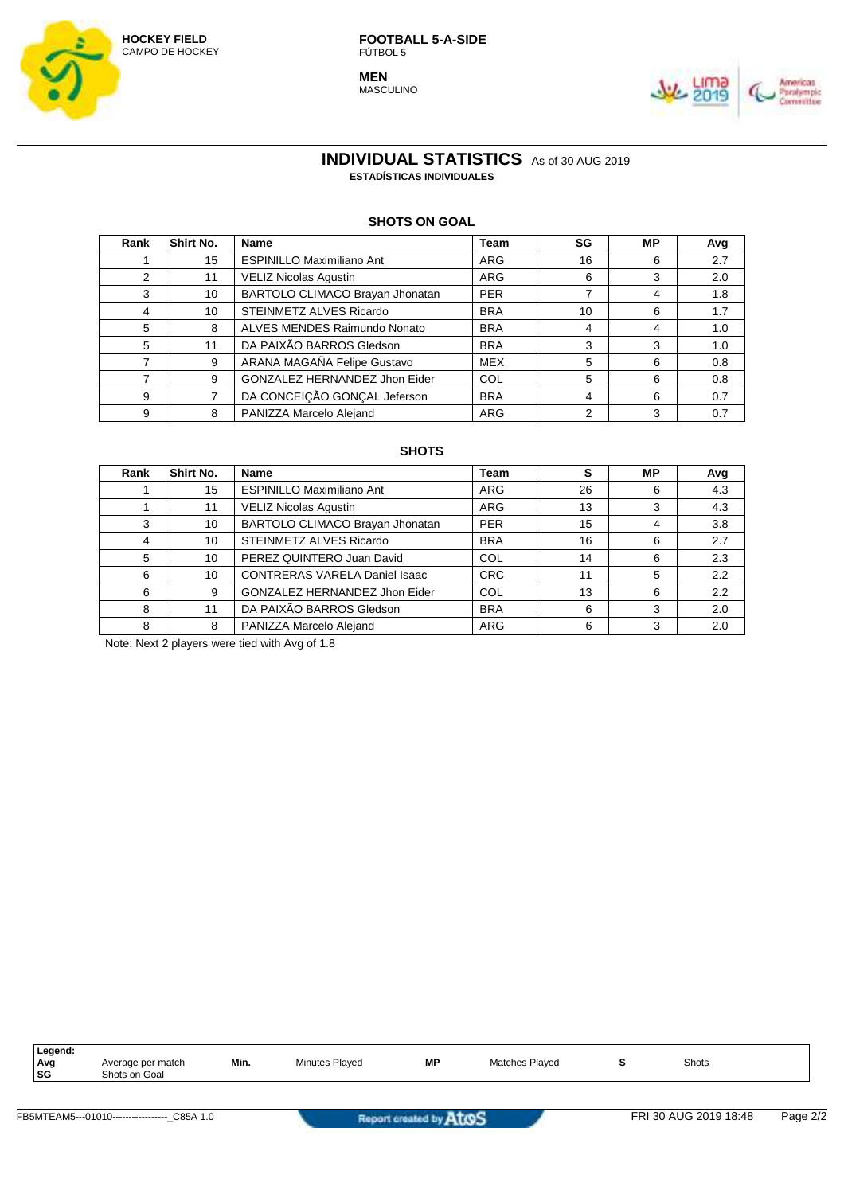HOCKEY FIELD
CAMPO DE HOCKEY

FOOTBALL 5-A-SIDE
FÚTBOL 5

MEN
MASCULINO

# INDIVIDUAL STATISTICS As of 30 AUG 2019
**ESTADÍSTICAS INDIVIDUALES**

## SHOTS ON GOAL

| Rank | Shirt No. | Name | Team | SG | MP | Avg |
|---|---|---|---|---|---|---|
| 1 | 15 | ESPINILLO Maximiliano Ant | ARG | 16 | 6 | 2.7 |
| 2 | 11 | VELIZ Nicolas Agustin | ARG | 6 | 3 | 2.0 |
| 3 | 10 | BARTOLO CLIMACO Brayan Jhonatan | PER | 7 | 4 | 1.8 |
| 4 | 10 | STEINMETZ ALVES Ricardo | BRA | 10 | 6 | 1.7 |
| 5 | 8 | ALVES MENDES Raimundo Nonato | BRA | 4 | 4 | 1.0 |
| 5 | 11 | DA PAIXÃO BARROS Gledson | BRA | 3 | 3 | 1.0 |
| 7 | 9 | ARANA MAGAÑA Felipe Gustavo | MEX | 5 | 6 | 0.8 |
| 7 | 9 | GONZALEZ HERNANDEZ Jhon Eider | COL | 5 | 6 | 0.8 |
| 9 | 7 | DA CONCEIÇÃO GONÇAL Jeferson | BRA | 4 | 6 | 0.7 |
| 9 | 8 | PANIZZA Marcelo Alejand | ARG | 2 | 3 | 0.7 |

## SHOTS

| Rank | Shirt No. | Name | Team | S | MP | Avg |
|---|---|---|---|---|---|---|
| 1 | 15 | ESPINILLO Maximiliano Ant | ARG | 26 | 6 | 4.3 |
| 1 | 11 | VELIZ Nicolas Agustin | ARG | 13 | 3 | 4.3 |
| 3 | 10 | BARTOLO CLIMACO Brayan Jhonatan | PER | 15 | 4 | 3.8 |
| 4 | 10 | STEINMETZ ALVES Ricardo | BRA | 16 | 6 | 2.7 |
| 5 | 10 | PEREZ QUINTERO Juan David | COL | 14 | 6 | 2.3 |
| 6 | 10 | CONTRERAS VARELA Daniel Isaac | CRC | 11 | 5 | 2.2 |
| 6 | 9 | GONZALEZ HERNANDEZ Jhon Eider | COL | 13 | 6 | 2.2 |
| 8 | 11 | DA PAIXÃO BARROS Gledson | BRA | 6 | 3 | 2.0 |
| 8 | 8 | PANIZZA Marcelo Alejand | ARG | 6 | 3 | 2.0 |

Note: Next 2 players were tied with Avg of 1.8

| Legend: | | | | | | | |
|---|---|---|---|---|---|---|---|
| Avg | Average per match | Min. | Minutes Played | MP | Matches Played | S | Shots |
| SG | Shots on Goal | | | | | | |

FB5MTEAM5---01010------------------_C85A 1.0 — Report created by Atos — FRI 30 AUG 2019 18:48